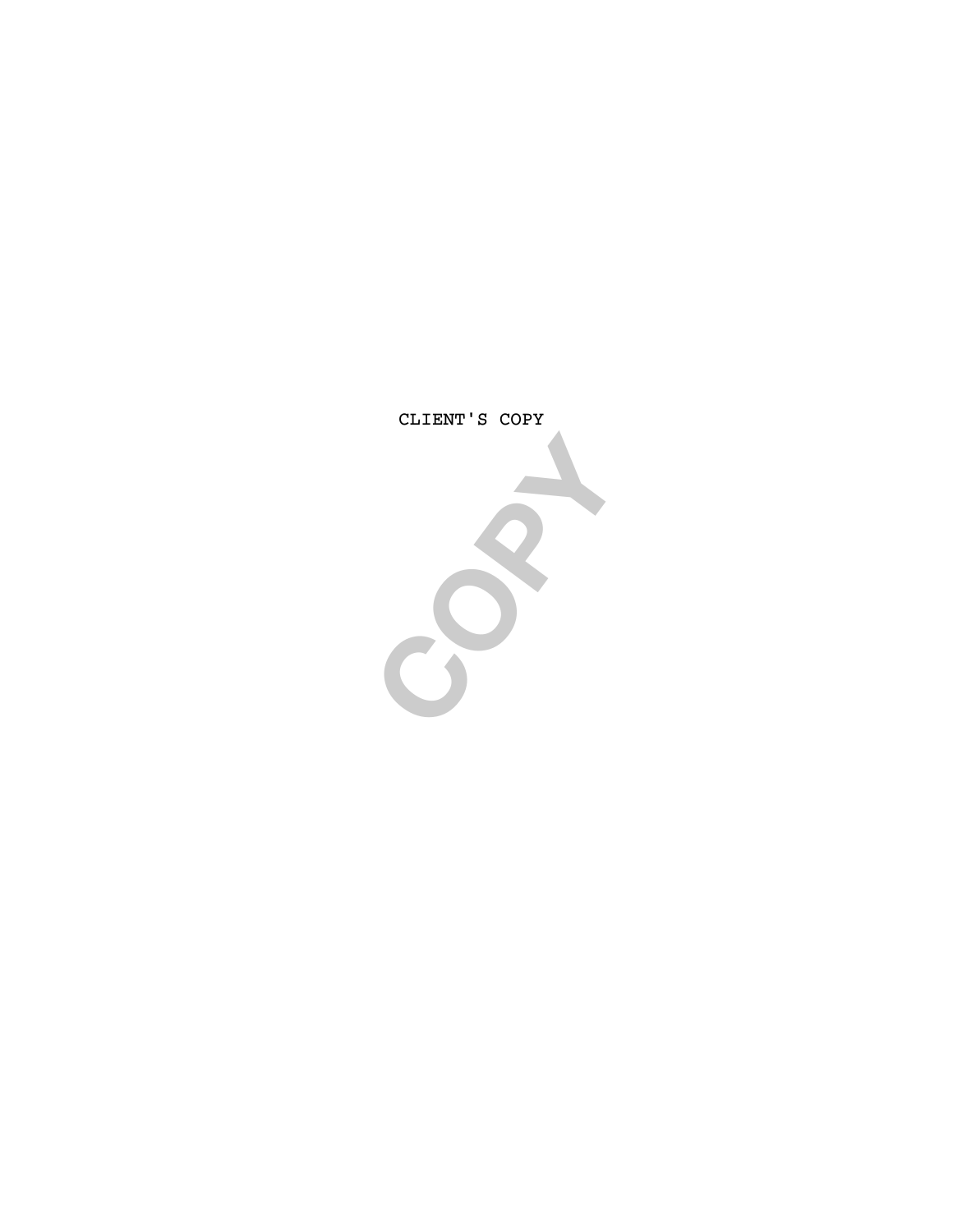CLIENT'S COPY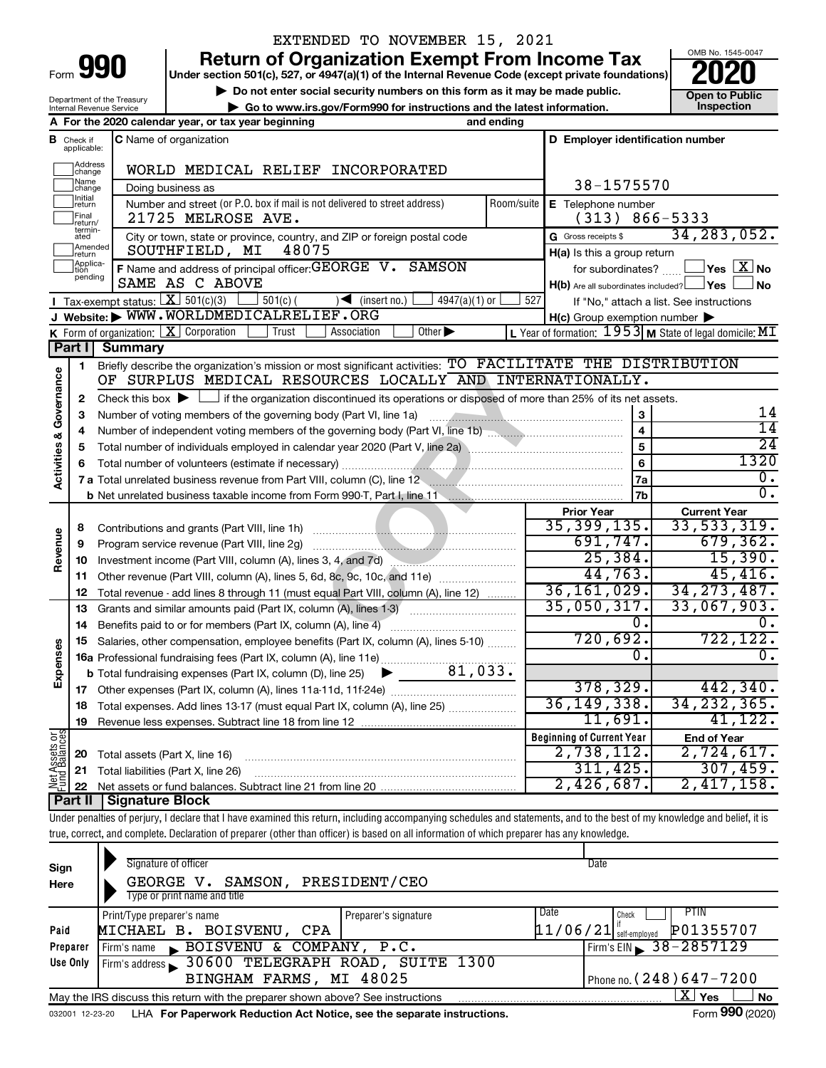EXTENDED TO NOVEMBER 15, 2021

# Form 990 — Return of Organization Exempt From Income Tax (2020)

Under section 501(c), 527, or 4947(a)(1) of the Internal Revenue Code (except private foundations)

▶ Do not enter social security numbers on this form as it may be made public.

▶ Go to www.irs.gov/Form990 for instructions and the latest information.

Department of the Treasury, Internal Revenue Service

OMB No. 1545-0047 — Open to Public Inspection

**A** For the 2020 calendar year, or tax year beginning and ending

**B** Check if applicable: Address change, Name change, Initial return, Final return/terminated, Amended return, Application pending

**C** Name of organization: WORLD MEDICAL RELIEF INCORPORATED

Doing business as

Number and street (or P.O. box if mail is not delivered to street address): 21725 MELROSE AVE. Room/suite

City or town, state or province, country, and ZIP or foreign postal code: SOUTHFIELD, MI 48075

**D** Employer identification number: 38-1575570

**E** Telephone number: (313) 866-5333

**G** Gross receipts $ 34,283,052.

**F** Name and address of principal officer: GEORGE V. SAMSON, SAME AS C ABOVE

**H(a)** Is this a group return for subordinates? ☐ Yes ☒ No

**H(b)** Are all subordinates included? ☐ Yes ☐ No — If "No," attach a list. See instructions

**H(c)** Group exemption number ▶

**I** Tax-exempt status: ☒ 501(c)(3) ☐ 501(c) ( ) ◀ (insert no.) ☐ 4947(a)(1) or ☐ 527

**J** Website: ▶ WWW.WORLDMEDICALRELIEF.ORG

**K** Form of organization: ☒ Corporation ☐ Trust ☐ Association ☐ Other ▶

**L** Year of formation: 1953 **M** State of legal domicile: MI

## Part I Summary

**Activities & Governance**

1. Briefly describe the organization's mission or most significant activities: TO FACILITATE THE DISTRIBUTION OF SURPLUS MEDICAL RESOURCES LOCALLY AND INTERNATIONALLY.
2. Check this box ▶ ☐ if the organization discontinued its operations or disposed of more than 25% of its net assets.

| Line | Description | | Value |
|---|---|---|---|
| 3 | Number of voting members of the governing body (Part VI, line 1a) | 3 | 14 |
| 4 | Number of independent voting members of the governing body (Part VI, line 1b) | 4 | 14 |
| 5 | Total number of individuals employed in calendar year 2020 (Part V, line 2a) | 5 | 24 |
| 6 | Total number of volunteers (estimate if necessary) | 6 | 1320 |
| 7a | Total unrelated business revenue from Part VIII, column (C), line 12 | 7a | 0. |
| 7b | Net unrelated business taxable income from Form 990-T, Part I, line 11 | 7b | 0. |

| Line | Description | Prior Year | Current Year |
|---|---|---|---|
| **Revenue** | | | |
| 8 | Contributions and grants (Part VIII, line 1h) | 35,399,135. | 33,533,319. |
| 9 | Program service revenue (Part VIII, line 2g) | 691,747. | 679,362. |
| 10 | Investment income (Part VIII, column (A), lines 3, 4, and 7d) | 25,384. | 15,390. |
| 11 | Other revenue (Part VIII, column (A), lines 5, 6d, 8c, 9c, 10c, and 11e) | 44,763. | 45,416. |
| 12 | Total revenue - add lines 8 through 11 (must equal Part VIII, column (A), line 12) | 36,161,029. | 34,273,487. |
| **Expenses** | | | |
| 13 | Grants and similar amounts paid (Part IX, column (A), lines 1-3) | 35,050,317. | 33,067,903. |
| 14 | Benefits paid to or for members (Part IX, column (A), line 4) | 0. | 0. |
| 15 | Salaries, other compensation, employee benefits (Part IX, column (A), lines 5-10) | 720,692. | 722,122. |
| 16a | Professional fundraising fees (Part IX, column (A), line 11e) | 0. | 0. |
| b | Total fundraising expenses (Part IX, column (D), line 25) ▶ 81,033. | | |
| 17 | Other expenses (Part IX, column (A), lines 11a-11d, 11f-24e) | 378,329. | 442,340. |
| 18 | Total expenses. Add lines 13-17 (must equal Part IX, column (A), line 25) | 36,149,338. | 34,232,365. |
| 19 | Revenue less expenses. Subtract line 18 from line 12 | 11,691. | 41,122. |

| Line | Net Assets or Fund Balances | Beginning of Current Year | End of Year |
|---|---|---|---|
| 20 | Total assets (Part X, line 16) | 2,738,112. | 2,724,617. |
| 21 | Total liabilities (Part X, line 26) | 311,425. | 307,459. |
| 22 | Net assets or fund balances. Subtract line 21 from line 20 | 2,426,687. | 2,417,158. |

## Part II Signature Block

Under penalties of perjury, I declare that I have examined this return, including accompanying schedules and statements, and to the best of my knowledge and belief, it is true, correct, and complete. Declaration of preparer (other than officer) is based on all information of which preparer has any knowledge.

**Sign Here**

Signature of officer — Date

GEORGE V. SAMSON, PRESIDENT/CEO

Type or print name and title

**Paid Preparer Use Only**

| Print/Type preparer's name | Preparer's signature | Date | Check if self-employed | PTIN |
|---|---|---|---|---|
| MICHAEL B. BOISVENU, CPA | | 11/06/21 | ☐ | P01355707 |

Firm's name ▶ BOISVENU & COMPANY, P.C. — Firm's EIN ▶ 38-2857129

Firm's address ▶ 30600 TELEGRAPH ROAD, SUITE 1300, BINGHAM FARMS, MI 48025 — Phone no. (248)647-7200

May the IRS discuss this return with the preparer shown above? See instructions ☒ Yes ☐ No

032001 12-23-20 LHA For Paperwork Reduction Act Notice, see the separate instructions. Form **990** (2020)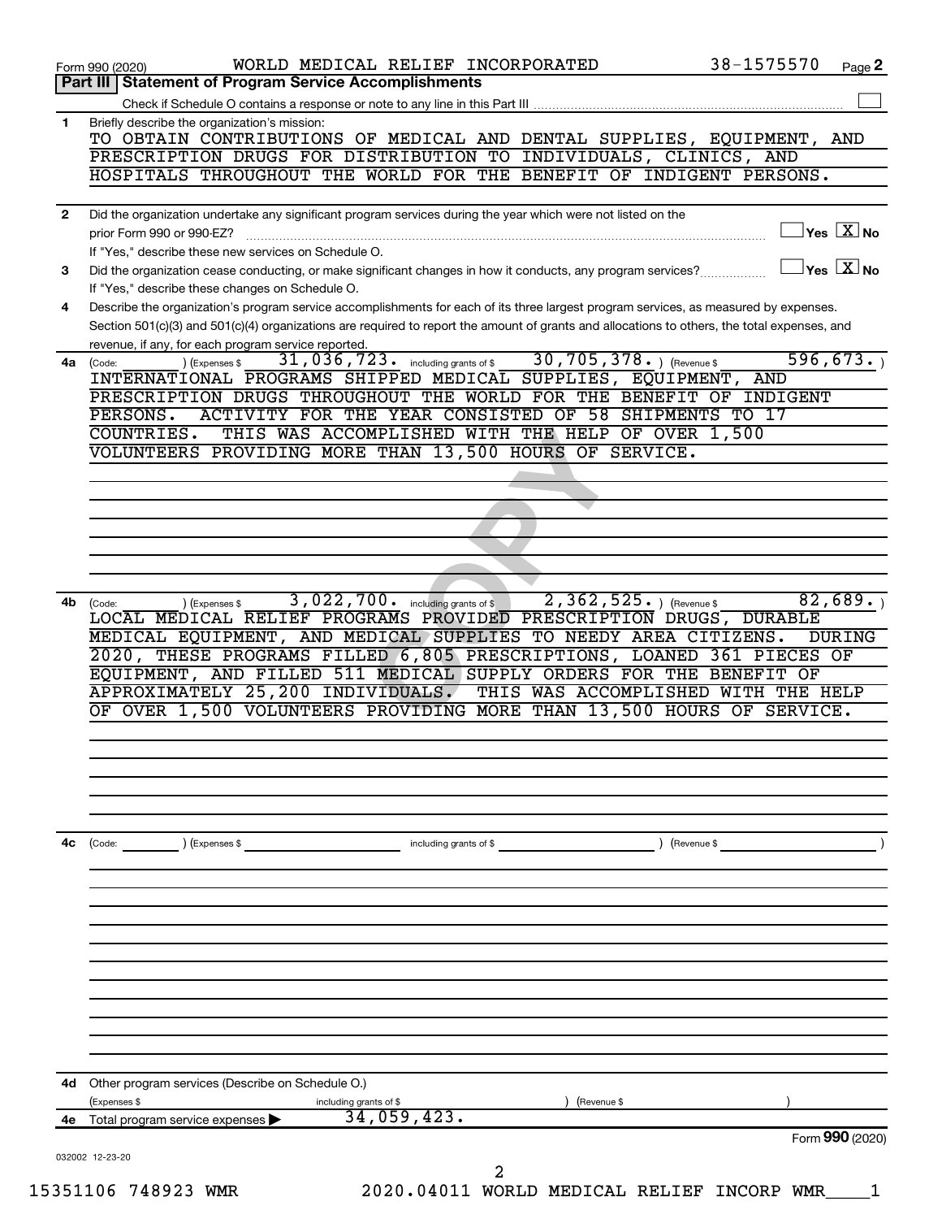Form 990 (2020) WORLD MEDICAL RELIEF INCORPORATED 38-1575570 Page **2**

## Part III | Statement of Program Service Accomplishments

Check if Schedule O contains a response or note to any line in this Part III ☐

**1** Briefly describe the organization's mission:

TO OBTAIN CONTRIBUTIONS OF MEDICAL AND DENTAL SUPPLIES, EQUIPMENT, AND PRESCRIPTION DRUGS FOR DISTRIBUTION TO INDIVIDUALS, CLINICS, AND HOSPITALS THROUGHOUT THE WORLD FOR THE BENEFIT OF INDIGENT PERSONS.

**2** Did the organization undertake any significant program services during the year which were not listed on the prior Form 990 or 990-EZ? ☐ Yes ☒ No

If "Yes," describe these new services on Schedule O.

**3** Did the organization cease conducting, or make significant changes in how it conducts, any program services? ☐ Yes ☒ No

If "Yes," describe these changes on Schedule O.

**4** Describe the organization's program service accomplishments for each of its three largest program services, as measured by expenses. Section 501(c)(3) and 501(c)(4) organizations are required to report the amount of grants and allocations to others, the total expenses, and revenue, if any, for each program service reported.

**4a** (Code: ) (Expenses $ 31,036,723. including grants of $ 30,705,378. ) (Revenue $ 596,673. )

INTERNATIONAL PROGRAMS SHIPPED MEDICAL SUPPLIES, EQUIPMENT, AND PRESCRIPTION DRUGS THROUGHOUT THE WORLD FOR THE BENEFIT OF INDIGENT PERSONS. ACTIVITY FOR THE YEAR CONSISTED OF 58 SHIPMENTS TO 17 COUNTRIES. THIS WAS ACCOMPLISHED WITH THE HELP OF OVER 1,500 VOLUNTEERS PROVIDING MORE THAN 13,500 HOURS OF SERVICE.

**4b** (Code: ) (Expenses $ 3,022,700. including grants of $ 2,362,525. ) (Revenue $ 82,689. )

LOCAL MEDICAL RELIEF PROGRAMS PROVIDED PRESCRIPTION DRUGS, DURABLE MEDICAL EQUIPMENT, AND MEDICAL SUPPLIES TO NEEDY AREA CITIZENS. DURING 2020, THESE PROGRAMS FILLED 6,805 PRESCRIPTIONS, LOANED 361 PIECES OF EQUIPMENT, AND FILLED 511 MEDICAL SUPPLY ORDERS FOR THE BENEFIT OF APPROXIMATELY 25,200 INDIVIDUALS. THIS WAS ACCOMPLISHED WITH THE HELP OF OVER 1,500 VOLUNTEERS PROVIDING MORE THAN 13,500 HOURS OF SERVICE.

**4c** (Code: ) (Expenses $ including grants of $ ) (Revenue $ )

**4d** Other program services (Describe on Schedule O.)

(Expenses $ including grants of $ ) (Revenue $ )

**4e** Total program service expenses ▶ 34,059,423.

Form **990** (2020)

032002 12-23-20

15351106 748923 WMR 2020.04011 WORLD MEDICAL RELIEF INCORP WMR____1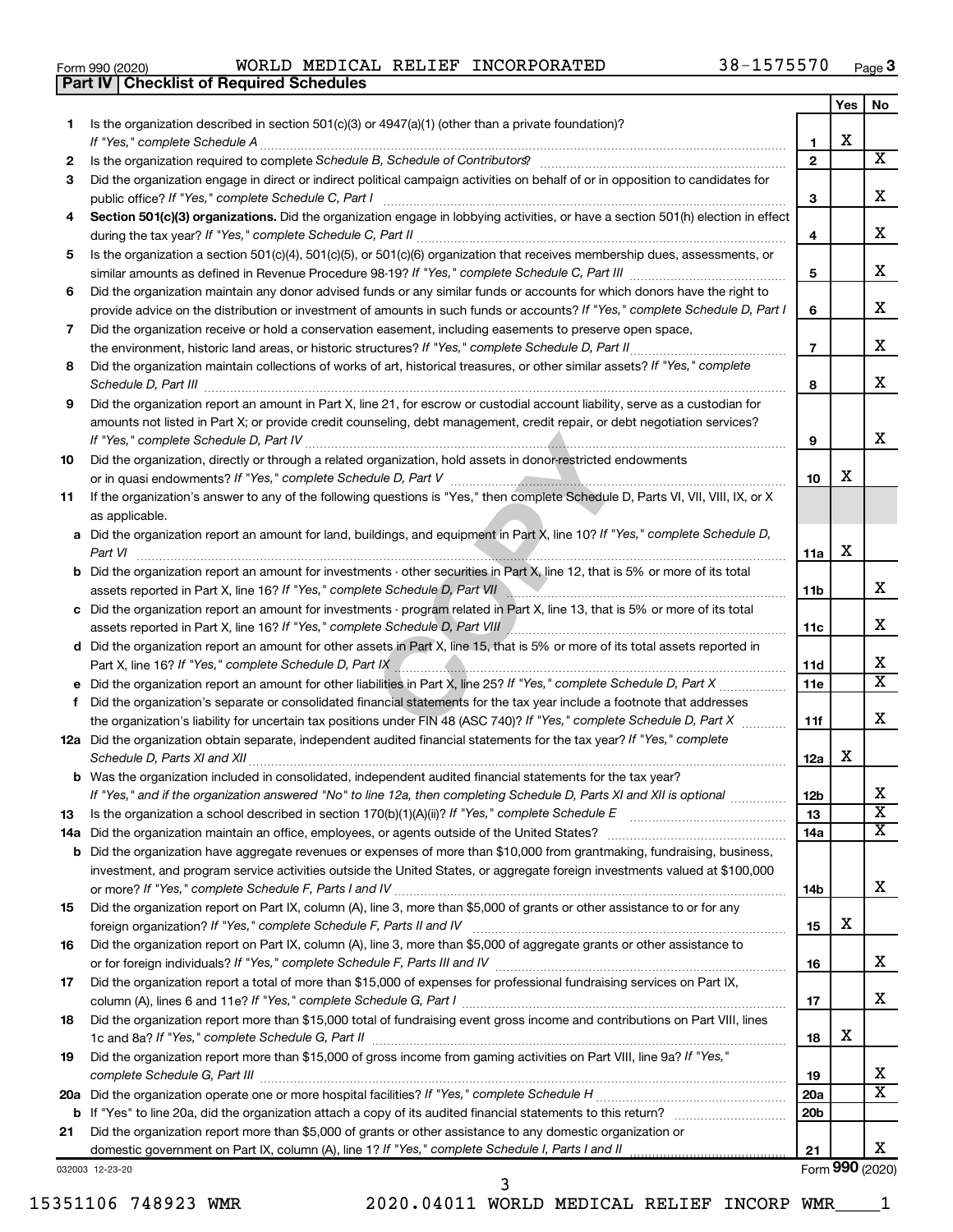Form 990 (2020) WORLD MEDICAL RELIEF INCORPORATED 38-1575570 Page 3

**Part IV | Checklist of Required Schedules**

| | | | Yes | No |
|---|---|---|---|---|
| 1 | Is the organization described in section 501(c)(3) or 4947(a)(1) (other than a private foundation)? *If "Yes," complete Schedule A* | 1 | X | |
| 2 | Is the organization required to complete *Schedule B, Schedule of Contributors*? | 2 | | X |
| 3 | Did the organization engage in direct or indirect political campaign activities on behalf of or in opposition to candidates for public office? *If "Yes," complete Schedule C, Part I* | 3 | | X |
| 4 | **Section 501(c)(3) organizations.** Did the organization engage in lobbying activities, or have a section 501(h) election in effect during the tax year? *If "Yes," complete Schedule C, Part II* | 4 | | X |
| 5 | Is the organization a section 501(c)(4), 501(c)(5), or 501(c)(6) organization that receives membership dues, assessments, or similar amounts as defined in Revenue Procedure 98-19? *If "Yes," complete Schedule C, Part III* | 5 | | X |
| 6 | Did the organization maintain any donor advised funds or any similar funds or accounts for which donors have the right to provide advice on the distribution or investment of amounts in such funds or accounts? *If "Yes," complete Schedule D, Part I* | 6 | | X |
| 7 | Did the organization receive or hold a conservation easement, including easements to preserve open space, the environment, historic land areas, or historic structures? *If "Yes," complete Schedule D, Part II* | 7 | | X |
| 8 | Did the organization maintain collections of works of art, historical treasures, or other similar assets? *If "Yes," complete Schedule D, Part III* | 8 | | X |
| 9 | Did the organization report an amount in Part X, line 21, for escrow or custodial account liability, serve as a custodian for amounts not listed in Part X; or provide credit counseling, debt management, credit repair, or debt negotiation services? *If "Yes," complete Schedule D, Part IV* | 9 | | X |
| 10 | Did the organization, directly or through a related organization, hold assets in donor-restricted endowments or in quasi endowments? *If "Yes," complete Schedule D, Part V* | 10 | X | |
| 11 | If the organization's answer to any of the following questions is "Yes," then complete Schedule D, Parts VI, VII, VIII, IX, or X as applicable. | | | |
| a | Did the organization report an amount for land, buildings, and equipment in Part X, line 10? *If "Yes," complete Schedule D, Part VI* | 11a | X | |
| b | Did the organization report an amount for investments - other securities in Part X, line 12, that is 5% or more of its total assets reported in Part X, line 16? *If "Yes," complete Schedule D, Part VII* | 11b | | X |
| c | Did the organization report an amount for investments - program related in Part X, line 13, that is 5% or more of its total assets reported in Part X, line 16? *If "Yes," complete Schedule D, Part VIII* | 11c | | X |
| d | Did the organization report an amount for other assets in Part X, line 15, that is 5% or more of its total assets reported in Part X, line 16? *If "Yes," complete Schedule D, Part IX* | 11d | | X |
| e | Did the organization report an amount for other liabilities in Part X, line 25? *If "Yes," complete Schedule D, Part X* | 11e | | X |
| f | Did the organization's separate or consolidated financial statements for the tax year include a footnote that addresses the organization's liability for uncertain tax positions under FIN 48 (ASC 740)? *If "Yes," complete Schedule D, Part X* | 11f | | X |
| 12a | Did the organization obtain separate, independent audited financial statements for the tax year? *If "Yes," complete Schedule D, Parts XI and XII* | 12a | X | |
| b | Was the organization included in consolidated, independent audited financial statements for the tax year? *If "Yes," and if the organization answered "No" to line 12a, then completing Schedule D, Parts XI and XII is optional* | 12b | | X |
| 13 | Is the organization a school described in section 170(b)(1)(A)(ii)? *If "Yes," complete Schedule E* | 13 | | X |
| 14a | Did the organization maintain an office, employees, or agents outside of the United States? | 14a | | X |
| b | Did the organization have aggregate revenues or expenses of more than $10,000 from grantmaking, fundraising, business, investment, and program service activities outside the United States, or aggregate foreign investments valued at $100,000 or more? *If "Yes," complete Schedule F, Parts I and IV* | 14b | | X |
| 15 | Did the organization report on Part IX, column (A), line 3, more than $5,000 of grants or other assistance to or for any foreign organization? *If "Yes," complete Schedule F, Parts II and IV* | 15 | X | |
| 16 | Did the organization report on Part IX, column (A), line 3, more than $5,000 of aggregate grants or other assistance to or for foreign individuals? *If "Yes," complete Schedule F, Parts III and IV* | 16 | | X |
| 17 | Did the organization report a total of more than $15,000 of expenses for professional fundraising services on Part IX, column (A), lines 6 and 11e? *If "Yes," complete Schedule G, Part I* | 17 | | X |
| 18 | Did the organization report more than $15,000 total of fundraising event gross income and contributions on Part VIII, lines 1c and 8a? *If "Yes," complete Schedule G, Part II* | 18 | X | |
| 19 | Did the organization report more than $15,000 of gross income from gaming activities on Part VIII, line 9a? *If "Yes," complete Schedule G, Part III* | 19 | | X |
| 20a | Did the organization operate one or more hospital facilities? *If "Yes," complete Schedule H* | 20a | | X |
| b | If "Yes" to line 20a, did the organization attach a copy of its audited financial statements to this return? | 20b | | |
| 21 | Did the organization report more than $5,000 of grants or other assistance to any domestic organization or domestic government on Part IX, column (A), line 1? *If "Yes," complete Schedule I, Parts I and II* | 21 | | X |

032003 12-23-20 Form **990** (2020)

15351106 748923 WMR 2020.04011 WORLD MEDICAL RELIEF INCORP WMR____1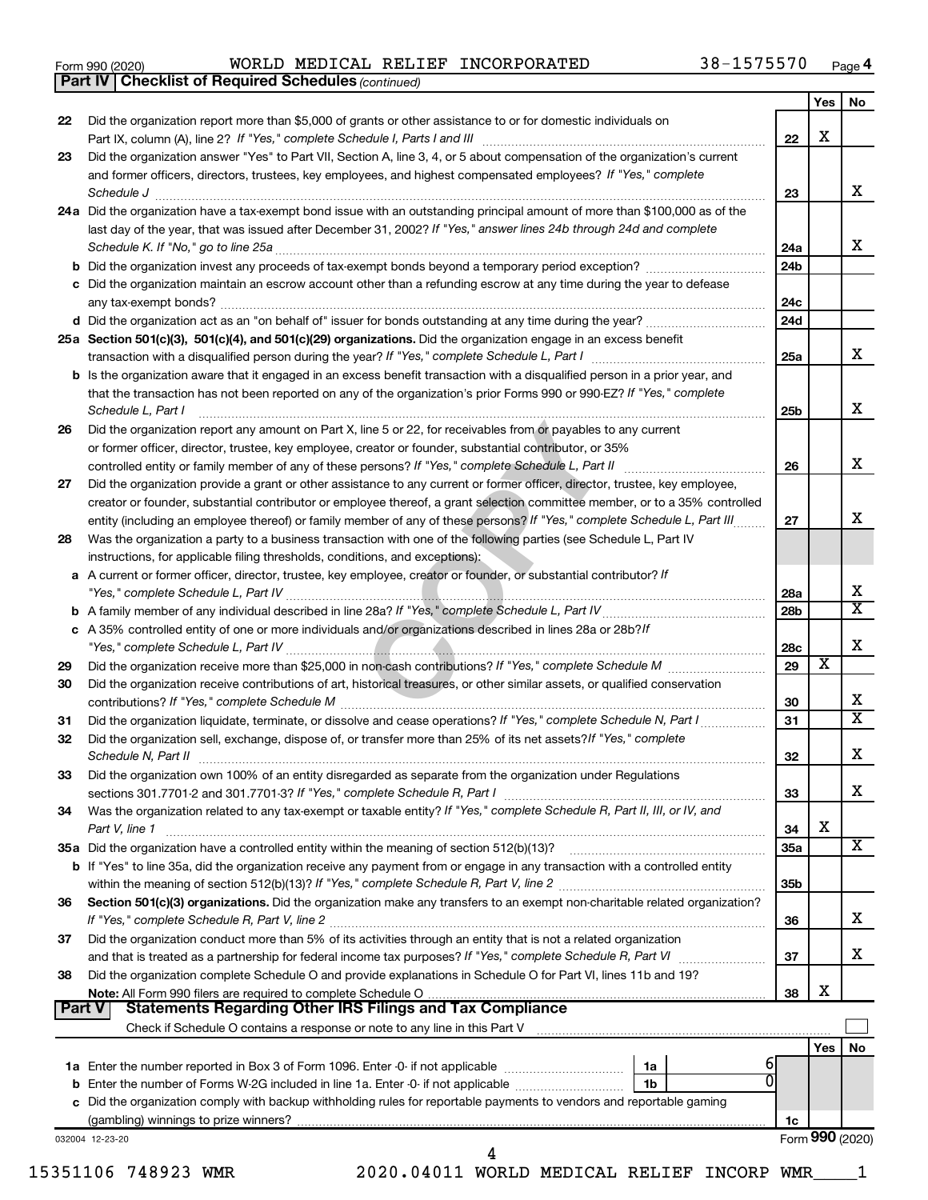Form 990 (2020) WORLD MEDICAL RELIEF INCORPORATED 38-1575570

**Part IV | Checklist of Required Schedules** *(continued)*

| | | | Yes | No |
|---|---|---|---|---|
| 22 | Did the organization report more than $5,000 of grants or other assistance to or for domestic individuals on Part IX, column (A), line 2? *If "Yes," complete Schedule I, Parts I and III* | 22 | X | |
| 23 | Did the organization answer "Yes" to Part VII, Section A, line 3, 4, or 5 about compensation of the organization's current and former officers, directors, trustees, key employees, and highest compensated employees? *If "Yes," complete Schedule J* | 23 | | X |
| 24a | Did the organization have a tax-exempt bond issue with an outstanding principal amount of more than $100,000 as of the last day of the year, that was issued after December 31, 2002? *If "Yes," answer lines 24b through 24d and complete Schedule K. If "No," go to line 25a* | 24a | | X |
| b | Did the organization invest any proceeds of tax-exempt bonds beyond a temporary period exception? | 24b | | |
| c | Did the organization maintain an escrow account other than a refunding escrow at any time during the year to defease any tax-exempt bonds? | 24c | | |
| d | Did the organization act as an "on behalf of" issuer for bonds outstanding at any time during the year? | 24d | | |
| 25a | **Section 501(c)(3), 501(c)(4), and 501(c)(29) organizations.** Did the organization engage in an excess benefit transaction with a disqualified person during the year? *If "Yes," complete Schedule L, Part I* | 25a | | X |
| b | Is the organization aware that it engaged in an excess benefit transaction with a disqualified person in a prior year, and that the transaction has not been reported on any of the organization's prior Forms 990 or 990-EZ? *If "Yes," complete Schedule L, Part I* | 25b | | X |
| 26 | Did the organization report any amount on Part X, line 5 or 22, for receivables from or payables to any current or former officer, director, trustee, key employee, creator or founder, substantial contributor, or 35% controlled entity or family member of any of these persons? *If "Yes," complete Schedule L, Part II* | 26 | | X |
| 27 | Did the organization provide a grant or other assistance to any current or former officer, director, trustee, key employee, creator or founder, substantial contributor or employee thereof, a grant selection committee member, or to a 35% controlled entity (including an employee thereof) or family member of any of these persons? *If "Yes," complete Schedule L, Part III* | 27 | | X |
| 28 | Was the organization a party to a business transaction with one of the following parties (see Schedule L, Part IV instructions, for applicable filing thresholds, conditions, and exceptions): | | | |
| a | A current or former officer, director, trustee, key employee, creator or founder, or substantial contributor? *If "Yes," complete Schedule L, Part IV* | 28a | | X |
| b | A family member of any individual described in line 28a? *If "Yes," complete Schedule L, Part IV* | 28b | | X |
| c | A 35% controlled entity of one or more individuals and/or organizations described in lines 28a or 28b? *If "Yes," complete Schedule L, Part IV* | 28c | | X |
| 29 | Did the organization receive more than $25,000 in non-cash contributions? *If "Yes," complete Schedule M* | 29 | X | |
| 30 | Did the organization receive contributions of art, historical treasures, or other similar assets, or qualified conservation contributions? *If "Yes," complete Schedule M* | 30 | | X |
| 31 | Did the organization liquidate, terminate, or dissolve and cease operations? *If "Yes," complete Schedule N, Part I* | 31 | | X |
| 32 | Did the organization sell, exchange, dispose of, or transfer more than 25% of its net assets? *If "Yes," complete Schedule N, Part II* | 32 | | X |
| 33 | Did the organization own 100% of an entity disregarded as separate from the organization under Regulations sections 301.7701-2 and 301.7701-3? *If "Yes," complete Schedule R, Part I* | 33 | | X |
| 34 | Was the organization related to any tax-exempt or taxable entity? *If "Yes," complete Schedule R, Part II, III, or IV, and Part V, line 1* | 34 | X | |
| 35a | Did the organization have a controlled entity within the meaning of section 512(b)(13)? | 35a | | X |
| b | If "Yes" to line 35a, did the organization receive any payment from or engage in any transaction with a controlled entity within the meaning of section 512(b)(13)? *If "Yes," complete Schedule R, Part V, line 2* | 35b | | |
| 36 | **Section 501(c)(3) organizations.** Did the organization make any transfers to an exempt non-charitable related organization? *If "Yes," complete Schedule R, Part V, line 2* | 36 | | X |
| 37 | Did the organization conduct more than 5% of its activities through an entity that is not a related organization and that is treated as a partnership for federal income tax purposes? *If "Yes," complete Schedule R, Part VI* | 37 | | X |
| 38 | Did the organization complete Schedule O and provide explanations in Schedule O for Part VI, lines 11b and 19? **Note:** All Form 990 filers are required to complete Schedule O | 38 | X | |

**Part V | Statements Regarding Other IRS Filings and Tax Compliance**

Check if Schedule O contains a response or note to any line in this Part V ☐

| | | | | | Yes | No |
|---|---|---|---|---|---|---|
| 1a | Enter the number reported in Box 3 of Form 1096. Enter -0- if not applicable | 1a | 6 | | | |
| b | Enter the number of Forms W-2G included in line 1a. Enter -0- if not applicable | 1b | 0 | | | |
| c | Did the organization comply with backup withholding rules for reportable payments to vendors and reportable gaming (gambling) winnings to prize winners? | | | 1c | | |

032004 12-23-20 Form **990** (2020)

15351106 748923 WMR 2020.04011 WORLD MEDICAL RELIEF INCORP WMR____1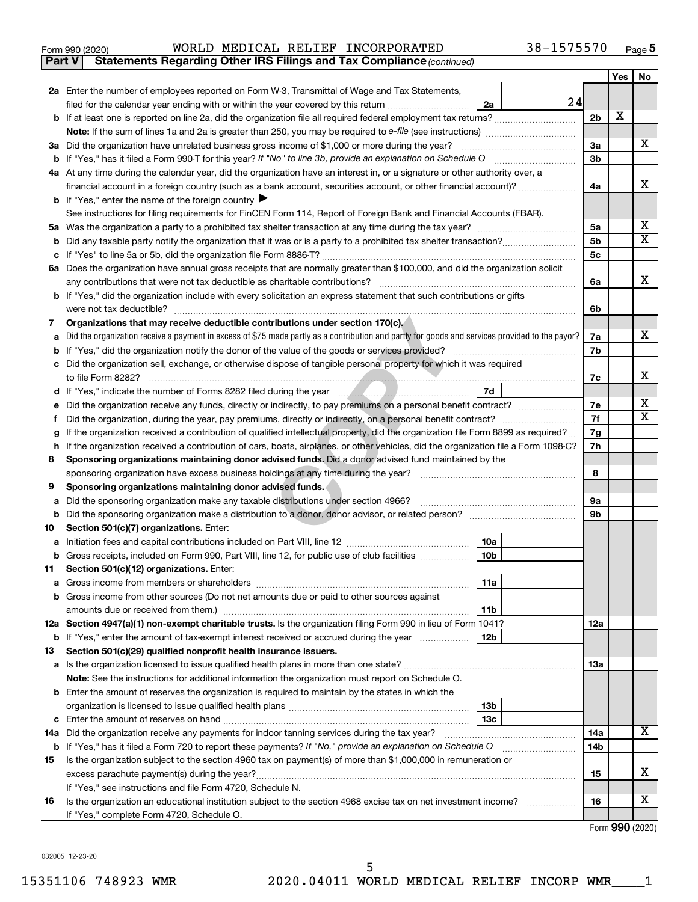Form 990 (2020) WORLD MEDICAL RELIEF INCORPORATED 38-1575570 Page 5

**Part V Statements Regarding Other IRS Filings and Tax Compliance** *(continued)*

| | | | | Yes | No |
|---|---|---|---|---|---|
| **2a** | Enter the number of employees reported on Form W-3, Transmittal of Wage and Tax Statements, filed for the calendar year ending with or within the year covered by this return | 2a | 24 | | |
| **b** | If at least one is reported on line 2a, did the organization file all required federal employment tax returns? | | 2b | X | |
| | **Note:** If the sum of lines 1a and 2a is greater than 250, you may be required to *e-file* (see instructions) | | | | |
| **3a** | Did the organization have unrelated business gross income of $1,000 or more during the year? | | 3a | | X |
| **b** | If "Yes," has it filed a Form 990-T for this year? *If "No" to line 3b, provide an explanation on Schedule O* | | 3b | | |
| **4a** | At any time during the calendar year, did the organization have an interest in, or a signature or other authority over, a financial account in a foreign country (such as a bank account, securities account, or other financial account)? | | 4a | | X |
| **b** | If "Yes," enter the name of the foreign country ▶ | | | | |
| | See instructions for filing requirements for FinCEN Form 114, Report of Foreign Bank and Financial Accounts (FBAR). | | | | |
| **5a** | Was the organization a party to a prohibited tax shelter transaction at any time during the tax year? | | 5a | | X |
| **b** | Did any taxable party notify the organization that it was or is a party to a prohibited tax shelter transaction? | | 5b | | X |
| **c** | If "Yes" to line 5a or 5b, did the organization file Form 8886-T? | | 5c | | |
| **6a** | Does the organization have annual gross receipts that are normally greater than $100,000, and did the organization solicit any contributions that were not tax deductible as charitable contributions? | | 6a | | X |
| **b** | If "Yes," did the organization include with every solicitation an express statement that such contributions or gifts were not tax deductible? | | 6b | | |
| **7** | **Organizations that may receive deductible contributions under section 170(c).** | | | | |
| **a** | Did the organization receive a payment in excess of $75 made partly as a contribution and partly for goods and services provided to the payor? | | 7a | | X |
| **b** | If "Yes," did the organization notify the donor of the value of the goods or services provided? | | 7b | | |
| **c** | Did the organization sell, exchange, or otherwise dispose of tangible personal property for which it was required to file Form 8282? | | 7c | | X |
| **d** | If "Yes," indicate the number of Forms 8282 filed during the year | 7d | | | |
| **e** | Did the organization receive any funds, directly or indirectly, to pay premiums on a personal benefit contract? | | 7e | | X |
| **f** | Did the organization, during the year, pay premiums, directly or indirectly, on a personal benefit contract? | | 7f | | X |
| **g** | If the organization received a contribution of qualified intellectual property, did the organization file Form 8899 as required? | | 7g | | |
| **h** | If the organization received a contribution of cars, boats, airplanes, or other vehicles, did the organization file a Form 1098-C? | | 7h | | |
| **8** | **Sponsoring organizations maintaining donor advised funds.** Did a donor advised fund maintained by the sponsoring organization have excess business holdings at any time during the year? | | 8 | | |
| **9** | **Sponsoring organizations maintaining donor advised funds.** | | | | |
| **a** | Did the sponsoring organization make any taxable distributions under section 4966? | | 9a | | |
| **b** | Did the sponsoring organization make a distribution to a donor, donor advisor, or related person? | | 9b | | |
| **10** | **Section 501(c)(7) organizations.** Enter: | | | | |
| **a** | Initiation fees and capital contributions included on Part VIII, line 12 | 10a | | | |
| **b** | Gross receipts, included on Form 990, Part VIII, line 12, for public use of club facilities | 10b | | | |
| **11** | **Section 501(c)(12) organizations.** Enter: | | | | |
| **a** | Gross income from members or shareholders | 11a | | | |
| **b** | Gross income from other sources (Do not net amounts due or paid to other sources against amounts due or received from them.) | 11b | | | |
| **12a** | **Section 4947(a)(1) non-exempt charitable trusts.** Is the organization filing Form 990 in lieu of Form 1041? | | 12a | | |
| **b** | If "Yes," enter the amount of tax-exempt interest received or accrued during the year | 12b | | | |
| **13** | **Section 501(c)(29) qualified nonprofit health insurance issuers.** | | | | |
| **a** | Is the organization licensed to issue qualified health plans in more than one state? | | 13a | | |
| | **Note:** See the instructions for additional information the organization must report on Schedule O. | | | | |
| **b** | Enter the amount of reserves the organization is required to maintain by the states in which the organization is licensed to issue qualified health plans | 13b | | | |
| **c** | Enter the amount of reserves on hand | 13c | | | |
| **14a** | Did the organization receive any payments for indoor tanning services during the tax year? | | 14a | | X |
| **b** | If "Yes," has it filed a Form 720 to report these payments? *If "No," provide an explanation on Schedule O* | | 14b | | |
| **15** | Is the organization subject to the section 4960 tax on payment(s) of more than $1,000,000 in remuneration or excess parachute payment(s) during the year? | | 15 | | X |
| | If "Yes," see instructions and file Form 4720, Schedule N. | | | | |
| **16** | Is the organization an educational institution subject to the section 4968 excise tax on net investment income? | | 16 | | X |
| | If "Yes," complete Form 4720, Schedule O. | | | | |

Form **990** (2020)

032005 12-23-20

15351106 748923 WMR 2020.04011 WORLD MEDICAL RELIEF INCORP WMR____1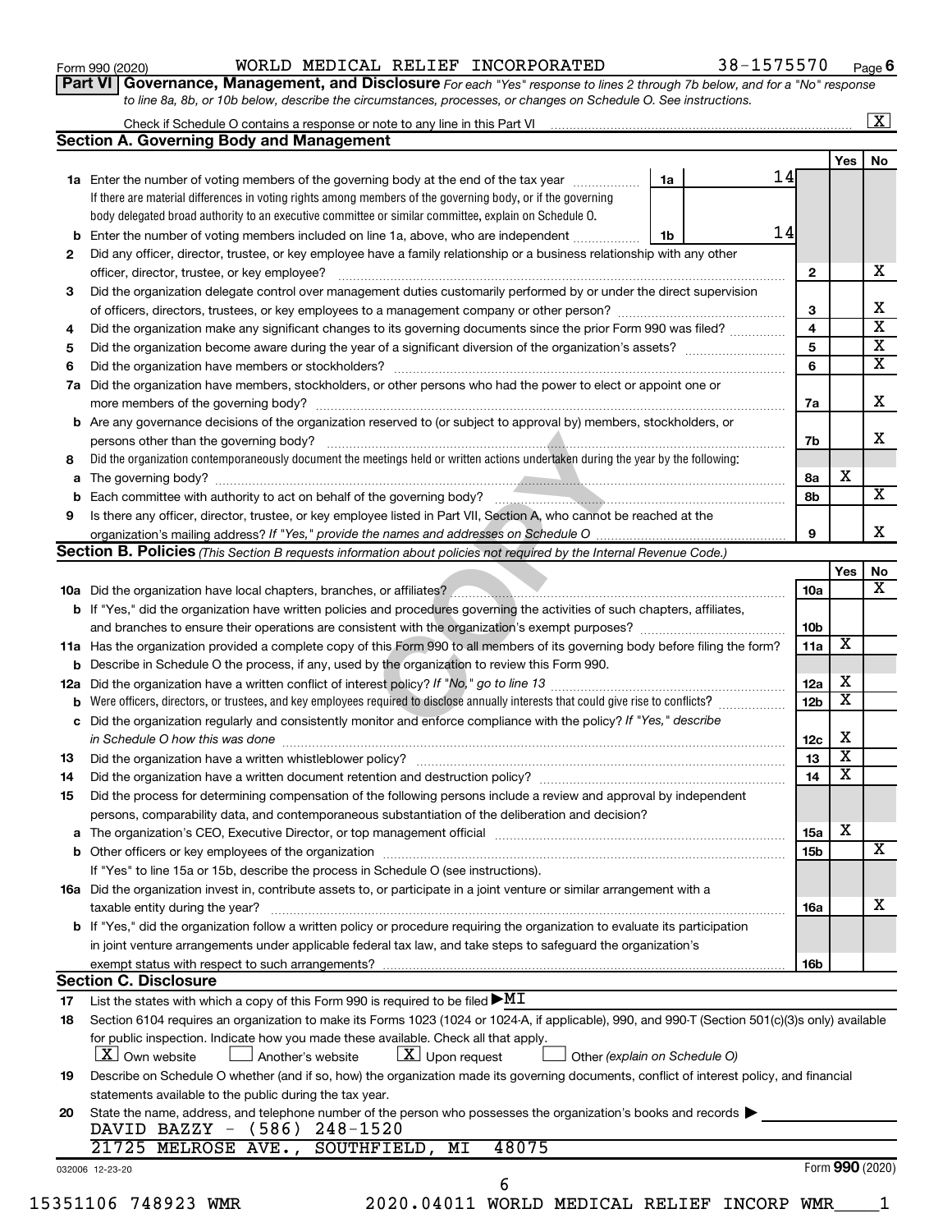Form 990 (2020) WORLD MEDICAL RELIEF INCORPORATED 38-1575570 Page 6

**Part VI Governance, Management, and Disclosure** *For each "Yes" response to lines 2 through 7b below, and for a "No" response to line 8a, 8b, or 10b below, describe the circumstances, processes, or changes on Schedule O. See instructions.*

Check if Schedule O contains a response or note to any line in this Part VI [X]

## Section A. Governing Body and Management

| | | | | Yes | No |
|---|---|---|---|---|---|
| 1a | Enter the number of voting members of the governing body at the end of the tax year (1a) 14. If there are material differences in voting rights among members of the governing body, or if the governing body delegated broad authority to an executive committee or similar committee, explain on Schedule O. | | | | |
| b | Enter the number of voting members included on line 1a, above, who are independent (1b) 14 | | | | |
| 2 | Did any officer, director, trustee, or key employee have a family relationship or a business relationship with any other officer, director, trustee, or key employee? | 2 | | | X |
| 3 | Did the organization delegate control over management duties customarily performed by or under the direct supervision of officers, directors, trustees, or key employees to a management company or other person? | 3 | | | X |
| 4 | Did the organization make any significant changes to its governing documents since the prior Form 990 was filed? | 4 | | | X |
| 5 | Did the organization become aware during the year of a significant diversion of the organization's assets? | 5 | | | X |
| 6 | Did the organization have members or stockholders? | 6 | | | X |
| 7a | Did the organization have members, stockholders, or other persons who had the power to elect or appoint one or more members of the governing body? | 7a | | | X |
| b | Are any governance decisions of the organization reserved to (or subject to approval by) members, stockholders, or persons other than the governing body? | 7b | | | X |
| 8 | Did the organization contemporaneously document the meetings held or written actions undertaken during the year by the following: | | | | |
| a | The governing body? | 8a | | X | |
| b | Each committee with authority to act on behalf of the governing body? | 8b | | | X |
| 9 | Is there any officer, director, trustee, or key employee listed in Part VII, Section A, who cannot be reached at the organization's mailing address? *If "Yes," provide the names and addresses on Schedule O* | 9 | | | X |

## Section B. Policies *(This Section B requests information about policies not required by the Internal Revenue Code.)*

| | | | Yes | No |
|---|---|---|---|---|
| 10a | Did the organization have local chapters, branches, or affiliates? | 10a | | X |
| b | If "Yes," did the organization have written policies and procedures governing the activities of such chapters, affiliates, and branches to ensure their operations are consistent with the organization's exempt purposes? | 10b | | |
| 11a | Has the organization provided a complete copy of this Form 990 to all members of its governing body before filing the form? | 11a | X | |
| b | Describe in Schedule O the process, if any, used by the organization to review this Form 990. | | | |
| 12a | Did the organization have a written conflict of interest policy? *If "No," go to line 13* | 12a | X | |
| b | Were officers, directors, or trustees, and key employees required to disclose annually interests that could give rise to conflicts? | 12b | X | |
| c | Did the organization regularly and consistently monitor and enforce compliance with the policy? *If "Yes," describe in Schedule O how this was done* | 12c | X | |
| 13 | Did the organization have a written whistleblower policy? | 13 | X | |
| 14 | Did the organization have a written document retention and destruction policy? | 14 | X | |
| 15 | Did the process for determining compensation of the following persons include a review and approval by independent persons, comparability data, and contemporaneous substantiation of the deliberation and decision? | | | |
| a | The organization's CEO, Executive Director, or top management official | 15a | X | |
| b | Other officers or key employees of the organization | 15b | | X |
| | If "Yes" to line 15a or 15b, describe the process in Schedule O (see instructions). | | | |
| 16a | Did the organization invest in, contribute assets to, or participate in a joint venture or similar arrangement with a taxable entity during the year? | 16a | | X |
| b | If "Yes," did the organization follow a written policy or procedure requiring the organization to evaluate its participation in joint venture arrangements under applicable federal tax law, and take steps to safeguard the organization's exempt status with respect to such arrangements? | 16b | | |

## Section C. Disclosure

17 List the states with which a copy of this Form 990 is required to be filed ▶ MI

18 Section 6104 requires an organization to make its Forms 1023 (1024 or 1024-A, if applicable), 990, and 990-T (Section 501(c)(3)s only) available for public inspection. Indicate how you made these available. Check all that apply.

[X] Own website [ ] Another's website [X] Upon request [ ] Other *(explain on Schedule O)*

19 Describe on Schedule O whether (and if so, how) the organization made its governing documents, conflict of interest policy, and financial statements available to the public during the tax year.

20 State the name, address, and telephone number of the person who possesses the organization's books and records ▶
DAVID BAZZY - (586) 248-1520
21725 MELROSE AVE., SOUTHFIELD, MI 48075

032006 12-23-20 Form **990** (2020)

15351106 748923 WMR 2020.04011 WORLD MEDICAL RELIEF INCORP WMR____1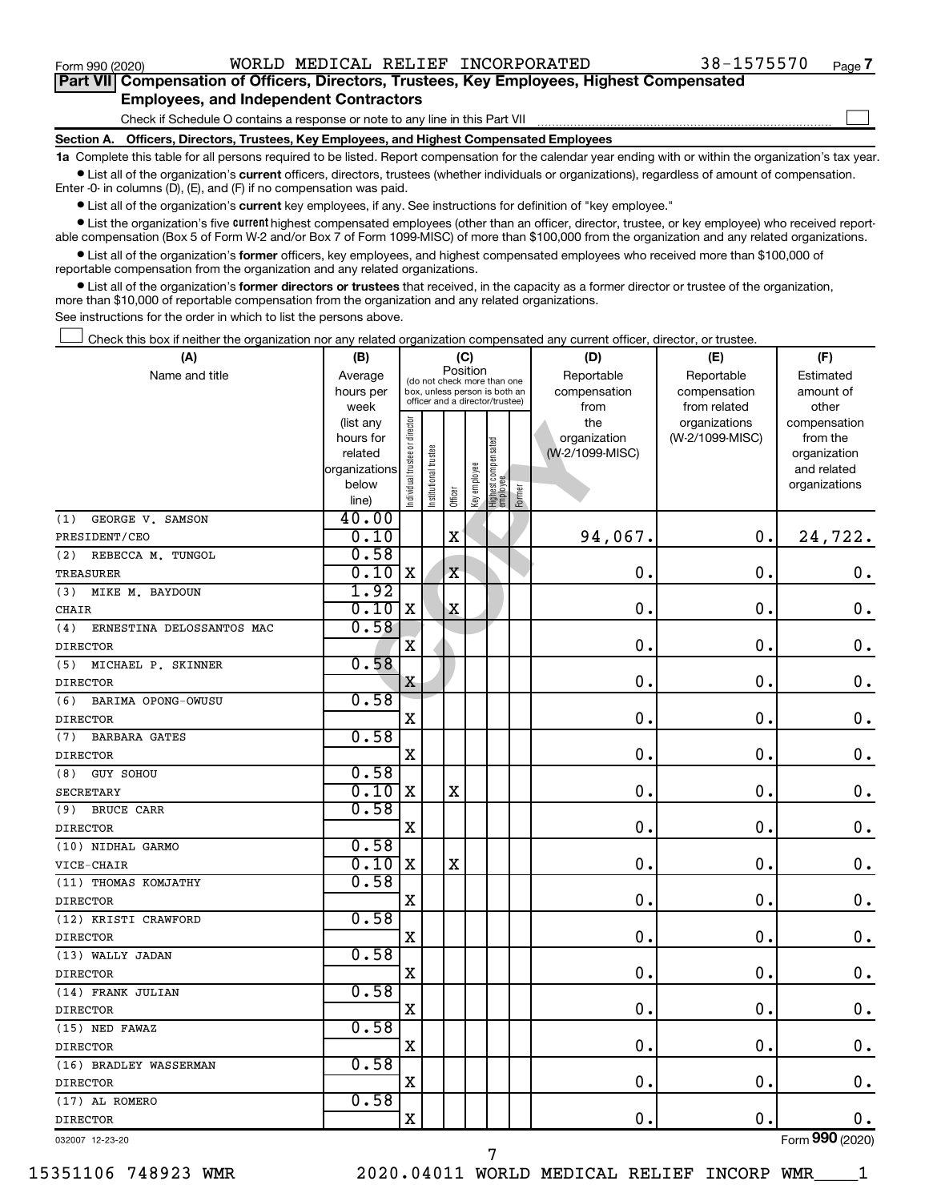Form 990 (2020) WORLD MEDICAL RELIEF INCORPORATED 38-1575570 Page 7

## Part VII Compensation of Officers, Directors, Trustees, Key Employees, Highest Compensated Employees, and Independent Contractors

Check if Schedule O contains a response or note to any line in this Part VII

### Section A. Officers, Directors, Trustees, Key Employees, and Highest Compensated Employees

**1a** Complete this table for all persons required to be listed. Report compensation for the calendar year ending with or within the organization's tax year.

- List all of the organization's **current** officers, directors, trustees (whether individuals or organizations), regardless of amount of compensation. Enter -0- in columns (D), (E), and (F) if no compensation was paid.
- List all of the organization's **current** key employees, if any. See instructions for definition of "key employee."
- List the organization's five **current** highest compensated employees (other than an officer, director, trustee, or key employee) who received reportable compensation (Box 5 of Form W-2 and/or Box 7 of Form 1099-MISC) of more than $100,000 from the organization and any related organizations.
- List all of the organization's **former** officers, key employees, and highest compensated employees who received more than $100,000 of reportable compensation from the organization and any related organizations.
- List all of the organization's **former directors or trustees** that received, in the capacity as a former director or trustee of the organization, more than $10,000 of reportable compensation from the organization and any related organizations.

See instructions for the order in which to list the persons above.

Check this box if neither the organization nor any related organization compensated any current officer, director, or trustee.

| (A) Name and title | (B) Average hours per week (list any hours for related organizations below line) | (C) Position: Individual trustee or director | Institutional trustee | Officer | Key employee | Highest compensated employee | Former | (D) Reportable compensation from the organization (W-2/1099-MISC) | (E) Reportable compensation from related organizations (W-2/1099-MISC) | (F) Estimated amount of other compensation from the organization and related organizations |
|---|---|---|---|---|---|---|---|---|---|---|
| (1) GEORGE V. SAMSON<br>PRESIDENT/CEO | 40.00<br>0.10 | | | X | | | | 94,067. | 0. | 24,722. |
| (2) REBECCA M. TUNGOL<br>TREASURER | 0.58<br>0.10 | X | | X | | | | 0. | 0. | 0. |
| (3) MIKE M. BAYDOUN<br>CHAIR | 1.92<br>0.10 | X | | X | | | | 0. | 0. | 0. |
| (4) ERNESTINA DELOSSANTOS MAC<br>DIRECTOR | 0.58 | X | | | | | | 0. | 0. | 0. |
| (5) MICHAEL P. SKINNER<br>DIRECTOR | 0.58 | X | | | | | | 0. | 0. | 0. |
| (6) BARIMA OPONG-OWUSU<br>DIRECTOR | 0.58 | X | | | | | | 0. | 0. | 0. |
| (7) BARBARA GATES<br>DIRECTOR | 0.58 | X | | | | | | 0. | 0. | 0. |
| (8) GUY SOHOU<br>SECRETARY | 0.58<br>0.10 | X | | X | | | | 0. | 0. | 0. |
| (9) BRUCE CARR<br>DIRECTOR | 0.58 | X | | | | | | 0. | 0. | 0. |
| (10) NIDHAL GARMO<br>VICE-CHAIR | 0.58<br>0.10 | X | | X | | | | 0. | 0. | 0. |
| (11) THOMAS KOMJATHY<br>DIRECTOR | 0.58 | X | | | | | | 0. | 0. | 0. |
| (12) KRISTI CRAWFORD<br>DIRECTOR | 0.58 | X | | | | | | 0. | 0. | 0. |
| (13) WALLY JADAN<br>DIRECTOR | 0.58 | X | | | | | | 0. | 0. | 0. |
| (14) FRANK JULIAN<br>DIRECTOR | 0.58 | X | | | | | | 0. | 0. | 0. |
| (15) NED FAWAZ<br>DIRECTOR | 0.58 | X | | | | | | 0. | 0. | 0. |
| (16) BRADLEY WASSERMAN<br>DIRECTOR | 0.58 | X | | | | | | 0. | 0. | 0. |
| (17) AL ROMERO<br>DIRECTOR | 0.58 | X | | | | | | 0. | 0. | 0. |

032007 12-23-20 Form 990 (2020)

15351106 748923 WMR 2020.04011 WORLD MEDICAL RELIEF INCORP WMR____1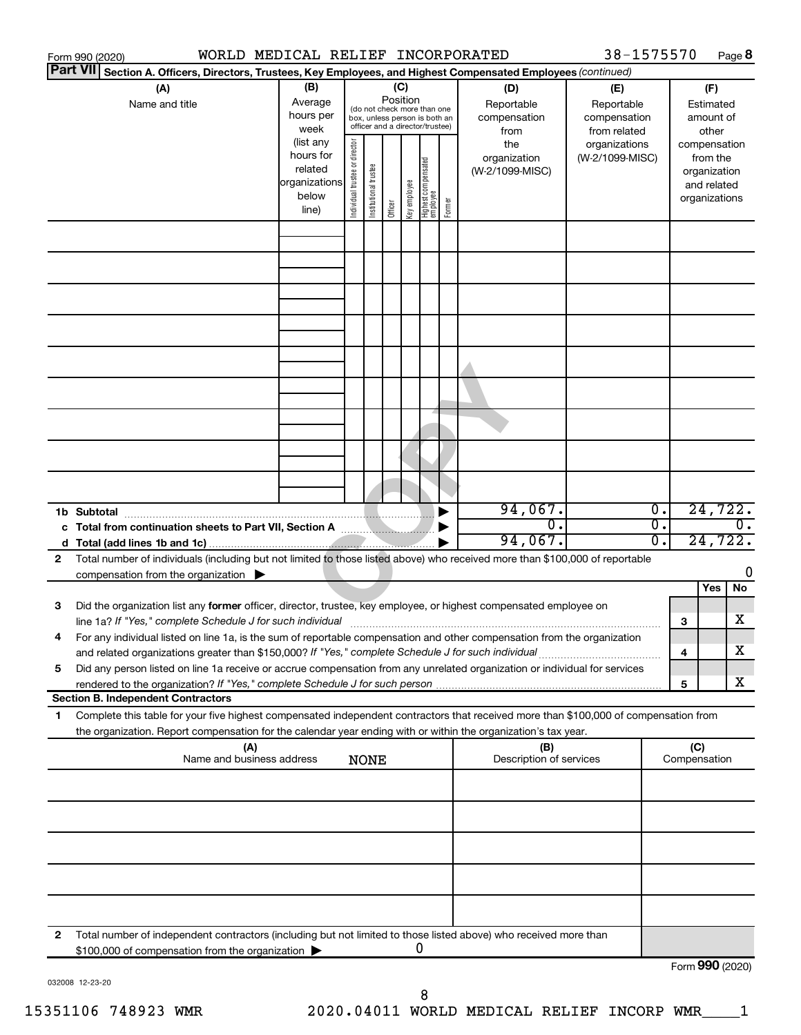Form 990 (2020) WORLD MEDICAL RELIEF INCORPORATED 38-1575570 Page **8**

**Part VII** Section A. Officers, Directors, Trustees, Key Employees, and Highest Compensated Employees *(continued)*

| (A) Name and title | (B) Average hours per week (list any hours for related organizations below line) | (C) Position: Individual trustee or director | Institutional trustee | Officer | Key employee | Highest compensated employee | Former | (D) Reportable compensation from the organization (W-2/1099-MISC) | (E) Reportable compensation from related organizations (W-2/1099-MISC) | (F) Estimated amount of other compensation from the organization and related organizations |
|---|---|---|---|---|---|---|---|---|---|---|
| | | | | | | | | | | |
| | | | | | | | | | | |
| | | | | | | | | | | |
| | | | | | | | | | | |
| | | | | | | | | | | |
| | | | | | | | | | | |
| | | | | | | | | | | |
| | | | | | | | | | | |
| | | | | | | | | | | |
| **1b Subtotal** | | | | | | | ▶ | 94,067. | 0. | 24,722. |
| **c Total from continuation sheets to Part VII, Section A** | | | | | | | ▶ | 0. | 0. | 0. |
| **d Total (add lines 1b and 1c)** | | | | | | | ▶ | 94,067. | 0. | 24,722. |

**2** Total number of individuals (including but not limited to those listed above) who received more than $100,000 of reportable compensation from the organization ▶ 0

| | | | Yes | No |
|---|---|---|---|---|
| **3** | Did the organization list any **former** officer, director, trustee, key employee, or highest compensated employee on line 1a? *If "Yes," complete Schedule J for such individual* | **3** | | X |
| **4** | For any individual listed on line 1a, is the sum of reportable compensation and other compensation from the organization and related organizations greater than $150,000? *If "Yes," complete Schedule J for such individual* | **4** | | X |
| **5** | Did any person listed on line 1a receive or accrue compensation from any unrelated organization or individual for services rendered to the organization? *If "Yes," complete Schedule J for such person* | **5** | | X |

**Section B. Independent Contractors**

**1** Complete this table for your five highest compensated independent contractors that received more than $100,000 of compensation from the organization. Report compensation for the calendar year ending with or within the organization's tax year.

| (A) Name and business address NONE | (B) Description of services | (C) Compensation |
|---|---|---|
| | | |
| | | |
| | | |
| | | |
| | | |

**2** Total number of independent contractors (including but not limited to those listed above) who received more than $100,000 of compensation from the organization ▶ 0

Form **990** (2020)

032008 12-23-20

15351106 748923 WMR 2020.04011 WORLD MEDICAL RELIEF INCORP WMR____1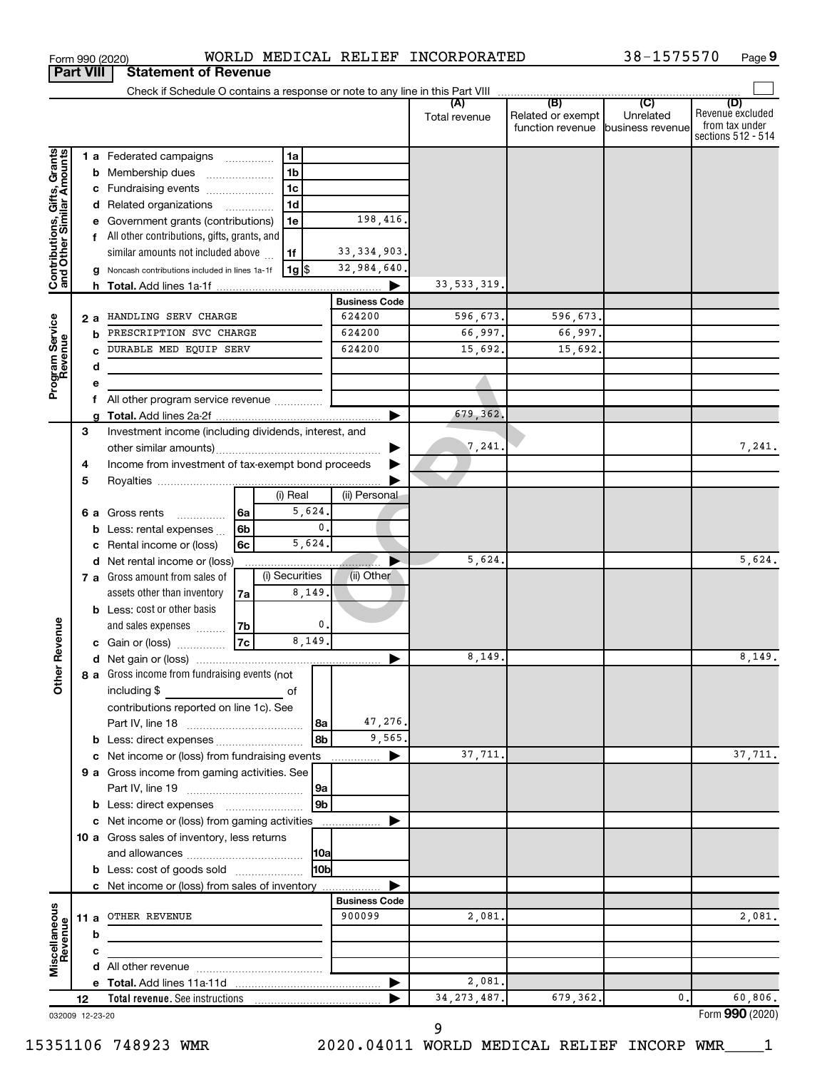Form 990 (2020) WORLD MEDICAL RELIEF INCORPORATED 38-1575570 Page 9

**Part VIII Statement of Revenue**

Check if Schedule O contains a response or note to any line in this Part VIII

| | | | | (A) Total revenue | (B) Related or exempt function revenue | (C) Unrelated business revenue | (D) Revenue excluded from tax under sections 512 - 514 |
|---|---|---|---|---|---|---|---|
| **Contributions, Gifts, Grants and Other Similar Amounts** | 1 a Federated campaigns | 1a | | | | | |
| | b Membership dues | 1b | | | | | |
| | c Fundraising events | 1c | | | | | |
| | d Related organizations | 1d | | | | | |
| | e Government grants (contributions) | 1e | 198,416. | | | | |
| | f All other contributions, gifts, grants, and similar amounts not included above | 1f | 33,334,903. | | | | |
| | g Noncash contributions included in lines 1a-1f | 1g $ | 32,984,640. | | | | |
| | h Total. Add lines 1a-1f | | | 33,533,319. | | | |
| | | | **Business Code** | | | | |
| **Program Service Revenue** | 2 a HANDLING SERV CHARGE | | 624200 | 596,673. | 596,673. | | |
| | b PRESCRIPTION SVC CHARGE | | 624200 | 66,997. | 66,997. | | |
| | c DURABLE MED EQUIP SERV | | 624200 | 15,692. | 15,692. | | |
| | d | | | | | | |
| | e | | | | | | |
| | f All other program service revenue | | | | | | |
| | g Total. Add lines 2a-2f | | | 679,362. | | | |
| | 3 Investment income (including dividends, interest, and other similar amounts) | | | 7,241. | | | 7,241. |
| | 4 Income from investment of tax-exempt bond proceeds | | | | | | |
| | 5 Royalties | | | | | | |
| | | | (i) Real / (ii) Personal | | | | |
| | 6 a Gross rents | 6a | 5,624. | | | | |
| | b Less: rental expenses | 6b | 0. | | | | |
| | c Rental income or (loss) | 6c | 5,624. | | | | |
| | d Net rental income or (loss) | | | 5,624. | | | 5,624. |
| | | | (i) Securities / (ii) Other | | | | |
| | 7 a Gross amount from sales of assets other than inventory | 7a | 8,149. | | | | |
| | b Less: cost or other basis and sales expenses | 7b | 0. | | | | |
| | c Gain or (loss) | 7c | 8,149. | | | | |
| **Other Revenue** | d Net gain or (loss) | | | 8,149. | | | 8,149. |
| | 8 a Gross income from fundraising events (not including $ ______ of contributions reported on line 1c). See Part IV, line 18 | 8a | 47,276. | | | | |
| | b Less: direct expenses | 8b | 9,565. | | | | |
| | c Net income or (loss) from fundraising events | | | 37,711. | | | 37,711. |
| | 9 a Gross income from gaming activities. See Part IV, line 19 | 9a | | | | | |
| | b Less: direct expenses | 9b | | | | | |
| | c Net income or (loss) from gaming activities | | | | | | |
| | 10 a Gross sales of inventory, less returns and allowances | 10a | | | | | |
| | b Less: cost of goods sold | 10b | | | | | |
| | c Net income or (loss) from sales of inventory | | | | | | |
| | | | **Business Code** | | | | |
| **Miscellaneous Revenue** | 11 a OTHER REVENUE | | 900099 | 2,081. | | | 2,081. |
| | b | | | | | | |
| | c | | | | | | |
| | d All other revenue | | | | | | |
| | e Total. Add lines 11a-11d | | | 2,081. | | | |
| | 12 **Total revenue.** See instructions | | | 34,273,487. | 679,362. | 0. | 60,806. |

032009 12-23-20 Form **990** (2020)

15351106 748923 WMR 2020.04011 WORLD MEDICAL RELIEF INCORP WMR____1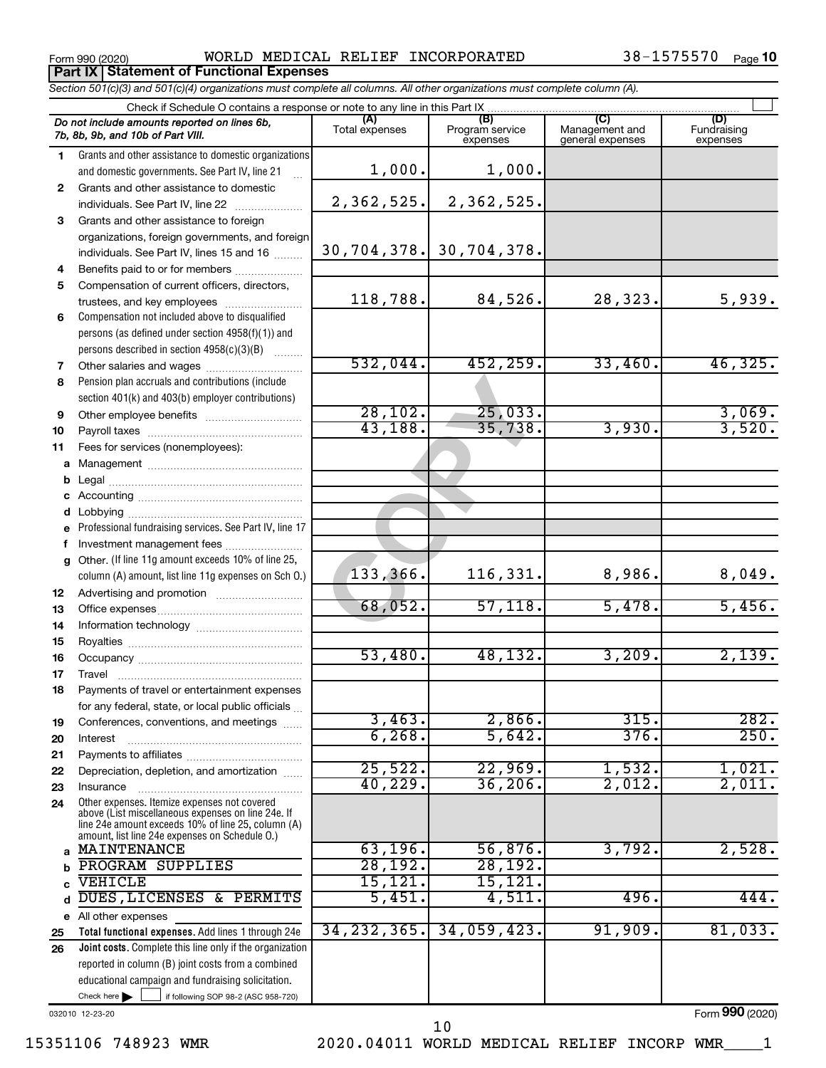Form 990 (2020) WORLD MEDICAL RELIEF INCORPORATED 38-1575570 Page 10

**Part IX Statement of Functional Expenses**

*Section 501(c)(3) and 501(c)(4) organizations must complete all columns. All other organizations must complete column (A).*

Check if Schedule O contains a response or note to any line in this Part IX

| | *Do not include amounts reported on lines 6b, 7b, 8b, 9b, and 10b of Part VIII.* | (A) Total expenses | (B) Program service expenses | (C) Management and general expenses | (D) Fundraising expenses |
|---|---|---|---|---|---|
| 1 | Grants and other assistance to domestic organizations and domestic governments. See Part IV, line 21 | 1,000. | 1,000. | | |
| 2 | Grants and other assistance to domestic individuals. See Part IV, line 22 | 2,362,525. | 2,362,525. | | |
| 3 | Grants and other assistance to foreign organizations, foreign governments, and foreign individuals. See Part IV, lines 15 and 16 | 30,704,378. | 30,704,378. | | |
| 4 | Benefits paid to or for members | | | | |
| 5 | Compensation of current officers, directors, trustees, and key employees | 118,788. | 84,526. | 28,323. | 5,939. |
| 6 | Compensation not included above to disqualified persons (as defined under section 4958(f)(1)) and persons described in section 4958(c)(3)(B) | | | | |
| 7 | Other salaries and wages | 532,044. | 452,259. | 33,460. | 46,325. |
| 8 | Pension plan accruals and contributions (include section 401(k) and 403(b) employer contributions) | | | | |
| 9 | Other employee benefits | 28,102. | 25,033. | | 3,069. |
| 10 | Payroll taxes | 43,188. | 35,738. | 3,930. | 3,520. |
| 11 | Fees for services (nonemployees): | | | | |
| a | Management | | | | |
| b | Legal | | | | |
| c | Accounting | | | | |
| d | Lobbying | | | | |
| e | Professional fundraising services. See Part IV, line 17 | | | | |
| f | Investment management fees | | | | |
| g | Other. (If line 11g amount exceeds 10% of line 25, column (A) amount, list line 11g expenses on Sch O.) | 133,366. | 116,331. | 8,986. | 8,049. |
| 12 | Advertising and promotion | | | | |
| 13 | Office expenses | 68,052. | 57,118. | 5,478. | 5,456. |
| 14 | Information technology | | | | |
| 15 | Royalties | | | | |
| 16 | Occupancy | 53,480. | 48,132. | 3,209. | 2,139. |
| 17 | Travel | | | | |
| 18 | Payments of travel or entertainment expenses for any federal, state, or local public officials | | | | |
| 19 | Conferences, conventions, and meetings | 3,463. | 2,866. | 315. | 282. |
| 20 | Interest | 6,268. | 5,642. | 376. | 250. |
| 21 | Payments to affiliates | | | | |
| 22 | Depreciation, depletion, and amortization | 25,522. | 22,969. | 1,532. | 1,021. |
| 23 | Insurance | 40,229. | 36,206. | 2,012. | 2,011. |
| 24 | Other expenses. Itemize expenses not covered above (List miscellaneous expenses on line 24e. If line 24e amount exceeds 10% of line 25, column (A) amount, list line 24e expenses on Schedule O.) | | | | |
| a | MAINTENANCE | 63,196. | 56,876. | 3,792. | 2,528. |
| b | PROGRAM SUPPLIES | 28,192. | 28,192. | | |
| c | VEHICLE | 15,121. | 15,121. | | |
| d | DUES,LICENSES & PERMITS | 5,451. | 4,511. | 496. | 444. |
| e | All other expenses | | | | |
| 25 | **Total functional expenses.** Add lines 1 through 24e | 34,232,365. | 34,059,423. | 91,909. | 81,033. |
| 26 | **Joint costs.** Complete this line only if the organization reported in column (B) joint costs from a combined educational campaign and fundraising solicitation. Check here ☐ if following SOP 98-2 (ASC 958-720) | | | | |

032010 12-23-20

Form **990** (2020)

15351106 748923 WMR 2020.04011 WORLD MEDICAL RELIEF INCORP WMR____1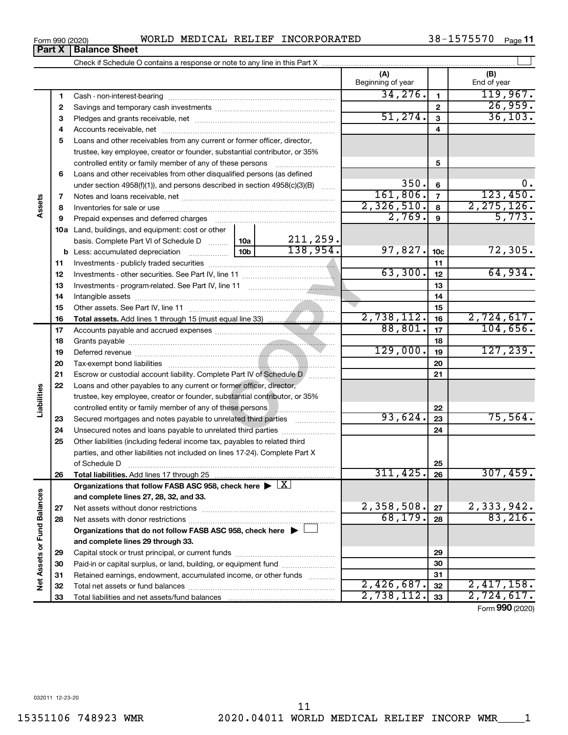Form 990 (2020) WORLD MEDICAL RELIEF INCORPORATED 38-1575570 Page 11

**Part X | Balance Sheet**

Check if Schedule O contains a response or note to any line in this Part X

| | | | (A) Beginning of year | | (B) End of year |
|---|---|---|---|---|---|
| Assets | 1 | Cash - non-interest-bearing | 34,276. | 1 | 119,967. |
| | 2 | Savings and temporary cash investments | | 2 | 26,959. |
| | 3 | Pledges and grants receivable, net | 51,274. | 3 | 36,103. |
| | 4 | Accounts receivable, net | | 4 | |
| | 5 | Loans and other receivables from any current or former officer, director, trustee, key employee, creator or founder, substantial contributor, or 35% controlled entity or family member of any of these persons | | 5 | |
| | 6 | Loans and other receivables from other disqualified persons (as defined under section 4958(f)(1)), and persons described in section 4958(c)(3)(B) | 350. | 6 | 0. |
| | 7 | Notes and loans receivable, net | 161,806. | 7 | 123,450. |
| | 8 | Inventories for sale or use | 2,326,510. | 8 | 2,275,126. |
| | 9 | Prepaid expenses and deferred charges | 2,769. | 9 | 5,773. |
| | 10a | Land, buildings, and equipment: cost or other basis. Complete Part VI of Schedule D — 10a: 211,259. | | | |
| | b | Less: accumulated depreciation — 10b: 138,954. | 97,827. | 10c | 72,305. |
| | 11 | Investments - publicly traded securities | | 11 | |
| | 12 | Investments - other securities. See Part IV, line 11 | 63,300. | 12 | 64,934. |
| | 13 | Investments - program-related. See Part IV, line 11 | | 13 | |
| | 14 | Intangible assets | | 14 | |
| | 15 | Other assets. See Part IV, line 11 | | 15 | |
| | 16 | **Total assets.** Add lines 1 through 15 (must equal line 33) | 2,738,112. | 16 | 2,724,617. |
| Liabilities | 17 | Accounts payable and accrued expenses | 88,801. | 17 | 104,656. |
| | 18 | Grants payable | | 18 | |
| | 19 | Deferred revenue | 129,000. | 19 | 127,239. |
| | 20 | Tax-exempt bond liabilities | | 20 | |
| | 21 | Escrow or custodial account liability. Complete Part IV of Schedule D | | 21 | |
| | 22 | Loans and other payables to any current or former officer, director, trustee, key employee, creator or founder, substantial contributor, or 35% controlled entity or family member of any of these persons | | 22 | |
| | 23 | Secured mortgages and notes payable to unrelated third parties | 93,624. | 23 | 75,564. |
| | 24 | Unsecured notes and loans payable to unrelated third parties | | 24 | |
| | 25 | Other liabilities (including federal income tax, payables to related third parties, and other liabilities not included on lines 17-24). Complete Part X of Schedule D | | 25 | |
| | 26 | **Total liabilities.** Add lines 17 through 25 | 311,425. | 26 | 307,459. |
| Net Assets or Fund Balances | | **Organizations that follow FASB ASC 958, check here** ▶ [X] **and complete lines 27, 28, 32, and 33.** | | | |
| | 27 | Net assets without donor restrictions | 2,358,508. | 27 | 2,333,942. |
| | 28 | Net assets with donor restrictions | 68,179. | 28 | 83,216. |
| | | **Organizations that do not follow FASB ASC 958, check here** ▶ [ ] **and complete lines 29 through 33.** | | | |
| | 29 | Capital stock or trust principal, or current funds | | 29 | |
| | 30 | Paid-in or capital surplus, or land, building, or equipment fund | | 30 | |
| | 31 | Retained earnings, endowment, accumulated income, or other funds | | 31 | |
| | 32 | Total net assets or fund balances | 2,426,687. | 32 | 2,417,158. |
| | 33 | Total liabilities and net assets/fund balances | 2,738,112. | 33 | 2,724,617. |

Form **990** (2020)

032011 12-23-20

15351106 748923 WMR 2020.04011 WORLD MEDICAL RELIEF INCORP WMR____1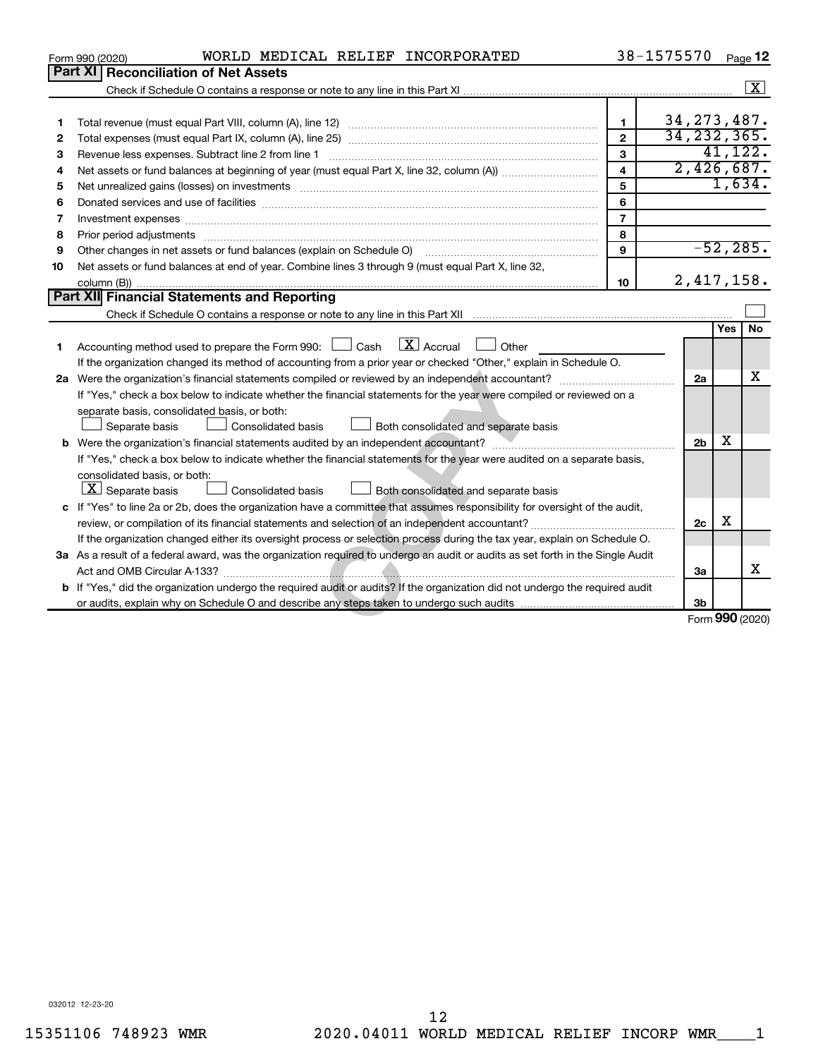Form 990 (2020) WORLD MEDICAL RELIEF INCORPORATED 38-1575570 Page 12

## Part XI Reconciliation of Net Assets

Check if Schedule O contains a response or note to any line in this Part XI ... [X]

| | | | |
|---|---|---|---|
| 1 | Total revenue (must equal Part VIII, column (A), line 12) | 1 | 34,273,487. |
| 2 | Total expenses (must equal Part IX, column (A), line 25) | 2 | 34,232,365. |
| 3 | Revenue less expenses. Subtract line 2 from line 1 | 3 | 41,122. |
| 4 | Net assets or fund balances at beginning of year (must equal Part X, line 32, column (A)) | 4 | 2,426,687. |
| 5 | Net unrealized gains (losses) on investments | 5 | 1,634. |
| 6 | Donated services and use of facilities | 6 | |
| 7 | Investment expenses | 7 | |
| 8 | Prior period adjustments | 8 | |
| 9 | Other changes in net assets or fund balances (explain on Schedule O) | 9 | -52,285. |
| 10 | Net assets or fund balances at end of year. Combine lines 3 through 9 (must equal Part X, line 32, column (B)) | 10 | 2,417,158. |

## Part XII Financial Statements and Reporting

Check if Schedule O contains a response or note to any line in this Part XII ... [ ]

| | | | Yes | No |
|---|---|---|---|---|
| 1 | Accounting method used to prepare the Form 990: [ ] Cash [X] Accrual [ ] Other<br>If the organization changed its method of accounting from a prior year or checked "Other," explain in Schedule O. | | | |
| 2a | Were the organization's financial statements compiled or reviewed by an independent accountant? | 2a | | X |
| | If "Yes," check a box below to indicate whether the financial statements for the year were compiled or reviewed on a separate basis, consolidated basis, or both:<br>[ ] Separate basis [ ] Consolidated basis [ ] Both consolidated and separate basis | | | |
| b | Were the organization's financial statements audited by an independent accountant? | 2b | X | |
| | If "Yes," check a box below to indicate whether the financial statements for the year were audited on a separate basis, consolidated basis, or both:<br>[X] Separate basis [ ] Consolidated basis [ ] Both consolidated and separate basis | | | |
| c | If "Yes" to line 2a or 2b, does the organization have a committee that assumes responsibility for oversight of the audit, review, or compilation of its financial statements and selection of an independent accountant? | 2c | X | |
| | If the organization changed either its oversight process or selection process during the tax year, explain on Schedule O. | | | |
| 3a | As a result of a federal award, was the organization required to undergo an audit or audits as set forth in the Single Audit Act and OMB Circular A-133? | 3a | | X |
| b | If "Yes," did the organization undergo the required audit or audits? If the organization did not undergo the required audit or audits, explain why on Schedule O and describe any steps taken to undergo such audits | 3b | | |

Form 990 (2020)

032012 12-23-20

15351106 748923 WMR 2020.04011 WORLD MEDICAL RELIEF INCORP WMR____1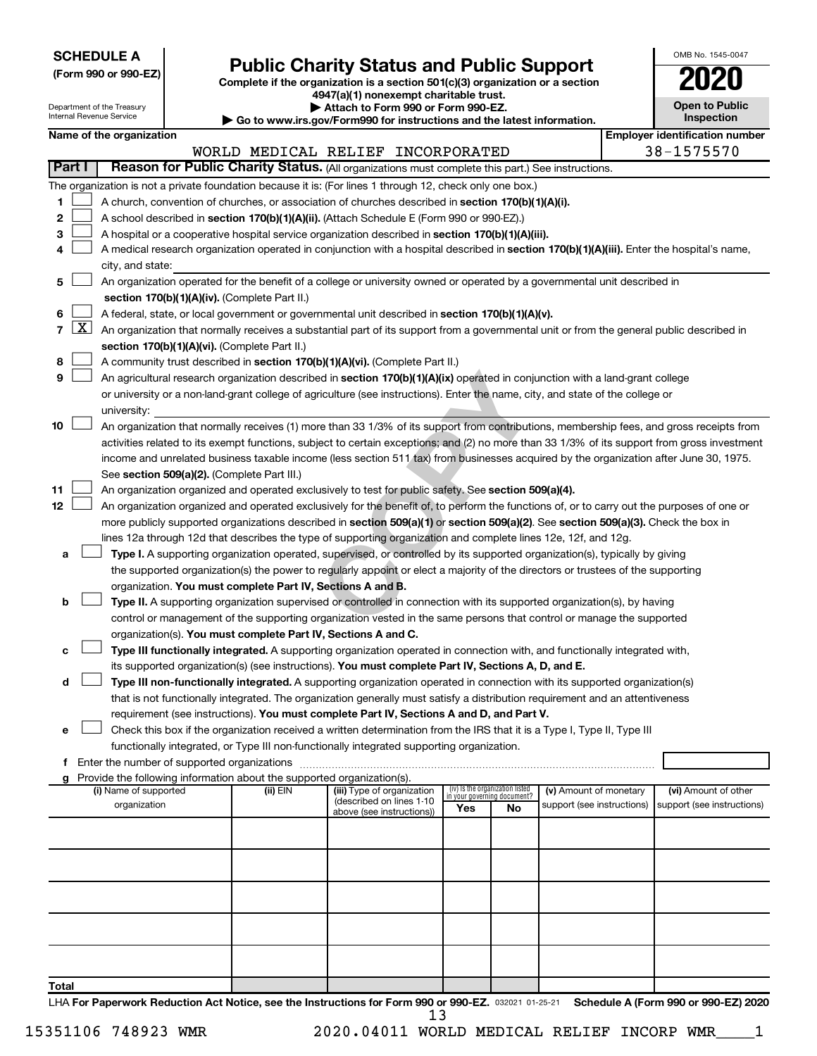**SCHEDULE A**
**(Form 990 or 990-EZ)**

Department of the Treasury
Internal Revenue Service

# Public Charity Status and Public Support

**Complete if the organization is a section 501(c)(3) organization or a section 4947(a)(1) nonexempt charitable trust.**
**▶ Attach to Form 990 or Form 990-EZ.**
**▶ Go to www.irs.gov/Form990 for instructions and the latest information.**

OMB No. 1545-0047
**2020**
**Open to Public Inspection**

**Name of the organization:** WORLD MEDICAL RELIEF INCORPORATED
**Employer identification number:** 38-1575570

## Part I — Reason for Public Charity Status. (All organizations must complete this part.) See instructions.

The organization is not a private foundation because it is: (For lines 1 through 12, check only one box.)

1. ☐ A church, convention of churches, or association of churches described in **section 170(b)(1)(A)(i).**
2. ☐ A school described in **section 170(b)(1)(A)(ii).** (Attach Schedule E (Form 990 or 990-EZ).)
3. ☐ A hospital or a cooperative hospital service organization described in **section 170(b)(1)(A)(iii).**
4. ☐ A medical research organization operated in conjunction with a hospital described in **section 170(b)(1)(A)(iii).** Enter the hospital's name, city, and state:
5. ☐ An organization operated for the benefit of a college or university owned or operated by a governmental unit described in **section 170(b)(1)(A)(iv).** (Complete Part II.)
6. ☐ A federal, state, or local government or governmental unit described in **section 170(b)(1)(A)(v).**
7. ☒ An organization that normally receives a substantial part of its support from a governmental unit or from the general public described in **section 170(b)(1)(A)(vi).** (Complete Part II.)
8. ☐ A community trust described in **section 170(b)(1)(A)(vi).** (Complete Part II.)
9. ☐ An agricultural research organization described in **section 170(b)(1)(A)(ix)** operated in conjunction with a land-grant college or university or a non-land-grant college of agriculture (see instructions). Enter the name, city, and state of the college or university:
10. ☐ An organization that normally receives (1) more than 33 1/3% of its support from contributions, membership fees, and gross receipts from activities related to its exempt functions, subject to certain exceptions; and (2) no more than 33 1/3% of its support from gross investment income and unrelated business taxable income (less section 511 tax) from businesses acquired by the organization after June 30, 1975. See **section 509(a)(2).** (Complete Part III.)
11. ☐ An organization organized and operated exclusively to test for public safety. See **section 509(a)(4).**
12. ☐ An organization organized and operated exclusively for the benefit of, to perform the functions of, or to carry out the purposes of one or more publicly supported organizations described in **section 509(a)(1)** or **section 509(a)(2).** See **section 509(a)(3).** Check the box in lines 12a through 12d that describes the type of supporting organization and complete lines 12e, 12f, and 12g.
   - **a** ☐ **Type I.** A supporting organization operated, supervised, or controlled by its supported organization(s), typically by giving the supported organization(s) the power to regularly appoint or elect a majority of the directors or trustees of the supporting organization. **You must complete Part IV, Sections A and B.**
   - **b** ☐ **Type II.** A supporting organization supervised or controlled in connection with its supported organization(s), by having control or management of the supporting organization vested in the same persons that control or manage the supported organization(s). **You must complete Part IV, Sections A and C.**
   - **c** ☐ **Type III functionally integrated.** A supporting organization operated in connection with, and functionally integrated with, its supported organization(s) (see instructions). **You must complete Part IV, Sections A, D, and E.**
   - **d** ☐ **Type III non-functionally integrated.** A supporting organization operated in connection with its supported organization(s) that is not functionally integrated. The organization generally must satisfy a distribution requirement and an attentiveness requirement (see instructions). **You must complete Part IV, Sections A and D, and Part V.**
   - **e** ☐ Check this box if the organization received a written determination from the IRS that it is a Type I, Type II, Type III functionally integrated, or Type III non-functionally integrated supporting organization.
   - **f** Enter the number of supported organizations
   - **g** Provide the following information about the supported organization(s).

| (i) Name of supported organization | (ii) EIN | (iii) Type of organization (described on lines 1-10 above (see instructions)) | (iv) Is the organization listed in your governing document? Yes | No | (v) Amount of monetary support (see instructions) | (vi) Amount of other support (see instructions) |
|---|---|---|---|---|---|---|
| | | | | | | |
| | | | | | | |
| | | | | | | |
| | | | | | | |
| | | | | | | |
| **Total** | | | | | | |

LHA **For Paperwork Reduction Act Notice, see the Instructions for Form 990 or 990-EZ.** 032021 01-25-21 **Schedule A (Form 990 or 990-EZ) 2020**

15351106 748923 WMR 2020.04011 WORLD MEDICAL RELIEF INCORP WMR____1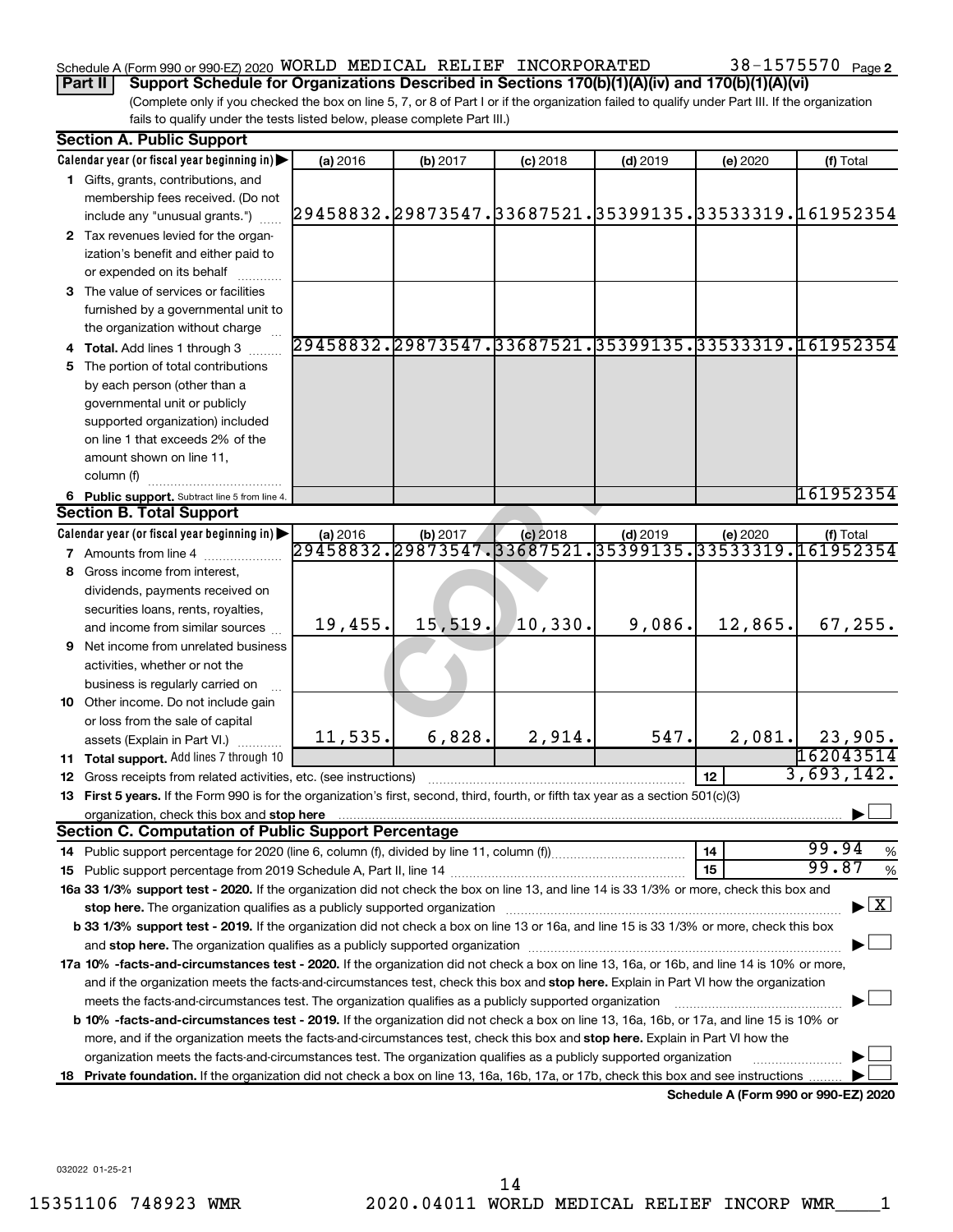Schedule A (Form 990 or 990-EZ) 2020 WORLD MEDICAL RELIEF INCORPORATED 38-1575570 Page 2

**Part II** **Support Schedule for Organizations Described in Sections 170(b)(1)(A)(iv) and 170(b)(1)(A)(vi)**

(Complete only if you checked the box on line 5, 7, or 8 of Part I or if the organization failed to qualify under Part III. If the organization fails to qualify under the tests listed below, please complete Part III.)

**Section A. Public Support**

| Calendar year (or fiscal year beginning in) ▶ | (a) 2016 | (b) 2017 | (c) 2018 | (d) 2019 | (e) 2020 | (f) Total |
|---|---|---|---|---|---|---|
| **1** Gifts, grants, contributions, and membership fees received. (Do not include any "unusual grants.") | 29458832. | 29873547. | 33687521. | 35399135. | 33533319. | 161952354 |
| **2** Tax revenues levied for the organization's benefit and either paid to or expended on its behalf | | | | | | |
| **3** The value of services or facilities furnished by a governmental unit to the organization without charge | | | | | | |
| **4 Total.** Add lines 1 through 3 | 29458832. | 29873547. | 33687521. | 35399135. | 33533319. | 161952354 |
| **5** The portion of total contributions by each person (other than a governmental unit or publicly supported organization) included on line 1 that exceeds 2% of the amount shown on line 11, column (f) | | | | | | |
| **6 Public support.** Subtract line 5 from line 4. | | | | | | 161952354 |

**Section B. Total Support**

| Calendar year (or fiscal year beginning in) ▶ | (a) 2016 | (b) 2017 | (c) 2018 | (d) 2019 | (e) 2020 | (f) Total |
|---|---|---|---|---|---|---|
| **7** Amounts from line 4 | 29458832. | 29873547. | 33687521. | 35399135. | 33533319. | 161952354 |
| **8** Gross income from interest, dividends, payments received on securities loans, rents, royalties, and income from similar sources | 19,455. | 15,519. | 10,330. | 9,086. | 12,865. | 67,255. |
| **9** Net income from unrelated business activities, whether or not the business is regularly carried on | | | | | | |
| **10** Other income. Do not include gain or loss from the sale of capital assets (Explain in Part VI.) | 11,535. | 6,828. | 2,914. | 547. | 2,081. | 23,905. |
| **11 Total support.** Add lines 7 through 10 | | | | | | 162043514 |
| **12** Gross receipts from related activities, etc. (see instructions) | | | | | 12 | 3,693,142. |

**13 First 5 years.** If the Form 990 is for the organization's first, second, third, fourth, or fifth tax year as a section 501(c)(3) organization, check this box and **stop here** ▶ ☐

**Section C. Computation of Public Support Percentage**

| | | |
|---|---|---|
| **14** Public support percentage for 2020 (line 6, column (f), divided by line 11, column (f)) | 14 | 99.94 % |
| **15** Public support percentage from 2019 Schedule A, Part II, line 14 | 15 | 99.87 % |

**16a 33 1/3% support test - 2020.** If the organization did not check the box on line 13, and line 14 is 33 1/3% or more, check this box and **stop here.** The organization qualifies as a publicly supported organization ▶ ☒

**b 33 1/3% support test - 2019.** If the organization did not check a box on line 13 or 16a, and line 15 is 33 1/3% or more, check this box and **stop here.** The organization qualifies as a publicly supported organization ▶ ☐

**17a 10% -facts-and-circumstances test - 2020.** If the organization did not check a box on line 13, 16a, or 16b, and line 14 is 10% or more, and if the organization meets the facts-and-circumstances test, check this box and **stop here.** Explain in Part VI how the organization meets the facts-and-circumstances test. The organization qualifies as a publicly supported organization ▶ ☐

**b 10% -facts-and-circumstances test - 2019.** If the organization did not check a box on line 13, 16a, 16b, or 17a, and line 15 is 10% or more, and if the organization meets the facts-and-circumstances test, check this box and **stop here.** Explain in Part VI how the organization meets the facts-and-circumstances test. The organization qualifies as a publicly supported organization ▶ ☐

**18 Private foundation.** If the organization did not check a box on line 13, 16a, 16b, 17a, or 17b, check this box and see instructions ▶ ☐

**Schedule A (Form 990 or 990-EZ) 2020**

032022 01-25-21

15351106 748923 WMR 2020.04011 WORLD MEDICAL RELIEF INCORP WMR____1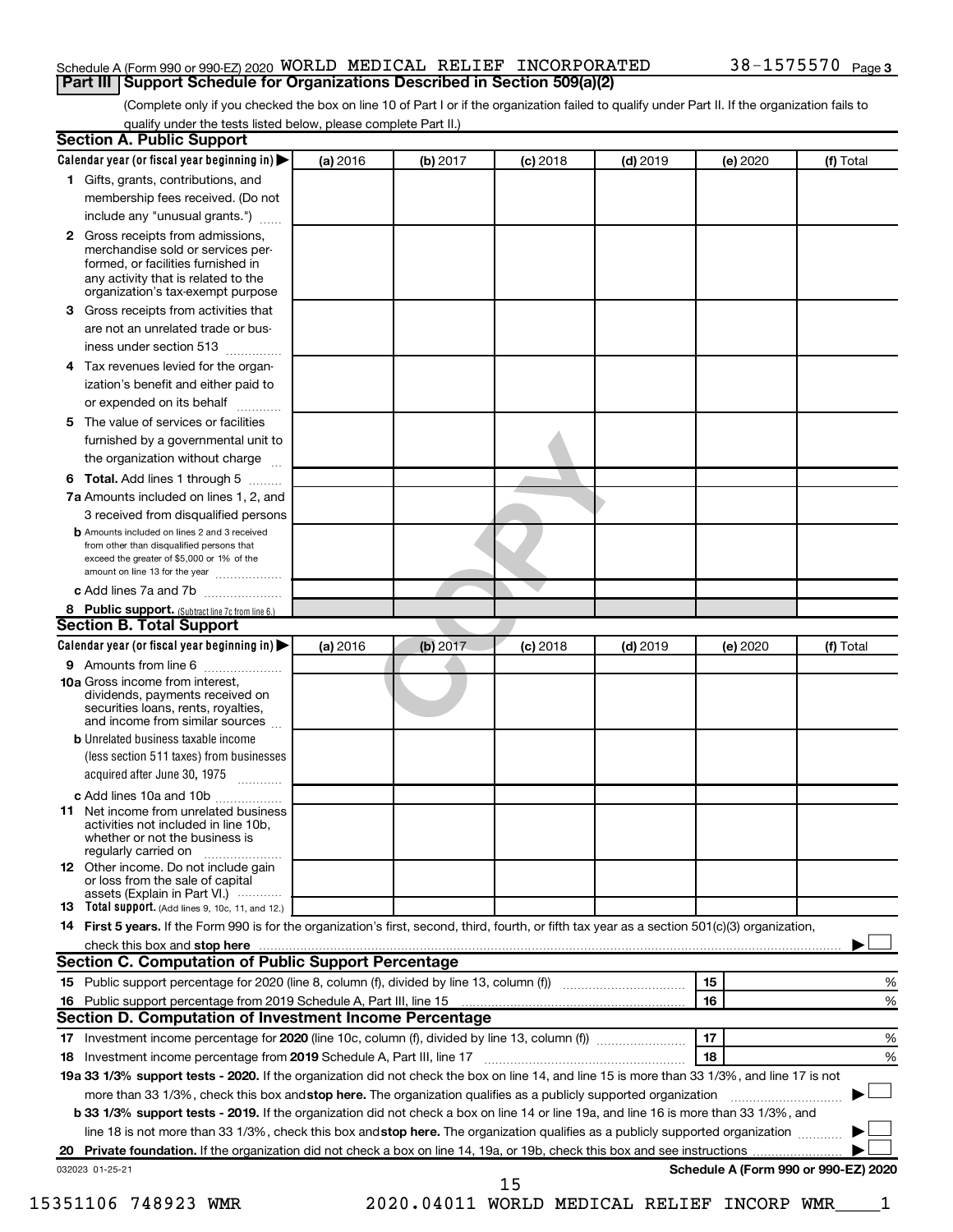Schedule A (Form 990 or 990-EZ) 2020 WORLD MEDICAL RELIEF INCORPORATED 38-1575570 Page 3

## Part III Support Schedule for Organizations Described in Section 509(a)(2)

(Complete only if you checked the box on line 10 of Part I or if the organization failed to qualify under Part II. If the organization fails to qualify under the tests listed below, please complete Part II.)

### Section A. Public Support

| Calendar year (or fiscal year beginning in) ▶ | (a) 2016 | (b) 2017 | (c) 2018 | (d) 2019 | (e) 2020 | (f) Total |
|---|---|---|---|---|---|---|
| **1** Gifts, grants, contributions, and membership fees received. (Do not include any "unusual grants.") | | | | | | |
| **2** Gross receipts from admissions, merchandise sold or services performed, or facilities furnished in any activity that is related to the organization's tax-exempt purpose | | | | | | |
| **3** Gross receipts from activities that are not an unrelated trade or business under section 513 | | | | | | |
| **4** Tax revenues levied for the organization's benefit and either paid to or expended on its behalf | | | | | | |
| **5** The value of services or facilities furnished by a governmental unit to the organization without charge | | | | | | |
| **6 Total.** Add lines 1 through 5 | | | | | | |
| **7a** Amounts included on lines 1, 2, and 3 received from disqualified persons | | | | | | |
| **b** Amounts included on lines 2 and 3 received from other than disqualified persons that exceed the greater of $5,000 or 1% of the amount on line 13 for the year | | | | | | |
| **c** Add lines 7a and 7b | | | | | | |
| **8 Public support.** (Subtract line 7c from line 6.) | | | | | | |

### Section B. Total Support

| Calendar year (or fiscal year beginning in) ▶ | (a) 2016 | (b) 2017 | (c) 2018 | (d) 2019 | (e) 2020 | (f) Total |
|---|---|---|---|---|---|---|
| **9** Amounts from line 6 | | | | | | |
| **10a** Gross income from interest, dividends, payments received on securities loans, rents, royalties, and income from similar sources | | | | | | |
| **b** Unrelated business taxable income (less section 511 taxes) from businesses acquired after June 30, 1975 | | | | | | |
| **c** Add lines 10a and 10b | | | | | | |
| **11** Net income from unrelated business activities not included in line 10b, whether or not the business is regularly carried on | | | | | | |
| **12** Other income. Do not include gain or loss from the sale of capital assets (Explain in Part VI.) | | | | | | |
| **13 Total support.** (Add lines 9, 10c, 11, and 12.) | | | | | | |

**14 First 5 years.** If the Form 990 is for the organization's first, second, third, fourth, or fifth tax year as a section 501(c)(3) organization, check this box and **stop here** ▶ ☐

### Section C. Computation of Public Support Percentage

| | | | |
|---|---|---|---|
| **15** | Public support percentage for 2020 (line 8, column (f), divided by line 13, column (f)) | 15 | % |
| **16** | Public support percentage from 2019 Schedule A, Part III, line 15 | 16 | % |

### Section D. Computation of Investment Income Percentage

| | | | |
|---|---|---|---|
| **17** | Investment income percentage for **2020** (line 10c, column (f), divided by line 13, column (f)) | 17 | % |
| **18** | Investment income percentage from **2019** Schedule A, Part III, line 17 | 18 | % |

**19a 33 1/3% support tests - 2020.** If the organization did not check the box on line 14, and line 15 is more than 33 1/3%, and line 17 is not more than 33 1/3%, check this box and **stop here.** The organization qualifies as a publicly supported organization ▶ ☐

**b 33 1/3% support tests - 2019.** If the organization did not check a box on line 14 or line 19a, and line 16 is more than 33 1/3%, and line 18 is not more than 33 1/3%, check this box and **stop here.** The organization qualifies as a publicly supported organization ▶ ☐

**20 Private foundation.** If the organization did not check a box on line 14, 19a, or 19b, check this box and see instructions ▶ ☐

032023 01-25-21 **Schedule A (Form 990 or 990-EZ) 2020**

15351106 748923 WMR 2020.04011 WORLD MEDICAL RELIEF INCORP WMR____1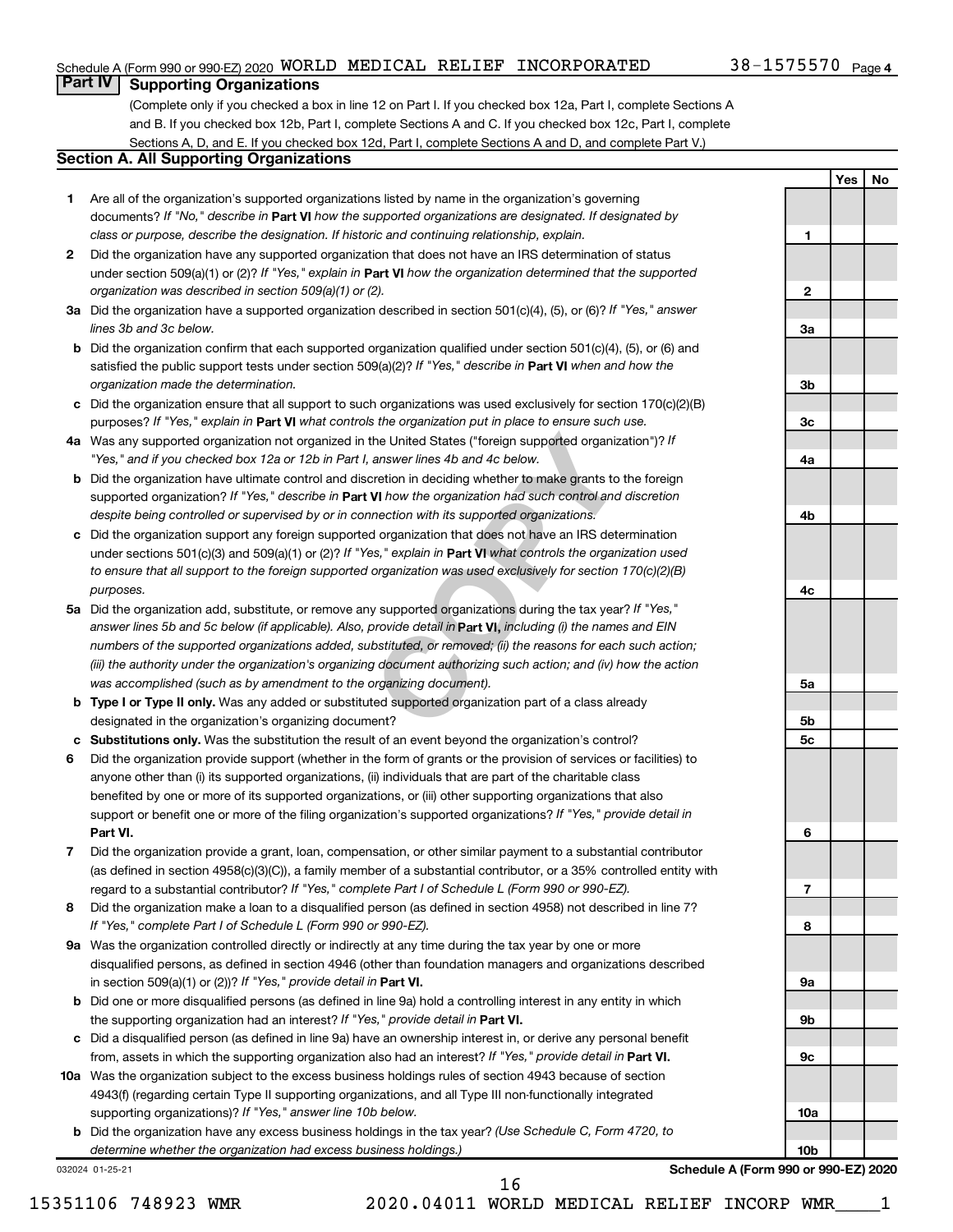Schedule A (Form 990 or 990-EZ) 2020 WORLD MEDICAL RELIEF INCORPORATED 38-1575570 Page 4

## Part IV Supporting Organizations

(Complete only if you checked a box in line 12 on Part I. If you checked box 12a, Part I, complete Sections A and B. If you checked box 12b, Part I, complete Sections A and C. If you checked box 12c, Part I, complete Sections A, D, and E. If you checked box 12d, Part I, complete Sections A and D, and complete Part V.)

### Section A. All Supporting Organizations

| | | | Yes | No |
|---|---|---|---|---|
| 1 | Are all of the organization's supported organizations listed by name in the organization's governing documents? *If "No," describe in* **Part VI** *how the supported organizations are designated. If designated by class or purpose, describe the designation. If historic and continuing relationship, explain.* | 1 | | |
| 2 | Did the organization have any supported organization that does not have an IRS determination of status under section 509(a)(1) or (2)? *If "Yes," explain in* **Part VI** *how the organization determined that the supported organization was described in section 509(a)(1) or (2).* | 2 | | |
| 3a | Did the organization have a supported organization described in section 501(c)(4), (5), or (6)? *If "Yes," answer lines 3b and 3c below.* | 3a | | |
| b | Did the organization confirm that each supported organization qualified under section 501(c)(4), (5), or (6) and satisfied the public support tests under section 509(a)(2)? *If "Yes," describe in* **Part VI** *when and how the organization made the determination.* | 3b | | |
| c | Did the organization ensure that all support to such organizations was used exclusively for section 170(c)(2)(B) purposes? *If "Yes," explain in* **Part VI** *what controls the organization put in place to ensure such use.* | 3c | | |
| 4a | Was any supported organization not organized in the United States ("foreign supported organization")? *If "Yes," and if you checked box 12a or 12b in Part I, answer lines 4b and 4c below.* | 4a | | |
| b | Did the organization have ultimate control and discretion in deciding whether to make grants to the foreign supported organization? *If "Yes," describe in* **Part VI** *how the organization had such control and discretion despite being controlled or supervised by or in connection with its supported organizations.* | 4b | | |
| c | Did the organization support any foreign supported organization that does not have an IRS determination under sections 501(c)(3) and 509(a)(1) or (2)? *If "Yes," explain in* **Part VI** *what controls the organization used to ensure that all support to the foreign supported organization was used exclusively for section 170(c)(2)(B) purposes.* | 4c | | |
| 5a | Did the organization add, substitute, or remove any supported organizations during the tax year? *If "Yes," answer lines 5b and 5c below (if applicable). Also, provide detail in* **Part VI,** *including (i) the names and EIN numbers of the supported organizations added, substituted, or removed; (ii) the reasons for each such action; (iii) the authority under the organization's organizing document authorizing such action; and (iv) how the action was accomplished (such as by amendment to the organizing document).* | 5a | | |
| b | **Type I or Type II only.** Was any added or substituted supported organization part of a class already designated in the organization's organizing document? | 5b | | |
| c | **Substitutions only.** Was the substitution the result of an event beyond the organization's control? | 5c | | |
| 6 | Did the organization provide support (whether in the form of grants or the provision of services or facilities) to anyone other than (i) its supported organizations, (ii) individuals that are part of the charitable class benefited by one or more of its supported organizations, or (iii) other supporting organizations that also support or benefit one or more of the filing organization's supported organizations? *If "Yes," provide detail in* **Part VI.** | 6 | | |
| 7 | Did the organization provide a grant, loan, compensation, or other similar payment to a substantial contributor (as defined in section 4958(c)(3)(C)), a family member of a substantial contributor, or a 35% controlled entity with regard to a substantial contributor? *If "Yes," complete Part I of Schedule L (Form 990 or 990-EZ).* | 7 | | |
| 8 | Did the organization make a loan to a disqualified person (as defined in section 4958) not described in line 7? *If "Yes," complete Part I of Schedule L (Form 990 or 990-EZ).* | 8 | | |
| 9a | Was the organization controlled directly or indirectly at any time during the tax year by one or more disqualified persons, as defined in section 4946 (other than foundation managers and organizations described in section 509(a)(1) or (2))? *If "Yes," provide detail in* **Part VI.** | 9a | | |
| b | Did one or more disqualified persons (as defined in line 9a) hold a controlling interest in any entity in which the supporting organization had an interest? *If "Yes," provide detail in* **Part VI.** | 9b | | |
| c | Did a disqualified person (as defined in line 9a) have an ownership interest in, or derive any personal benefit from, assets in which the supporting organization also had an interest? *If "Yes," provide detail in* **Part VI.** | 9c | | |
| 10a | Was the organization subject to the excess business holdings rules of section 4943 because of section 4943(f) (regarding certain Type II supporting organizations, and all Type III non-functionally integrated supporting organizations)? *If "Yes," answer line 10b below.* | 10a | | |
| b | Did the organization have any excess business holdings in the tax year? *(Use Schedule C, Form 4720, to determine whether the organization had excess business holdings.)* | 10b | | |

032024 01-25-21

**Schedule A (Form 990 or 990-EZ) 2020**

15351106 748923 WMR 2020.04011 WORLD MEDICAL RELIEF INCORP WMR____1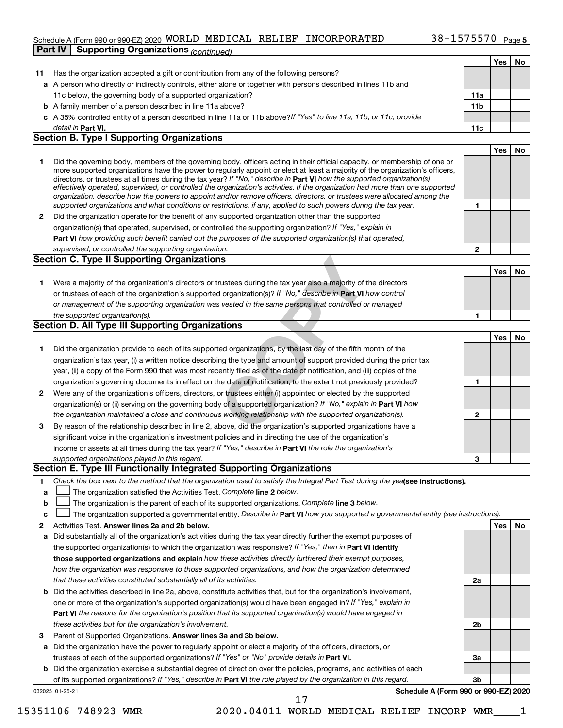Schedule A (Form 990 or 990-EZ) 2020 WORLD MEDICAL RELIEF INCORPORATED 38-1575570 Page 5

**Part IV | Supporting Organizations** *(continued)*

| | | | Yes | No |
|---|---|---|---|---|
| **11** | Has the organization accepted a gift or contribution from any of the following persons? | | | |
| **a** | A person who directly or indirectly controls, either alone or together with persons described in lines 11b and 11c below, the governing body of a supported organization? | **11a** | | |
| **b** | A family member of a person described in line 11a above? | **11b** | | |
| **c** | A 35% controlled entity of a person described in line 11a or 11b above? *If "Yes" to line 11a, 11b, or 11c, provide detail in* **Part VI.** | **11c** | | |

**Section B. Type I Supporting Organizations**

| | | | Yes | No |
|---|---|---|---|---|
| **1** | Did the governing body, members of the governing body, officers acting in their official capacity, or membership of one or more supported organizations have the power to regularly appoint or elect at least a majority of the organization's officers, directors, or trustees at all times during the tax year? *If "No," describe in* **Part VI** *how the supported organization(s) effectively operated, supervised, or controlled the organization's activities. If the organization had more than one supported organization, describe how the powers to appoint and/or remove officers, directors, or trustees were allocated among the supported organizations and what conditions or restrictions, if any, applied to such powers during the tax year.* | **1** | | |
| **2** | Did the organization operate for the benefit of any supported organization other than the supported organization(s) that operated, supervised, or controlled the supporting organization? *If "Yes," explain in* **Part VI** *how providing such benefit carried out the purposes of the supported organization(s) that operated, supervised, or controlled the supporting organization.* | **2** | | |

**Section C. Type II Supporting Organizations**

| | | | Yes | No |
|---|---|---|---|---|
| **1** | Were a majority of the organization's directors or trustees during the tax year also a majority of the directors or trustees of each of the organization's supported organization(s)? *If "No," describe in* **Part VI** *how control or management of the supporting organization was vested in the same persons that controlled or managed the supported organization(s).* | **1** | | |

**Section D. All Type III Supporting Organizations**

| | | | Yes | No |
|---|---|---|---|---|
| **1** | Did the organization provide to each of its supported organizations, by the last day of the fifth month of the organization's tax year, (i) a written notice describing the type and amount of support provided during the prior tax year, (ii) a copy of the Form 990 that was most recently filed as of the date of notification, and (iii) copies of the organization's governing documents in effect on the date of notification, to the extent not previously provided? | **1** | | |
| **2** | Were any of the organization's officers, directors, or trustees either (i) appointed or elected by the supported organization(s) or (ii) serving on the governing body of a supported organization? *If "No," explain in* **Part VI** *how the organization maintained a close and continuous working relationship with the supported organization(s).* | **2** | | |
| **3** | By reason of the relationship described in line 2, above, did the organization's supported organizations have a significant voice in the organization's investment policies and in directing the use of the organization's income or assets at all times during the tax year? *If "Yes," describe in* **Part VI** *the role the organization's supported organizations played in this regard.* | **3** | | |

**Section E. Type III Functionally Integrated Supporting Organizations**

**1** *Check the box next to the method that the organization used to satisfy the Integral Part Test during the year* **(see instructions).**

- **a** ☐ The organization satisfied the Activities Test. *Complete* **line 2** *below.*
- **b** ☐ The organization is the parent of each of its supported organizations. *Complete* **line 3** *below.*
- **c** ☐ The organization supported a governmental entity. *Describe in* **Part VI** *how you supported a governmental entity (see instructions).*

| | | | Yes | No |
|---|---|---|---|---|
| **2** | Activities Test. **Answer lines 2a and 2b below.** | | | |
| **a** | Did substantially all of the organization's activities during the tax year directly further the exempt purposes of the supported organization(s) to which the organization was responsive? *If "Yes," then in* **Part VI identify those supported organizations and explain** *how these activities directly furthered their exempt purposes, how the organization was responsive to those supported organizations, and how the organization determined that these activities constituted substantially all of its activities.* | **2a** | | |
| **b** | Did the activities described in line 2a, above, constitute activities that, but for the organization's involvement, one or more of the organization's supported organization(s) would have been engaged in? *If "Yes," explain in* **Part VI** *the reasons for the organization's position that its supported organization(s) would have engaged in these activities but for the organization's involvement.* | **2b** | | |
| **3** | Parent of Supported Organizations. **Answer lines 3a and 3b below.** | | | |
| **a** | Did the organization have the power to regularly appoint or elect a majority of the officers, directors, or trustees of each of the supported organizations? *If "Yes" or "No" provide details in* **Part VI.** | **3a** | | |
| **b** | Did the organization exercise a substantial degree of direction over the policies, programs, and activities of each of its supported organizations? *If "Yes," describe in* **Part VI** *the role played by the organization in this regard.* | **3b** | | |

032025 01-25-21 **Schedule A (Form 990 or 990-EZ) 2020**

15351106 748923 WMR 2020.04011 WORLD MEDICAL RELIEF INCORP WMR____1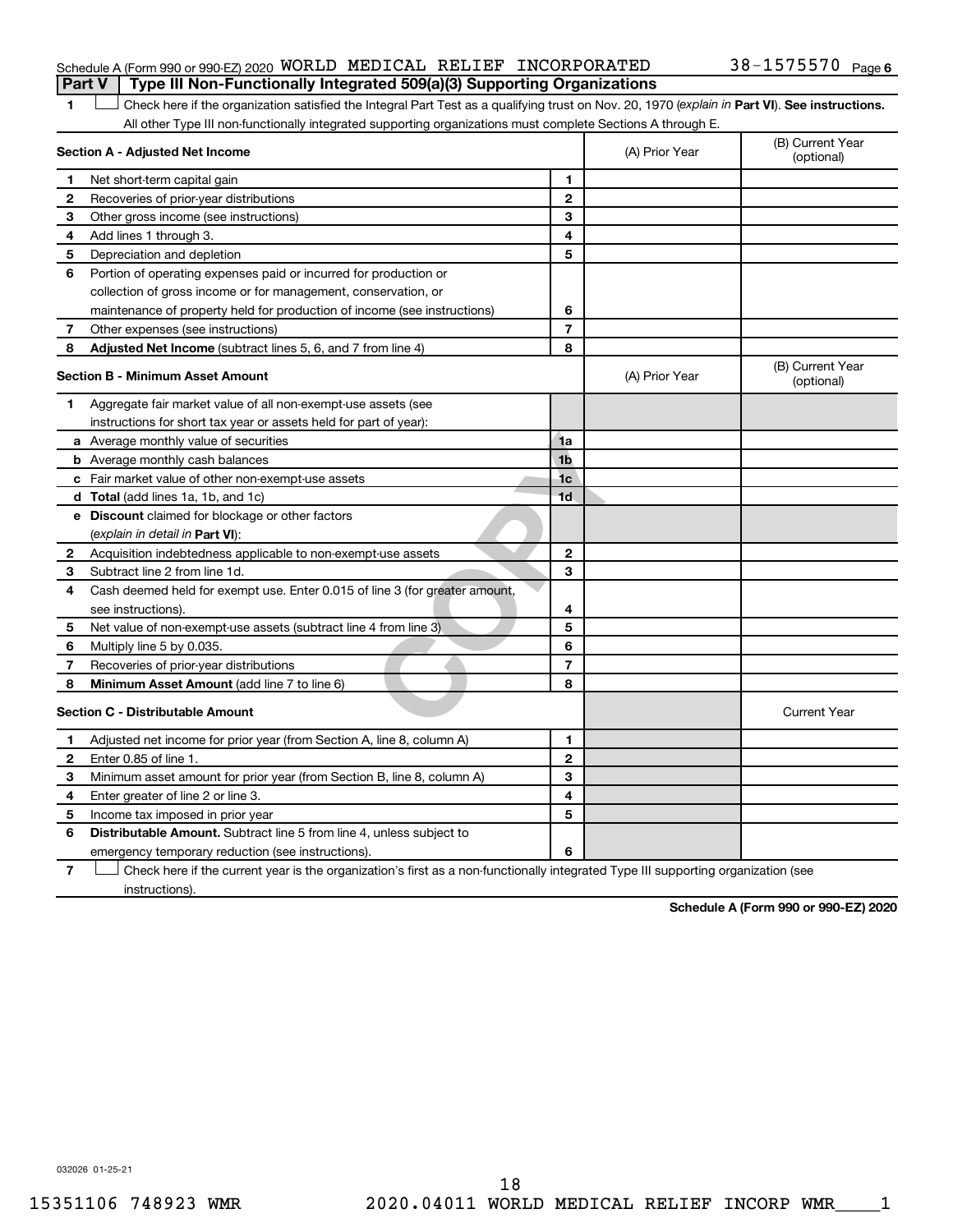Schedule A (Form 990 or 990-EZ) 2020 WORLD MEDICAL RELIEF INCORPORATED 38-1575570 Page 6

## Part V | Type III Non-Functionally Integrated 509(a)(3) Supporting Organizations

1 ☐ Check here if the organization satisfied the Integral Part Test as a qualifying trust on Nov. 20, 1970 (*explain in* **Part VI**). **See instructions.** All other Type III non-functionally integrated supporting organizations must complete Sections A through E.

| **Section A - Adjusted Net Income** | | (A) Prior Year | (B) Current Year (optional) |
|---|---|---|---|
| **1** Net short-term capital gain | 1 | | |
| **2** Recoveries of prior-year distributions | 2 | | |
| **3** Other gross income (see instructions) | 3 | | |
| **4** Add lines 1 through 3. | 4 | | |
| **5** Depreciation and depletion | 5 | | |
| **6** Portion of operating expenses paid or incurred for production or collection of gross income or for management, conservation, or maintenance of property held for production of income (see instructions) | 6 | | |
| **7** Other expenses (see instructions) | 7 | | |
| **8** **Adjusted Net Income** (subtract lines 5, 6, and 7 from line 4) | 8 | | |

| **Section B - Minimum Asset Amount** | | (A) Prior Year | (B) Current Year (optional) |
|---|---|---|---|
| **1** Aggregate fair market value of all non-exempt-use assets (see instructions for short tax year or assets held for part of year): | | | |
| **a** Average monthly value of securities | 1a | | |
| **b** Average monthly cash balances | 1b | | |
| **c** Fair market value of other non-exempt-use assets | 1c | | |
| **d** **Total** (add lines 1a, 1b, and 1c) | 1d | | |
| **e** **Discount** claimed for blockage or other factors (*explain in detail in* **Part VI**): | | | |
| **2** Acquisition indebtedness applicable to non-exempt-use assets | 2 | | |
| **3** Subtract line 2 from line 1d. | 3 | | |
| **4** Cash deemed held for exempt use. Enter 0.015 of line 3 (for greater amount, see instructions). | 4 | | |
| **5** Net value of non-exempt-use assets (subtract line 4 from line 3) | 5 | | |
| **6** Multiply line 5 by 0.035. | 6 | | |
| **7** Recoveries of prior-year distributions | 7 | | |
| **8** **Minimum Asset Amount** (add line 7 to line 6) | 8 | | |

| **Section C - Distributable Amount** | | | Current Year |
|---|---|---|---|
| **1** Adjusted net income for prior year (from Section A, line 8, column A) | 1 | | |
| **2** Enter 0.85 of line 1. | 2 | | |
| **3** Minimum asset amount for prior year (from Section B, line 8, column A) | 3 | | |
| **4** Enter greater of line 2 or line 3. | 4 | | |
| **5** Income tax imposed in prior year | 5 | | |
| **6** **Distributable Amount.** Subtract line 5 from line 4, unless subject to emergency temporary reduction (see instructions). | 6 | | |

7 ☐ Check here if the current year is the organization's first as a non-functionally integrated Type III supporting organization (see instructions).

**Schedule A (Form 990 or 990-EZ) 2020**

032026 01-25-21

15351106 748923 WMR 2020.04011 WORLD MEDICAL RELIEF INCORP WMR____1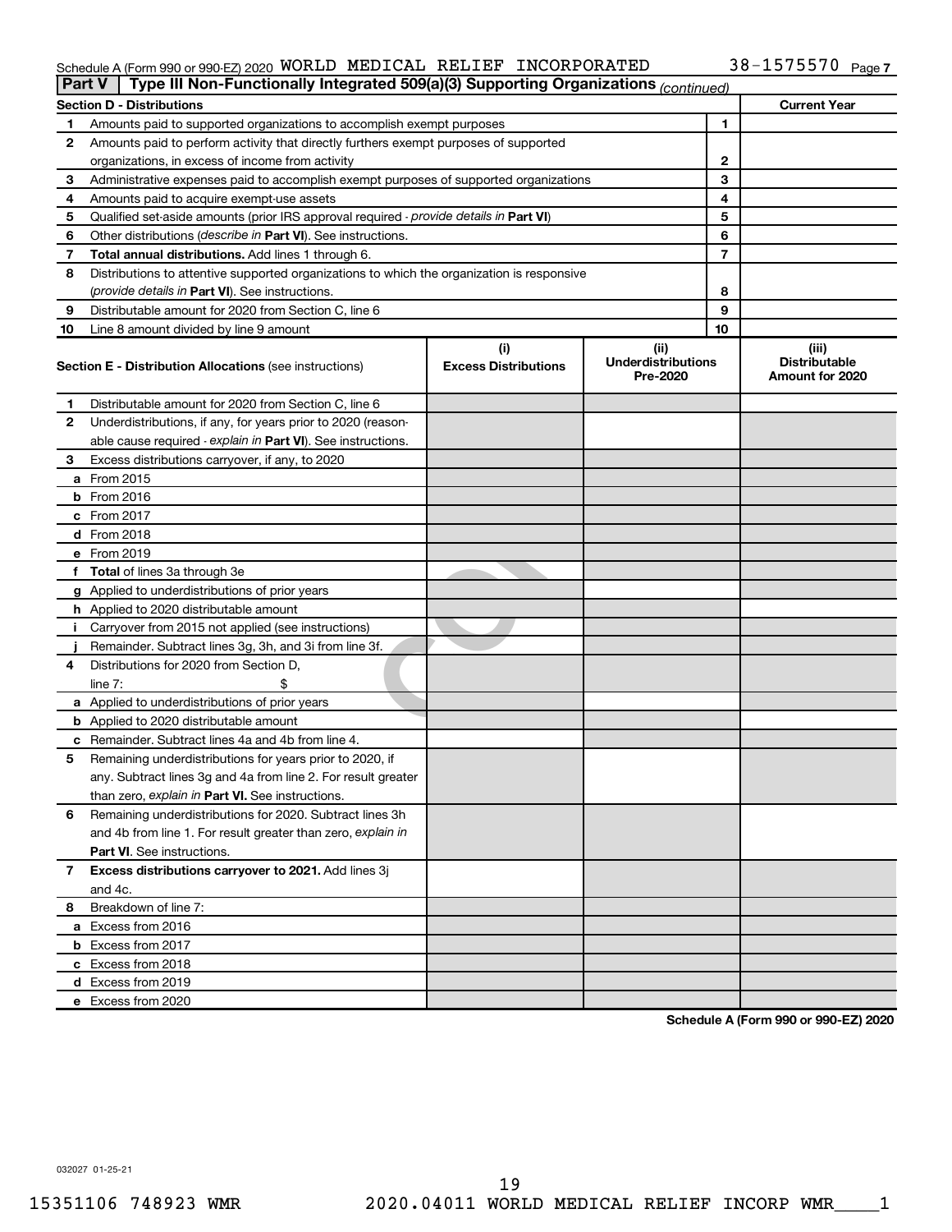Schedule A (Form 990 or 990-EZ) 2020 WORLD MEDICAL RELIEF INCORPORATED 38-1575570 Page 7

## Part V | Type III Non-Functionally Integrated 509(a)(3) Supporting Organizations *(continued)*

| **Section D - Distributions** | | | **Current Year** |
|---|---|---|---|
| 1 | Amounts paid to supported organizations to accomplish exempt purposes | 1 | |
| 2 | Amounts paid to perform activity that directly furthers exempt purposes of supported organizations, in excess of income from activity | 2 | |
| 3 | Administrative expenses paid to accomplish exempt purposes of supported organizations | 3 | |
| 4 | Amounts paid to acquire exempt-use assets | 4 | |
| 5 | Qualified set-aside amounts (prior IRS approval required - *provide details in* **Part VI**) | 5 | |
| 6 | Other distributions (*describe in* **Part VI**). See instructions. | 6 | |
| 7 | **Total annual distributions.** Add lines 1 through 6. | 7 | |
| 8 | Distributions to attentive supported organizations to which the organization is responsive (*provide details in* **Part VI**). See instructions. | 8 | |
| 9 | Distributable amount for 2020 from Section C, line 6 | 9 | |
| 10 | Line 8 amount divided by line 9 amount | 10 | |

| | **Section E - Distribution Allocations** (see instructions) | **(i) Excess Distributions** | **(ii) Underdistributions Pre-2020** | **(iii) Distributable Amount for 2020** |
|---|---|---|---|---|
| 1 | Distributable amount for 2020 from Section C, line 6 | | | |
| 2 | Underdistributions, if any, for years prior to 2020 (reasonable cause required - *explain in* **Part VI**). See instructions. | | | |
| 3 | Excess distributions carryover, if any, to 2020 | | | |
| a | From 2015 | | | |
| b | From 2016 | | | |
| c | From 2017 | | | |
| d | From 2018 | | | |
| e | From 2019 | | | |
| f | **Total** of lines 3a through 3e | | | |
| g | Applied to underdistributions of prior years | | | |
| h | Applied to 2020 distributable amount | | | |
| i | Carryover from 2015 not applied (see instructions) | | | |
| j | Remainder. Subtract lines 3g, 3h, and 3i from line 3f. | | | |
| 4 | Distributions for 2020 from Section D, line 7: $ | | | |
| a | Applied to underdistributions of prior years | | | |
| b | Applied to 2020 distributable amount | | | |
| c | Remainder. Subtract lines 4a and 4b from line 4. | | | |
| 5 | Remaining underdistributions for years prior to 2020, if any. Subtract lines 3g and 4a from line 2. For result greater than zero, *explain in* **Part VI**. See instructions. | | | |
| 6 | Remaining underdistributions for 2020. Subtract lines 3h and 4b from line 1. For result greater than zero, *explain in* **Part VI**. See instructions. | | | |
| 7 | **Excess distributions carryover to 2021.** Add lines 3j and 4c. | | | |
| 8 | Breakdown of line 7: | | | |
| a | Excess from 2016 | | | |
| b | Excess from 2017 | | | |
| c | Excess from 2018 | | | |
| d | Excess from 2019 | | | |
| e | Excess from 2020 | | | |

**Schedule A (Form 990 or 990-EZ) 2020**

032027 01-25-21

15351106 748923 WMR 2020.04011 WORLD MEDICAL RELIEF INCORP WMR____1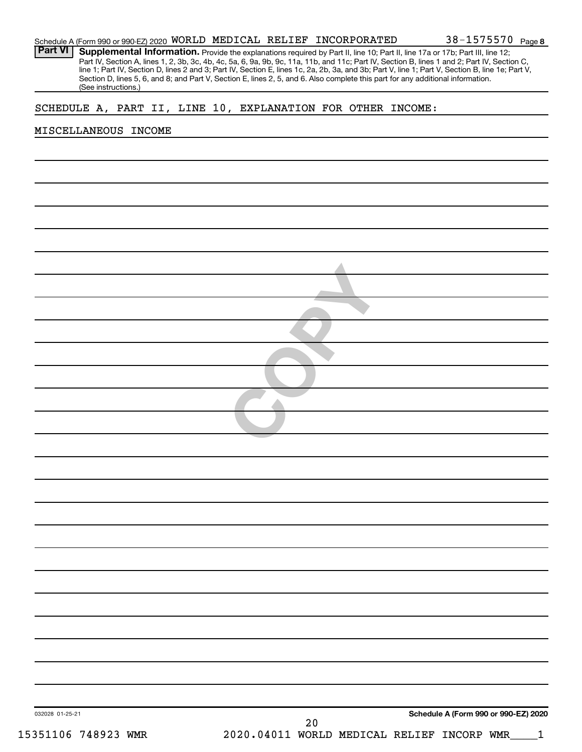Schedule A (Form 990 or 990-EZ) 2020 WORLD MEDICAL RELIEF INCORPORATED 38-1575570 Page 8

**Part VI** **Supplemental Information.** Provide the explanations required by Part II, line 10; Part II, line 17a or 17b; Part III, line 12; Part IV, Section A, lines 1, 2, 3b, 3c, 4b, 4c, 5a, 6, 9a, 9b, 9c, 11a, 11b, and 11c; Part IV, Section B, lines 1 and 2; Part IV, Section C, line 1; Part IV, Section D, lines 2 and 3; Part IV, Section E, lines 1c, 2a, 2b, 3a, and 3b; Part V, line 1; Part V, Section B, line 1e; Part V, Section D, lines 5, 6, and 8; and Part V, Section E, lines 2, 5, and 6. Also complete this part for any additional information. (See instructions.)

SCHEDULE A, PART II, LINE 10, EXPLANATION FOR OTHER INCOME:

MISCELLANEOUS INCOME

032028 01-25-21

Schedule A (Form 990 or 990-EZ) 2020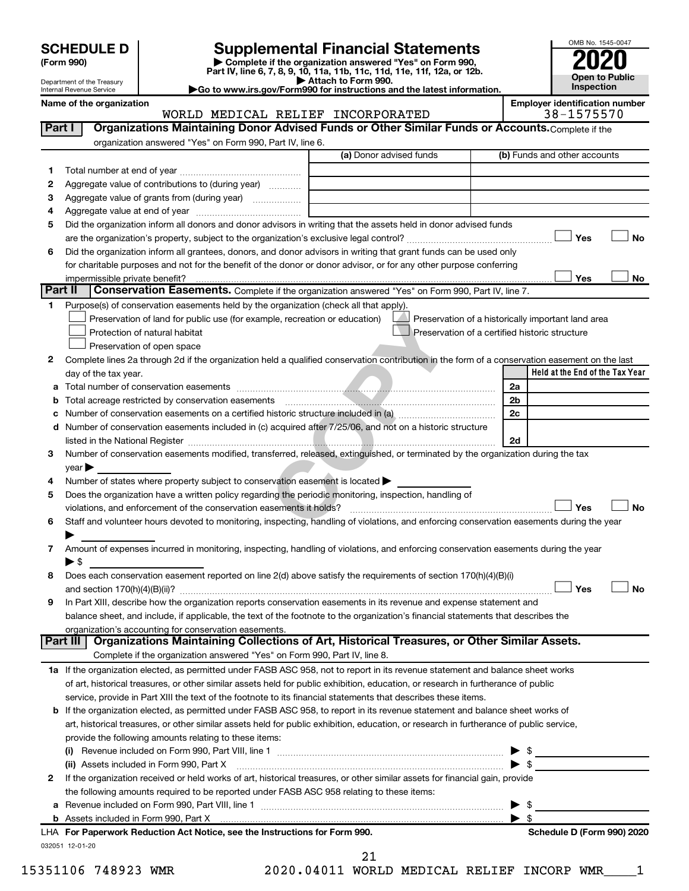# SCHEDULE D (Form 990)

Department of the Treasury
Internal Revenue Service

## Supplemental Financial Statements

▶ Complete if the organization answered "Yes" on Form 990, Part IV, line 6, 7, 8, 9, 10, 11a, 11b, 11c, 11d, 11e, 11f, 12a, or 12b.
▶ Attach to Form 990.
▶ Go to www.irs.gov/Form990 for instructions and the latest information.

OMB No. 1545-0047
**2020**
**Open to Public Inspection**

**Name of the organization:** WORLD MEDICAL RELIEF INCORPORATED
**Employer identification number:** 38-1575570

### Part I — Organizations Maintaining Donor Advised Funds or Other Similar Funds or Accounts.
Complete if the organization answered "Yes" on Form 990, Part IV, line 6.

| | | (a) Donor advised funds | (b) Funds and other accounts |
|---|---|---|---|
| 1 | Total number at end of year | | |
| 2 | Aggregate value of contributions to (during year) | | |
| 3 | Aggregate value of grants from (during year) | | |
| 4 | Aggregate value at end of year | | |

5 Did the organization inform all donors and donor advisors in writing that the assets held in donor advised funds are the organization's property, subject to the organization's exclusive legal control? ☐ Yes ☐ No

6 Did the organization inform all grantees, donors, and donor advisors in writing that grant funds can be used only for charitable purposes and not for the benefit of the donor or donor advisor, or for any other purpose conferring impermissible private benefit? ☐ Yes ☐ No

### Part II — Conservation Easements.
Complete if the organization answered "Yes" on Form 990, Part IV, line 7.

1 Purpose(s) of conservation easements held by the organization (check all that apply).
- ☐ Preservation of land for public use (for example, recreation or education)
- ☐ Protection of natural habitat
- ☐ Preservation of open space
- ☐ Preservation of a historically important land area
- ☐ Preservation of a certified historic structure

2 Complete lines 2a through 2d if the organization held a qualified conservation contribution in the form of a conservation easement on the last day of the tax year.

| | | | Held at the End of the Tax Year |
|---|---|---|---|
| a | Total number of conservation easements | 2a | |
| b | Total acreage restricted by conservation easements | 2b | |
| c | Number of conservation easements on a certified historic structure included in (a) | 2c | |
| d | Number of conservation easements included in (c) acquired after 7/25/06, and not on a historic structure listed in the National Register | 2d | |

3 Number of conservation easements modified, transferred, released, extinguished, or terminated by the organization during the tax year ▶

4 Number of states where property subject to conservation easement is located ▶

5 Does the organization have a written policy regarding the periodic monitoring, inspection, handling of violations, and enforcement of the conservation easements it holds? ☐ Yes ☐ No

6 Staff and volunteer hours devoted to monitoring, inspecting, handling of violations, and enforcing conservation easements during the year ▶

7 Amount of expenses incurred in monitoring, inspecting, handling of violations, and enforcing conservation easements during the year ▶ $

8 Does each conservation easement reported on line 2(d) above satisfy the requirements of section 170(h)(4)(B)(i) and section 170(h)(4)(B)(ii)? ☐ Yes ☐ No

9 In Part XIII, describe how the organization reports conservation easements in its revenue and expense statement and balance sheet, and include, if applicable, the text of the footnote to the organization's financial statements that describes the organization's accounting for conservation easements.

### Part III — Organizations Maintaining Collections of Art, Historical Treasures, or Other Similar Assets.
Complete if the organization answered "Yes" on Form 990, Part IV, line 8.

1a If the organization elected, as permitted under FASB ASC 958, not to report in its revenue statement and balance sheet works of art, historical treasures, or other similar assets held for public exhibition, education, or research in furtherance of public service, provide in Part XIII the text of the footnote to its financial statements that describes these items.

b If the organization elected, as permitted under FASB ASC 958, to report in its revenue statement and balance sheet works of art, historical treasures, or other similar assets held for public exhibition, education, or research in furtherance of public service, provide the following amounts relating to these items:

(i) Revenue included on Form 990, Part VIII, line 1 ▶ $

(ii) Assets included in Form 990, Part X ▶ $

2 If the organization received or held works of art, historical treasures, or other similar assets for financial gain, provide the following amounts required to be reported under FASB ASC 958 relating to these items:

a Revenue included on Form 990, Part VIII, line 1 ▶ $

b Assets included in Form 990, Part X ▶ $

LHA For Paperwork Reduction Act Notice, see the Instructions for Form 990. — Schedule D (Form 990) 2020

032051 12-01-20

15351106 748923 WMR 2020.04011 WORLD MEDICAL RELIEF INCORP WMR____1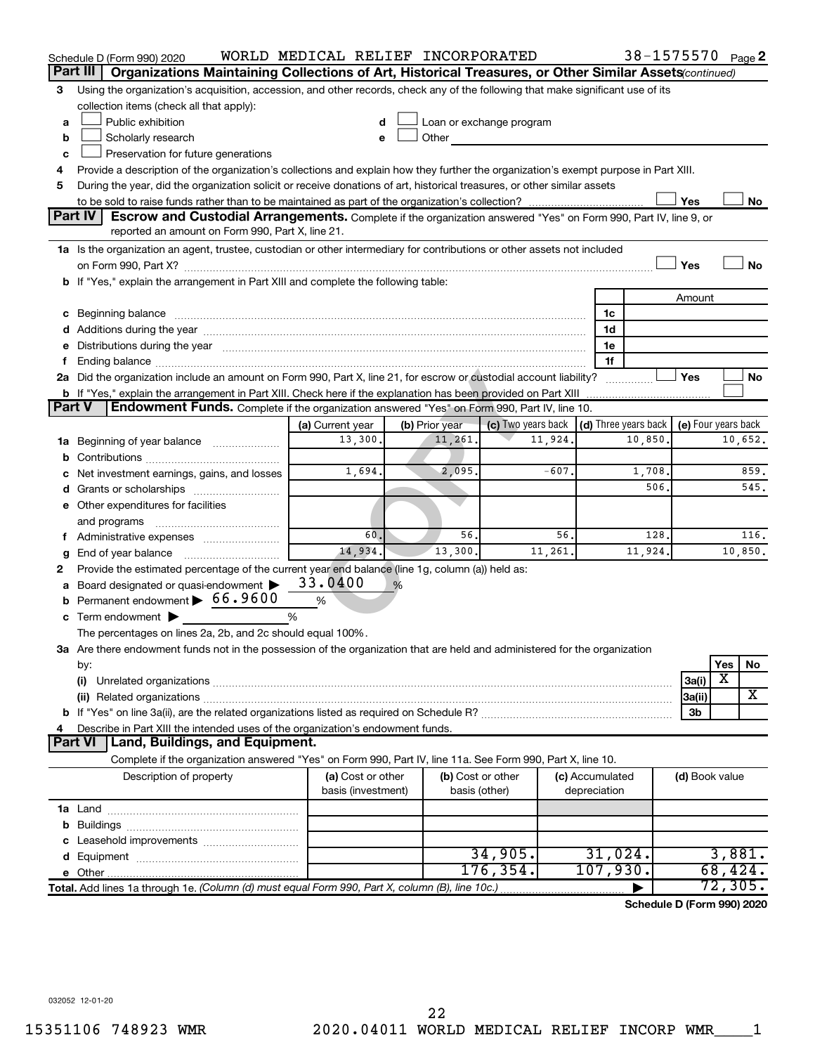Schedule D (Form 990) 2020 WORLD MEDICAL RELIEF INCORPORATED 38-1575570 Page 2

## Part III Organizations Maintaining Collections of Art, Historical Treasures, or Other Similar Assets (continued)

3 Using the organization's acquisition, accession, and other records, check any of the following that make significant use of its collection items (check all that apply):

a ☐ Public exhibition
b ☐ Scholarly research
c ☐ Preservation for future generations
d ☐ Loan or exchange program
e ☐ Other

4 Provide a description of the organization's collections and explain how they further the organization's exempt purpose in Part XIII.

5 During the year, did the organization solicit or receive donations of art, historical treasures, or other similar assets to be sold to raise funds rather than to be maintained as part of the organization's collection? ☐ Yes ☐ No

## Part IV Escrow and Custodial Arrangements.

Complete if the organization answered "Yes" on Form 990, Part IV, line 9, or reported an amount on Form 990, Part X, line 21.

1a Is the organization an agent, trustee, custodian or other intermediary for contributions or other assets not included on Form 990, Part X? ☐ Yes ☐ No

b If "Yes," explain the arrangement in Part XIII and complete the following table:

| | | Amount |
|---|---|---|
| c Beginning balance | 1c | |
| d Additions during the year | 1d | |
| e Distributions during the year | 1e | |
| f Ending balance | 1f | |

2a Did the organization include an amount on Form 990, Part X, line 21, for escrow or custodial account liability? ☐ Yes ☐ No

b If "Yes," explain the arrangement in Part XIII. Check here if the explanation has been provided on Part XIII ☐

## Part V Endowment Funds.

Complete if the organization answered "Yes" on Form 990, Part IV, line 10.

| | (a) Current year | (b) Prior year | (c) Two years back | (d) Three years back | (e) Four years back |
|---|---|---|---|---|---|
| 1a Beginning of year balance | 13,300. | 11,261. | 11,924. | 10,850. | 10,652. |
| b Contributions | | | | | |
| c Net investment earnings, gains, and losses | 1,694. | 2,095. | -607. | 1,708. | 859. |
| d Grants or scholarships | | | | 506. | 545. |
| e Other expenditures for facilities and programs | | | | | |
| f Administrative expenses | 60. | 56. | 56. | 128. | 116. |
| g End of year balance | 14,934. | 13,300. | 11,261. | 11,924. | 10,850. |

2 Provide the estimated percentage of the current year end balance (line 1g, column (a)) held as:

a Board designated or quasi-endowment ▶ 33.0400 %
b Permanent endowment ▶ 66.9600 %
c Term endowment ▶ %

The percentages on lines 2a, 2b, and 2c should equal 100%.

3a Are there endowment funds not in the possession of the organization that are held and administered for the organization by:

| | | Yes | No |
|---|---|---|---|
| (i) Unrelated organizations | 3a(i) | X | |
| (ii) Related organizations | 3a(ii) | | X |
| b If "Yes" on line 3a(ii), are the related organizations listed as required on Schedule R? | 3b | | |

4 Describe in Part XIII the intended uses of the organization's endowment funds.

## Part VI Land, Buildings, and Equipment.

Complete if the organization answered "Yes" on Form 990, Part IV, line 11a. See Form 990, Part X, line 10.

| Description of property | (a) Cost or other basis (investment) | (b) Cost or other basis (other) | (c) Accumulated depreciation | (d) Book value |
|---|---|---|---|---|
| 1a Land | | | | |
| b Buildings | | | | |
| c Leasehold improvements | | | | |
| d Equipment | | 34,905. | 31,024. | 3,881. |
| e Other | | 176,354. | 107,930. | 68,424. |
| Total. Add lines 1a through 1e. (Column (d) must equal Form 990, Part X, column (B), line 10c.) | | | ▶ | 72,305. |

Schedule D (Form 990) 2020

032052 12-01-20

15351106 748923 WMR 2020.04011 WORLD MEDICAL RELIEF INCORP WMR____1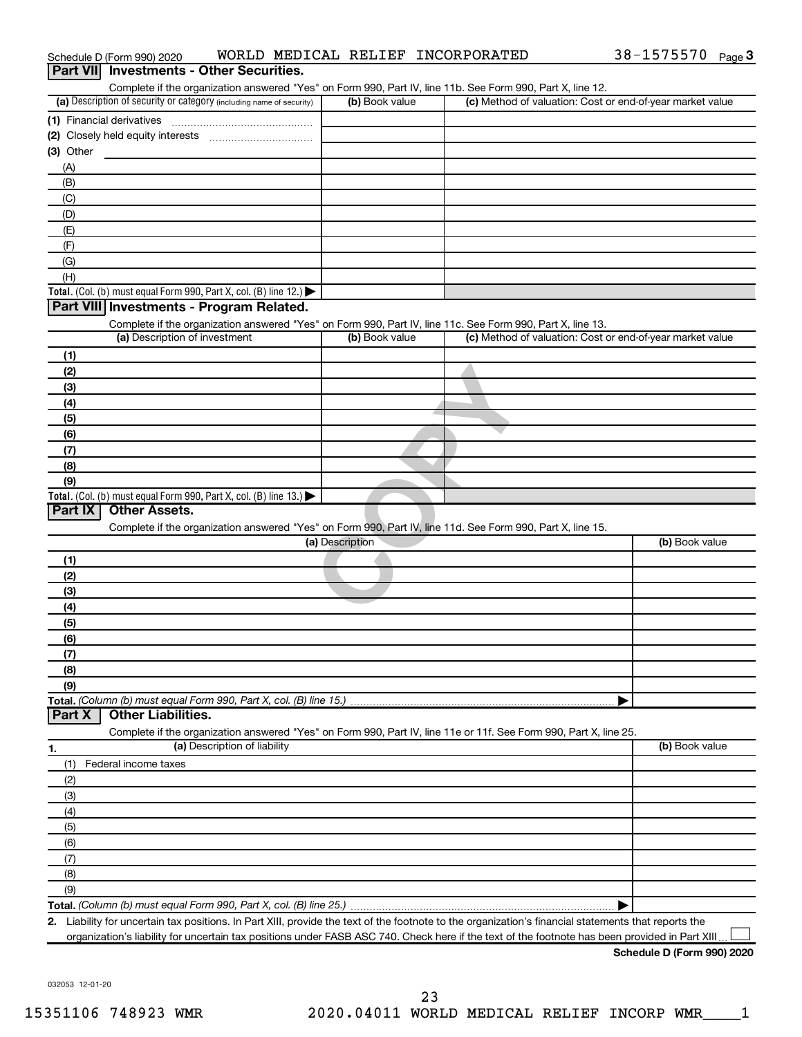Schedule D (Form 990) 2020 WORLD MEDICAL RELIEF INCORPORATED 38-1575570 Page 3

## Part VII Investments - Other Securities.

Complete if the organization answered "Yes" on Form 990, Part IV, line 11b. See Form 990, Part X, line 12.

| (a) Description of security or category (including name of security) | (b) Book value | (c) Method of valuation: Cost or end-of-year market value |
|---|---|---|
| (1) Financial derivatives | | |
| (2) Closely held equity interests | | |
| (3) Other | | |
| (A) | | |
| (B) | | |
| (C) | | |
| (D) | | |
| (E) | | |
| (F) | | |
| (G) | | |
| (H) | | |
| **Total.** (Col. (b) must equal Form 990, Part X, col. (B) line 12.) ▶ | | |

## Part VIII Investments - Program Related.

Complete if the organization answered "Yes" on Form 990, Part IV, line 11c. See Form 990, Part X, line 13.

| (a) Description of investment | (b) Book value | (c) Method of valuation: Cost or end-of-year market value |
|---|---|---|
| (1) | | |
| (2) | | |
| (3) | | |
| (4) | | |
| (5) | | |
| (6) | | |
| (7) | | |
| (8) | | |
| (9) | | |
| **Total.** (Col. (b) must equal Form 990, Part X, col. (B) line 13.) ▶ | | |

## Part IX Other Assets.

Complete if the organization answered "Yes" on Form 990, Part IV, line 11d. See Form 990, Part X, line 15.

| (a) Description | (b) Book value |
|---|---|
| (1) | |
| (2) | |
| (3) | |
| (4) | |
| (5) | |
| (6) | |
| (7) | |
| (8) | |
| (9) | |
| **Total.** *(Column (b) must equal Form 990, Part X, col. (B) line 15.)* ▶ | |

## Part X Other Liabilities.

Complete if the organization answered "Yes" on Form 990, Part IV, line 11e or 11f. See Form 990, Part X, line 25.

| 1. (a) Description of liability | (b) Book value |
|---|---|
| (1) Federal income taxes | |
| (2) | |
| (3) | |
| (4) | |
| (5) | |
| (6) | |
| (7) | |
| (8) | |
| (9) | |
| **Total.** *(Column (b) must equal Form 990, Part X, col. (B) line 25.)* ▶ | |

**2.** Liability for uncertain tax positions. In Part XIII, provide the text of the footnote to the organization's financial statements that reports the organization's liability for uncertain tax positions under FASB ASC 740. Check here if the text of the footnote has been provided in Part XIII ☐

**Schedule D (Form 990) 2020**

032053 12-01-20

15351106 748923 WMR 2020.04011 WORLD MEDICAL RELIEF INCORP WMR____1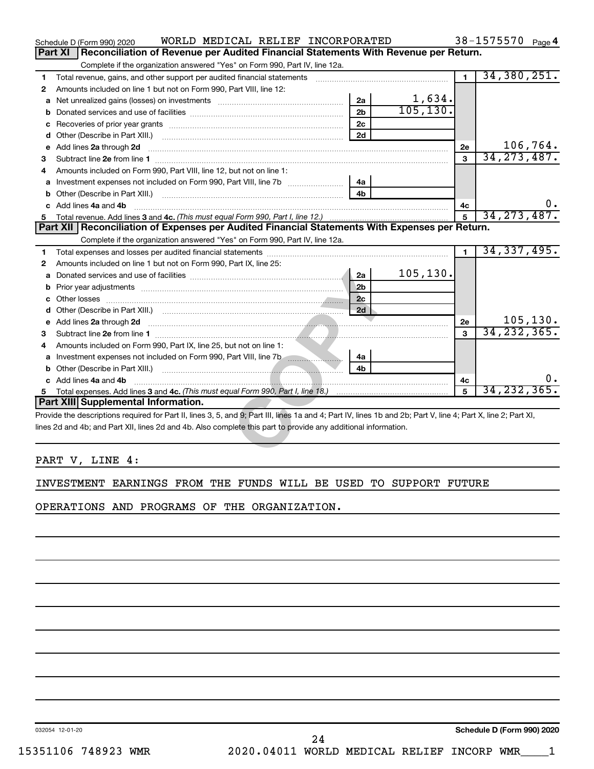Schedule D (Form 990) 2020 WORLD MEDICAL RELIEF INCORPORATED 38-1575570 Page 4

## Part XI Reconciliation of Revenue per Audited Financial Statements With Revenue per Return.

Complete if the organization answered "Yes" on Form 990, Part IV, line 12a.

| | | | | | |
|---|---|---|---|---|---|
| 1 | Total revenue, gains, and other support per audited financial statements | | | 1 | 34,380,251. |
| 2 | Amounts included on line 1 but not on Form 990, Part VIII, line 12: | | | | |
| a | Net unrealized gains (losses) on investments | 2a | 1,634. | | |
| b | Donated services and use of facilities | 2b | 105,130. | | |
| c | Recoveries of prior year grants | 2c | | | |
| d | Other (Describe in Part XIII.) | 2d | | | |
| e | Add lines 2a through 2d | | | 2e | 106,764. |
| 3 | Subtract line 2e from line 1 | | | 3 | 34,273,487. |
| 4 | Amounts included on Form 990, Part VIII, line 12, but not on line 1: | | | | |
| a | Investment expenses not included on Form 990, Part VIII, line 7b | 4a | | | |
| b | Other (Describe in Part XIII.) | 4b | | | |
| c | Add lines 4a and 4b | | | 4c | 0. |
| 5 | Total revenue. Add lines 3 and 4c. *(This must equal Form 990, Part I, line 12.)* | | | 5 | 34,273,487. |

## Part XII Reconciliation of Expenses per Audited Financial Statements With Expenses per Return.

Complete if the organization answered "Yes" on Form 990, Part IV, line 12a.

| | | | | | |
|---|---|---|---|---|---|
| 1 | Total expenses and losses per audited financial statements | | | 1 | 34,337,495. |
| 2 | Amounts included on line 1 but not on Form 990, Part IX, line 25: | | | | |
| a | Donated services and use of facilities | 2a | 105,130. | | |
| b | Prior year adjustments | 2b | | | |
| c | Other losses | 2c | | | |
| d | Other (Describe in Part XIII.) | 2d | | | |
| e | Add lines 2a through 2d | | | 2e | 105,130. |
| 3 | Subtract line 2e from line 1 | | | 3 | 34,232,365. |
| 4 | Amounts included on Form 990, Part IX, line 25, but not on line 1: | | | | |
| a | Investment expenses not included on Form 990, Part VIII, line 7b | 4a | | | |
| b | Other (Describe in Part XIII.) | 4b | | | |
| c | Add lines 4a and 4b | | | 4c | 0. |
| 5 | Total expenses. Add lines 3 and 4c. *(This must equal Form 990, Part I, line 18.)* | | | 5 | 34,232,365. |

## Part XIII Supplemental Information.

Provide the descriptions required for Part II, lines 3, 5, and 9; Part III, lines 1a and 4; Part IV, lines 1b and 2b; Part V, line 4; Part X, line 2; Part XI, lines 2d and 4b; and Part XII, lines 2d and 4b. Also complete this part to provide any additional information.

PART V, LINE 4:

INVESTMENT EARNINGS FROM THE FUNDS WILL BE USED TO SUPPORT FUTURE OPERATIONS AND PROGRAMS OF THE ORGANIZATION.

032054 12-01-20 Schedule D (Form 990) 2020

15351106 748923 WMR 2020.04011 WORLD MEDICAL RELIEF INCORP WMR____1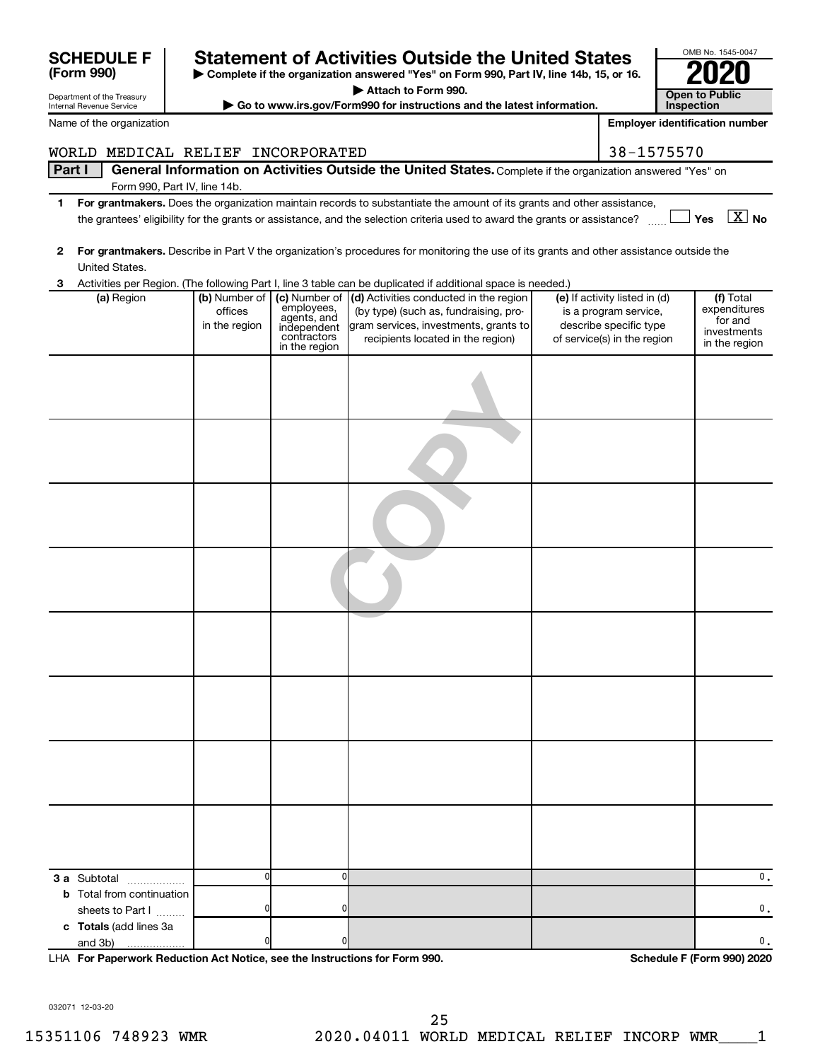# SCHEDULE F (Form 990)

Department of the Treasury
Internal Revenue Service

## Statement of Activities Outside the United States

▶ Complete if the organization answered "Yes" on Form 990, Part IV, line 14b, 15, or 16.
▶ Attach to Form 990.
▶ Go to www.irs.gov/Form990 for instructions and the latest information.

OMB No. 1545-0047

**2020**

**Open to Public Inspection**

Name of the organization: WORLD MEDICAL RELIEF INCORPORATED

Employer identification number: 38-1575570

**Part I** **General Information on Activities Outside the United States.** Complete if the organization answered "Yes" on Form 990, Part IV, line 14b.

1 **For grantmakers.** Does the organization maintain records to substantiate the amount of its grants and other assistance, the grantees' eligibility for the grants or assistance, and the selection criteria used to award the grants or assistance? ☐ Yes ☒ No

2 **For grantmakers.** Describe in Part V the organization's procedures for monitoring the use of its grants and other assistance outside the United States.

3 Activities per Region. (The following Part I, line 3 table can be duplicated if additional space is needed.)

| (a) Region | (b) Number of offices in the region | (c) Number of employees, agents, and independent contractors in the region | (d) Activities conducted in the region (by type) (such as, fundraising, program services, investments, grants to recipients located in the region) | (e) If activity listed in (d) is a program service, describe specific type of service(s) in the region | (f) Total expenditures for and investments in the region |
|---|---|---|---|---|---|
| | | | | | |
| | | | | | |
| | | | | | |
| | | | | | |
| | | | | | |
| | | | | | |
| | | | | | |
| | | | | | |
| **3 a** Subtotal | 0 | 0 | | | 0. |
| **b** Total from continuation sheets to Part I | 0 | 0 | | | 0. |
| **c Totals** (add lines 3a and 3b) | 0 | 0 | | | 0. |

LHA **For Paperwork Reduction Act Notice, see the Instructions for Form 990.** **Schedule F (Form 990) 2020**

032071 12-03-20

15351106 748923 WMR 2020.04011 WORLD MEDICAL RELIEF INCORP WMR____1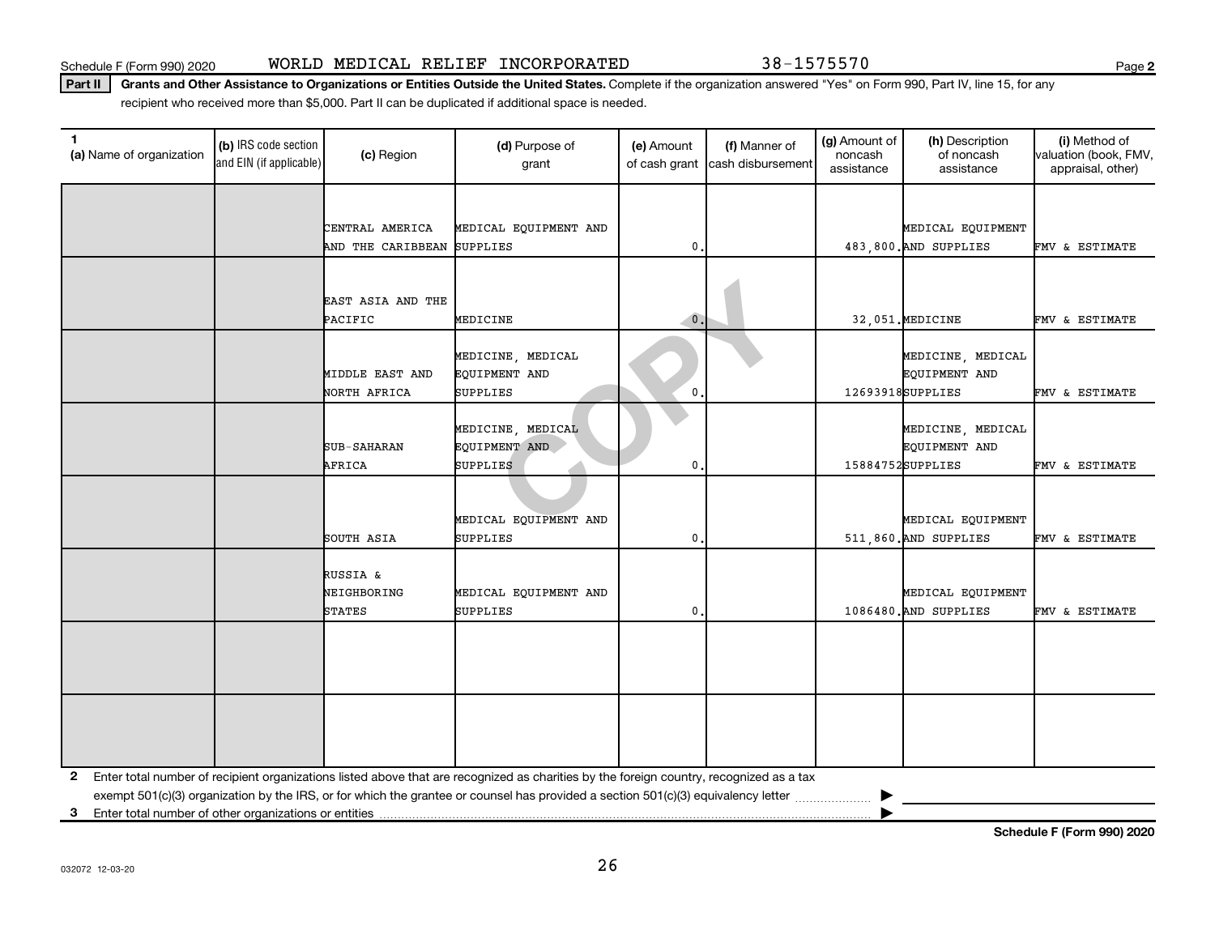Schedule F (Form 990) 2020 WORLD MEDICAL RELIEF INCORPORATED 38-1575570

**Part II** **Grants and Other Assistance to Organizations or Entities Outside the United States.** Complete if the organization answered "Yes" on Form 990, Part IV, line 15, for any recipient who received more than $5,000. Part II can be duplicated if additional space is needed.

| 1 (a) Name of organization | (b) IRS code section and EIN (if applicable) | (c) Region | (d) Purpose of grant | (e) Amount of cash grant | (f) Manner of cash disbursement | (g) Amount of noncash assistance | (h) Description of noncash assistance | (i) Method of valuation (book, FMV, appraisal, other) |
|---|---|---|---|---|---|---|---|---|
| | | CENTRAL AMERICA AND THE CARIBBEAN | MEDICAL EQUIPMENT AND SUPPLIES | 0. | | 483,800. | MEDICAL EQUIPMENT AND SUPPLIES | FMV & ESTIMATE |
| | | EAST ASIA AND THE PACIFIC | MEDICINE | 0. | | 32,051. | MEDICINE | FMV & ESTIMATE |
| | | MIDDLE EAST AND NORTH AFRICA | MEDICINE, MEDICAL EQUIPMENT AND SUPPLIES | 0. | | 12693918 | MEDICINE, MEDICAL EQUIPMENT AND SUPPLIES | FMV & ESTIMATE |
| | | SUB-SAHARAN AFRICA | MEDICINE, MEDICAL EQUIPMENT AND SUPPLIES | 0. | | 15884752 | MEDICINE, MEDICAL EQUIPMENT AND SUPPLIES | FMV & ESTIMATE |
| | | SOUTH ASIA | MEDICAL EQUIPMENT AND SUPPLIES | 0. | | 511,860. | MEDICAL EQUIPMENT AND SUPPLIES | FMV & ESTIMATE |
| | | RUSSIA & NEIGHBORING STATES | MEDICAL EQUIPMENT AND SUPPLIES | 0. | | 1086480. | MEDICAL EQUIPMENT AND SUPPLIES | FMV & ESTIMATE |
| | | | | | | | | |
| | | | | | | | | |

**2** Enter total number of recipient organizations listed above that are recognized as charities by the foreign country, recognized as a tax exempt 501(c)(3) organization by the IRS, or for which the grantee or counsel has provided a section 501(c)(3) equivalency letter ▶

**3** Enter total number of other organizations or entities ▶

**Schedule F (Form 990) 2020**

032072 12-03-20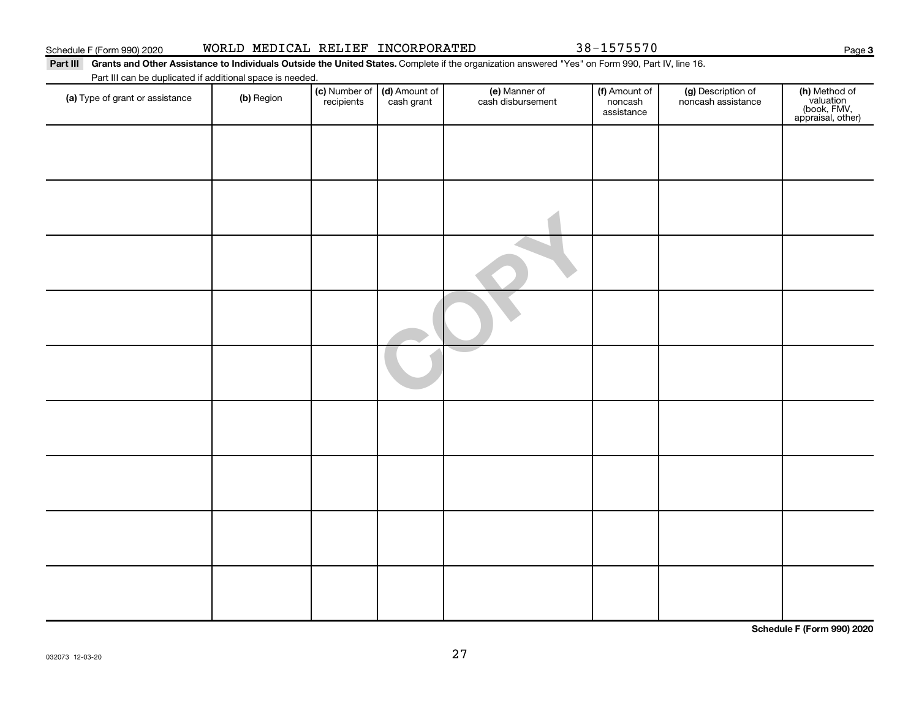Schedule F (Form 990) 2020 WORLD MEDICAL RELIEF INCORPORATED 38-1575570

**Part III** **Grants and Other Assistance to Individuals Outside the United States.** Complete if the organization answered "Yes" on Form 990, Part IV, line 16.

Part III can be duplicated if additional space is needed.

| (a) Type of grant or assistance | (b) Region | (c) Number of recipients | (d) Amount of cash grant | (e) Manner of cash disbursement | (f) Amount of noncash assistance | (g) Description of noncash assistance | (h) Method of valuation (book, FMV, appraisal, other) |
|---|---|---|---|---|---|---|---|
| | | | | | | | |
| | | | | | | | |
| | | | | | | | |
| | | | | | | | |
| | | | | | | | |
| | | | | | | | |
| | | | | | | | |
| | | | | | | | |
| | | | | | | | |

**Schedule F (Form 990) 2020**

032073 12-03-20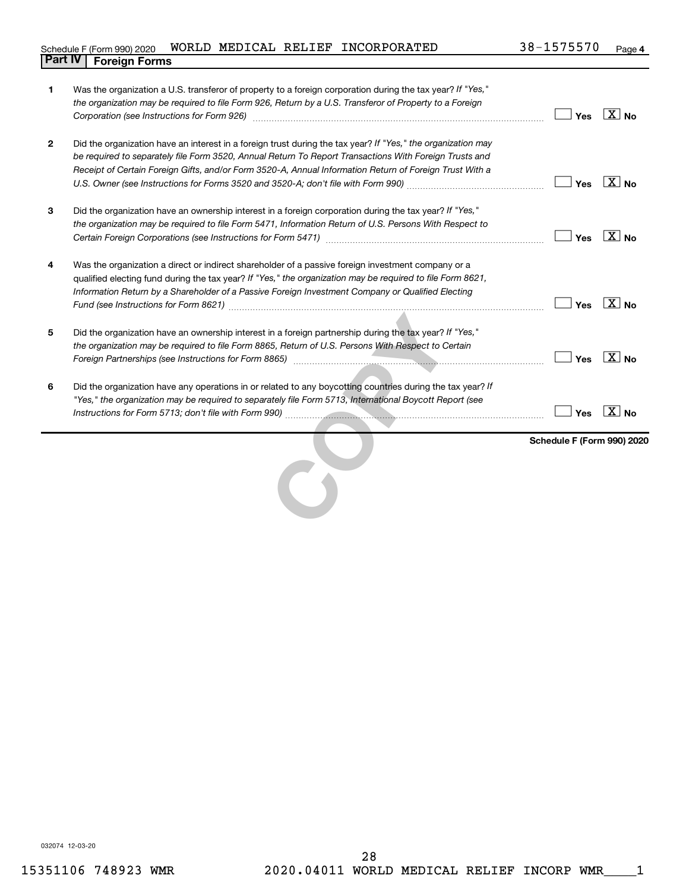Schedule F (Form 990) 2020 WORLD MEDICAL RELIEF INCORPORATED 38-1575570 Page 4

## Part IV Foreign Forms

| | | Yes | No |
|---|---|---|---|
| 1 | Was the organization a U.S. transferor of property to a foreign corporation during the tax year? *If "Yes," the organization may be required to file Form 926, Return by a U.S. Transferor of Property to a Foreign Corporation (see Instructions for Form 926)* | | X |
| 2 | Did the organization have an interest in a foreign trust during the tax year? *If "Yes," the organization may be required to separately file Form 3520, Annual Return To Report Transactions With Foreign Trusts and Receipt of Certain Foreign Gifts, and/or Form 3520-A, Annual Information Return of Foreign Trust With a U.S. Owner (see Instructions for Forms 3520 and 3520-A; don't file with Form 990)* | | X |
| 3 | Did the organization have an ownership interest in a foreign corporation during the tax year? *If "Yes," the organization may be required to file Form 5471, Information Return of U.S. Persons With Respect to Certain Foreign Corporations (see Instructions for Form 5471)* | | X |
| 4 | Was the organization a direct or indirect shareholder of a passive foreign investment company or a qualified electing fund during the tax year? *If "Yes," the organization may be required to file Form 8621, Information Return by a Shareholder of a Passive Foreign Investment Company or Qualified Electing Fund (see Instructions for Form 8621)* | | X |
| 5 | Did the organization have an ownership interest in a foreign partnership during the tax year? *If "Yes," the organization may be required to file Form 8865, Return of U.S. Persons With Respect to Certain Foreign Partnerships (see Instructions for Form 8865)* | | X |
| 6 | Did the organization have any operations in or related to any boycotting countries during the tax year? *If "Yes," the organization may be required to separately file Form 5713, International Boycott Report (see Instructions for Form 5713; don't file with Form 990)* | | X |

**Schedule F (Form 990) 2020**

032074 12-03-20

15351106 748923 WMR 2020.04011 WORLD MEDICAL RELIEF INCORP WMR____1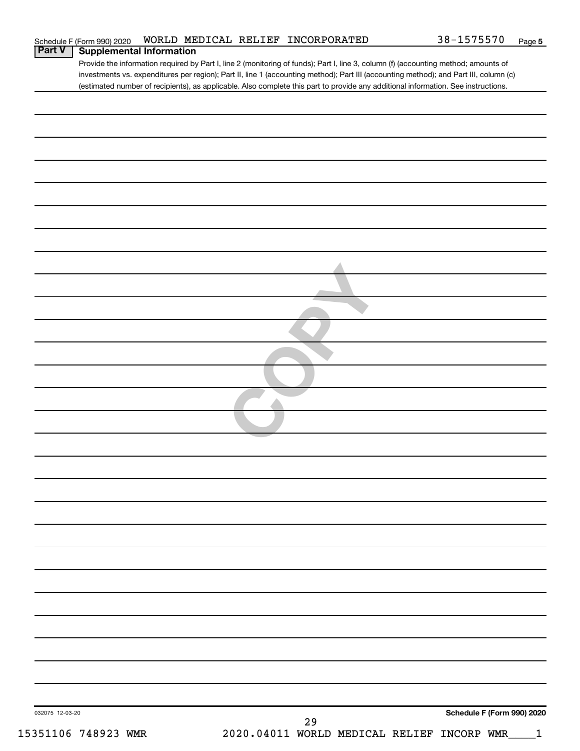Schedule F (Form 990) 2020 WORLD MEDICAL RELIEF INCORPORATED 38-1575570 Page 5

**Part V Supplemental Information**

Provide the information required by Part I, line 2 (monitoring of funds); Part I, line 3, column (f) (accounting method; amounts of investments vs. expenditures per region); Part II, line 1 (accounting method); Part III (accounting method); and Part III, column (c) (estimated number of recipients), as applicable. Also complete this part to provide any additional information. See instructions.

032075 12-03-20

**Schedule F (Form 990) 2020**

15351106 748923 WMR 2020.04011 WORLD MEDICAL RELIEF INCORP WMR____1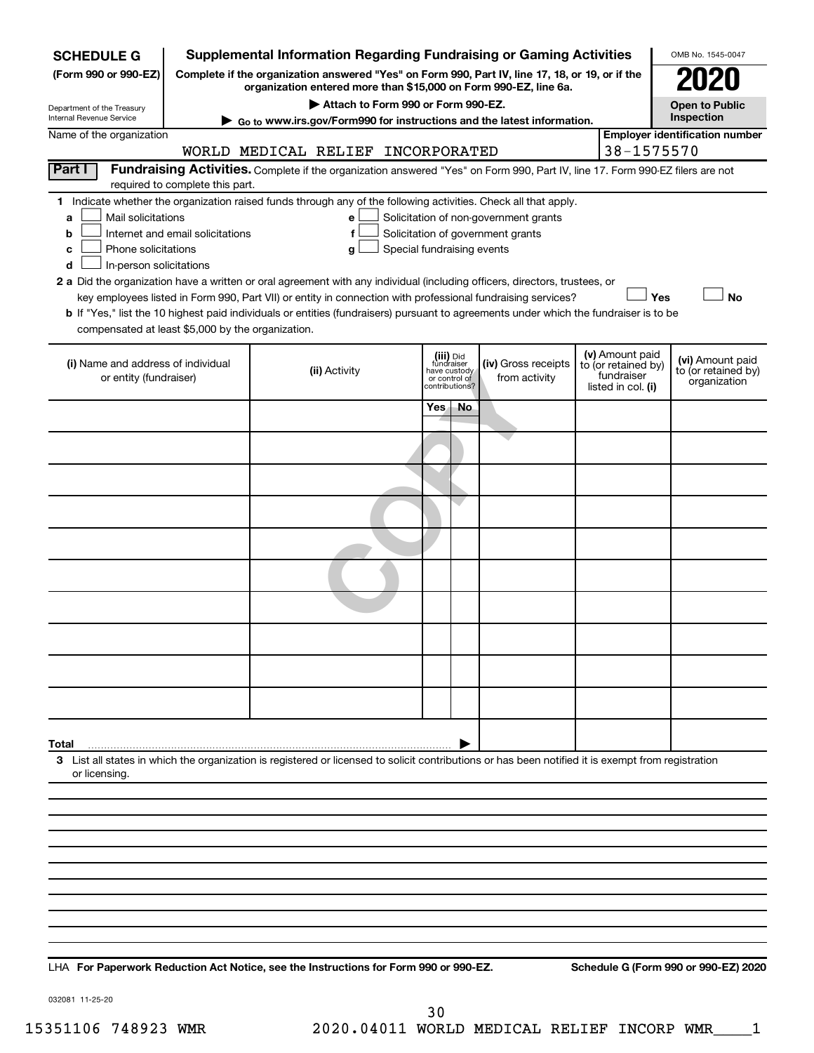**SCHEDULE G**
**(Form 990 or 990-EZ)**

Department of the Treasury
Internal Revenue Service

# Supplemental Information Regarding Fundraising or Gaming Activities

**Complete if the organization answered "Yes" on Form 990, Part IV, line 17, 18, or 19, or if the organization entered more than $15,000 on Form 990-EZ, line 6a.**

▶ **Attach to Form 990 or Form 990-EZ.**

▶ Go to www.irs.gov/Form990 for instructions and the latest information.

OMB No. 1545-0047

**2020**

**Open to Public Inspection**

Name of the organization: WORLD MEDICAL RELIEF INCORPORATED

**Employer identification number:** 38-1575570

**Part I** **Fundraising Activities.** Complete if the organization answered "Yes" on Form 990, Part IV, line 17. Form 990-EZ filers are not required to complete this part.

1 Indicate whether the organization raised funds through any of the following activities. Check all that apply.

- a ☐ Mail solicitations
- b ☐ Internet and email solicitations
- c ☐ Phone solicitations
- d ☐ In-person solicitations
- e ☐ Solicitation of non-government grants
- f ☐ Solicitation of government grants
- g ☐ Special fundraising events

**2 a** Did the organization have a written or oral agreement with any individual (including officers, directors, trustees, or key employees listed in Form 990, Part VII) or entity in connection with professional fundraising services? ☐ **Yes** ☐ **No**

**b** If "Yes," list the 10 highest paid individuals or entities (fundraisers) pursuant to agreements under which the fundraiser is to be compensated at least $5,000 by the organization.

| (i) Name and address of individual or entity (fundraiser) | (ii) Activity | (iii) Did fundraiser have custody or control of contributions? | | (iv) Gross receipts from activity | (v) Amount paid to (or retained by) fundraiser listed in col. (i) | (vi) Amount paid to (or retained by) organization |
|---|---|---|---|---|---|---|
| | | Yes | No | | | |
| | | | | | | |
| | | | | | | |
| | | | | | | |
| | | | | | | |
| | | | | | | |
| | | | | | | |
| | | | | | | |
| | | | | | | |
| | | | | | | |
| | | | | | | |
| **Total** | | | ▶ | | | |

**3** List all states in which the organization is registered or licensed to solicit contributions or has been notified it is exempt from registration or licensing.

LHA **For Paperwork Reduction Act Notice, see the Instructions for Form 990 or 990-EZ.** **Schedule G (Form 990 or 990-EZ) 2020**

032081 11-25-20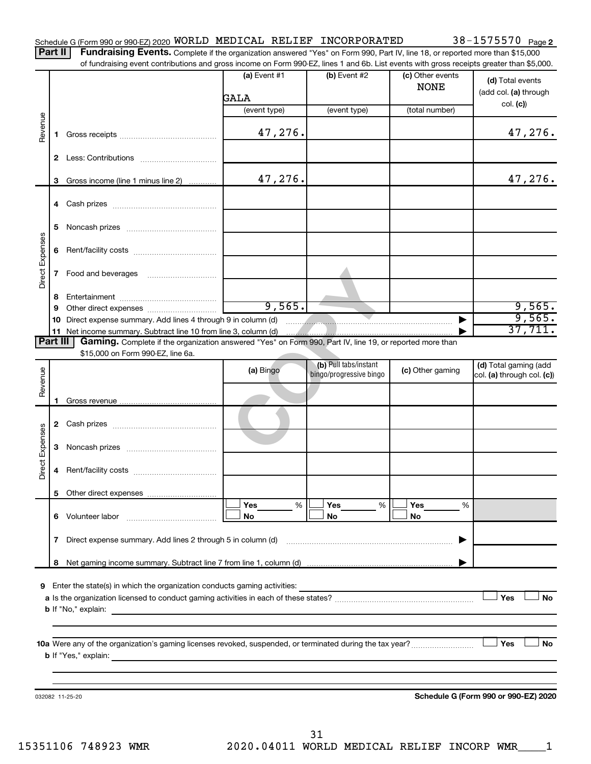Schedule G (Form 990 or 990-EZ) 2020 WORLD MEDICAL RELIEF INCORPORATED 38-1575570 Page 2

**Part II** **Fundraising Events.** Complete if the organization answered "Yes" on Form 990, Part IV, line 18, or reported more than $15,000 of fundraising event contributions and gross income on Form 990-EZ, lines 1 and 6b. List events with gross receipts greater than $5,000.

| | | (a) Event #1 GALA (event type) | (b) Event #2 (event type) | (c) Other events NONE (total number) | (d) Total events (add col. (a) through col. (c)) |
|---|---|---|---|---|---|
| Revenue | 1 Gross receipts | 47,276. | | | 47,276. |
| | 2 Less: Contributions | | | | |
| | 3 Gross income (line 1 minus line 2) | 47,276. | | | 47,276. |
| Direct Expenses | 4 Cash prizes | | | | |
| | 5 Noncash prizes | | | | |
| | 6 Rent/facility costs | | | | |
| | 7 Food and beverages | | | | |
| | 8 Entertainment | | | | |
| | 9 Other direct expenses | 9,565. | | | 9,565. |
| | 10 Direct expense summary. Add lines 4 through 9 in column (d) | | | | 9,565. |
| | 11 Net income summary. Subtract line 10 from line 3, column (d) | | | | 37,711. |

**Part III** **Gaming.** Complete if the organization answered "Yes" on Form 990, Part IV, line 19, or reported more than $15,000 on Form 990-EZ, line 6a.

| | | (a) Bingo | (b) Pull tabs/instant bingo/progressive bingo | (c) Other gaming | (d) Total gaming (add col. (a) through col. (c)) |
|---|---|---|---|---|---|
| Revenue | 1 Gross revenue | | | | |
| Direct Expenses | 2 Cash prizes | | | | |
| | 3 Noncash prizes | | | | |
| | 4 Rent/facility costs | | | | |
| | 5 Other direct expenses | | | | |
| | 6 Volunteer labor | ☐ Yes ___% ☐ No | ☐ Yes ___% ☐ No | ☐ Yes ___% ☐ No | |
| | 7 Direct expense summary. Add lines 2 through 5 in column (d) | | | | |
| | 8 Net gaming income summary. Subtract line 7 from line 1, column (d) | | | | |

**9** Enter the state(s) in which the organization conducts gaming activities:

**a** Is the organization licensed to conduct gaming activities in each of these states? ☐ Yes ☐ No

**b** If "No," explain:

**10a** Were any of the organization's gaming licenses revoked, suspended, or terminated during the tax year? ☐ Yes ☐ No

**b** If "Yes," explain:

032082 11-25-20 **Schedule G (Form 990 or 990-EZ) 2020**

15351106 748923 WMR 2020.04011 WORLD MEDICAL RELIEF INCORP WMR____1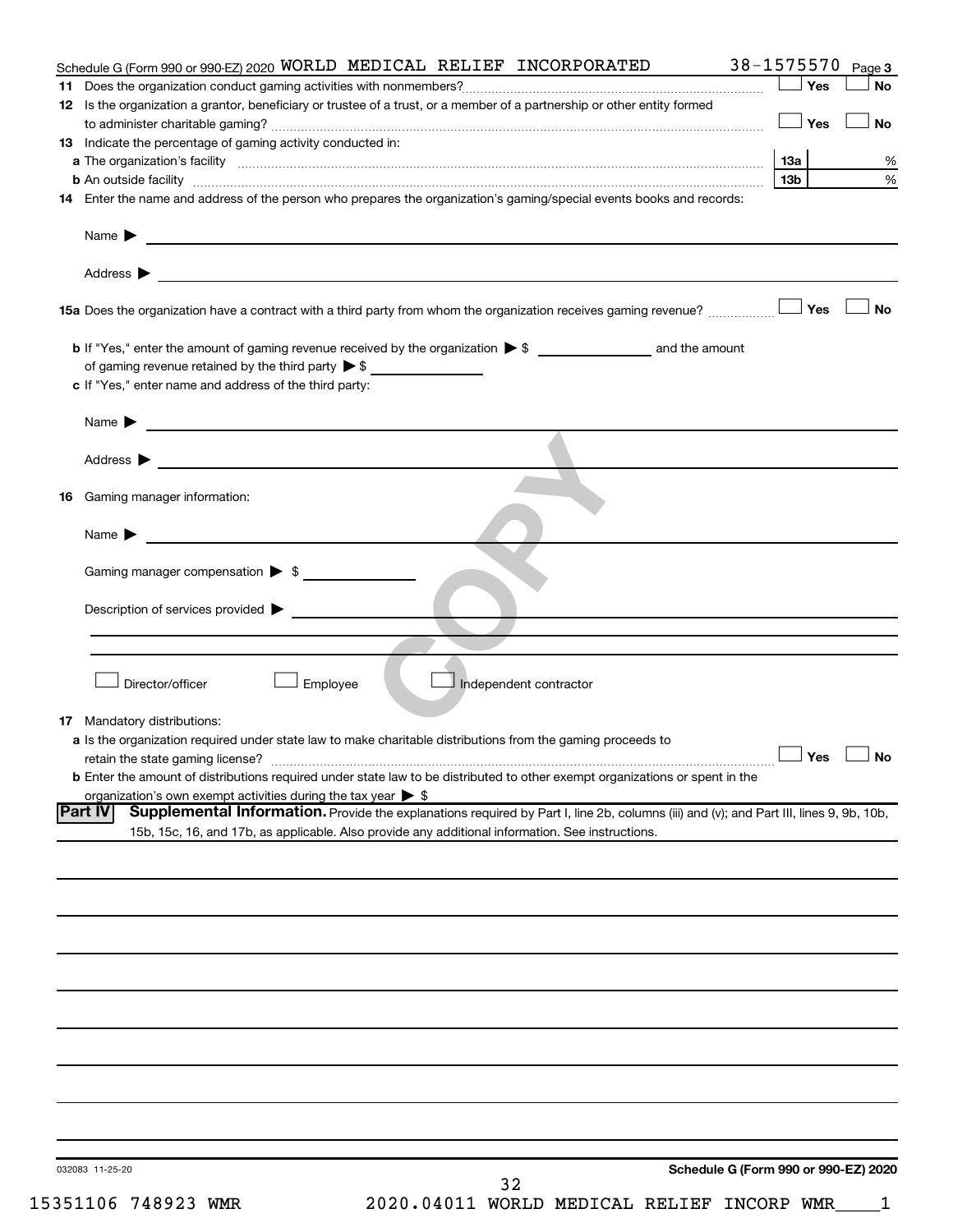Schedule G (Form 990 or 990-EZ) 2020 WORLD MEDICAL RELIEF INCORPORATED 38-1575570 Page 3

**11** Does the organization conduct gaming activities with nonmembers? ☐ Yes ☐ No

**12** Is the organization a grantor, beneficiary or trustee of a trust, or a member of a partnership or other entity formed to administer charitable gaming? ☐ Yes ☐ No

**13** Indicate the percentage of gaming activity conducted in:

**a** The organization's facility **13a** %

**b** An outside facility **13b** %

**14** Enter the name and address of the person who prepares the organization's gaming/special events books and records:

Name ▶

Address ▶

**15a** Does the organization have a contract with a third party from whom the organization receives gaming revenue? ☐ Yes ☐ No

**b** If "Yes," enter the amount of gaming revenue received by the organization ▶ $ ______ and the amount of gaming revenue retained by the third party ▶ $ ______

**c** If "Yes," enter name and address of the third party:

Name ▶

Address ▶

**16** Gaming manager information:

Name ▶

Gaming manager compensation ▶ $

Description of services provided ▶

☐ Director/officer ☐ Employee ☐ Independent contractor

**17** Mandatory distributions:

**a** Is the organization required under state law to make charitable distributions from the gaming proceeds to retain the state gaming license? ☐ Yes ☐ No

**b** Enter the amount of distributions required under state law to be distributed to other exempt organizations or spent in the organization's own exempt activities during the tax year ▶ $

**Part IV** **Supplemental Information.** Provide the explanations required by Part I, line 2b, columns (iii) and (v); and Part III, lines 9, 9b, 10b, 15b, 15c, 16, and 17b, as applicable. Also provide any additional information. See instructions.

032083 11-25-20

**Schedule G (Form 990 or 990-EZ) 2020**

15351106 748923 WMR 2020.04011 WORLD MEDICAL RELIEF INCORP WMR____1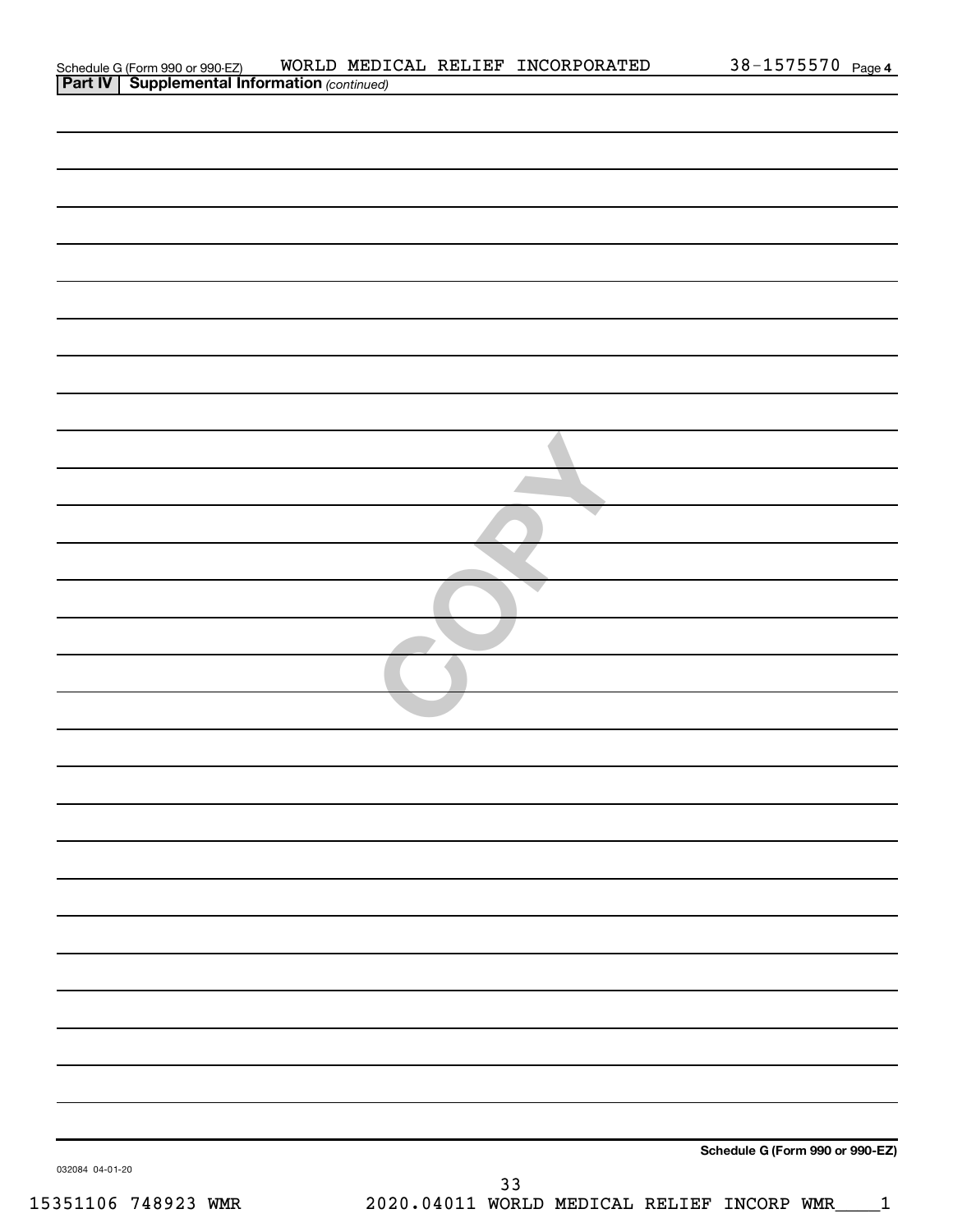Schedule G (Form 990 or 990-EZ) WORLD MEDICAL RELIEF INCORPORATED 38-1575570 Page 4

**Part IV | Supplemental Information** *(continued)*

**Schedule G (Form 990 or 990-EZ)**

032084 04-01-20

15351106 748923 WMR 2020.04011 WORLD MEDICAL RELIEF INCORP WMR____1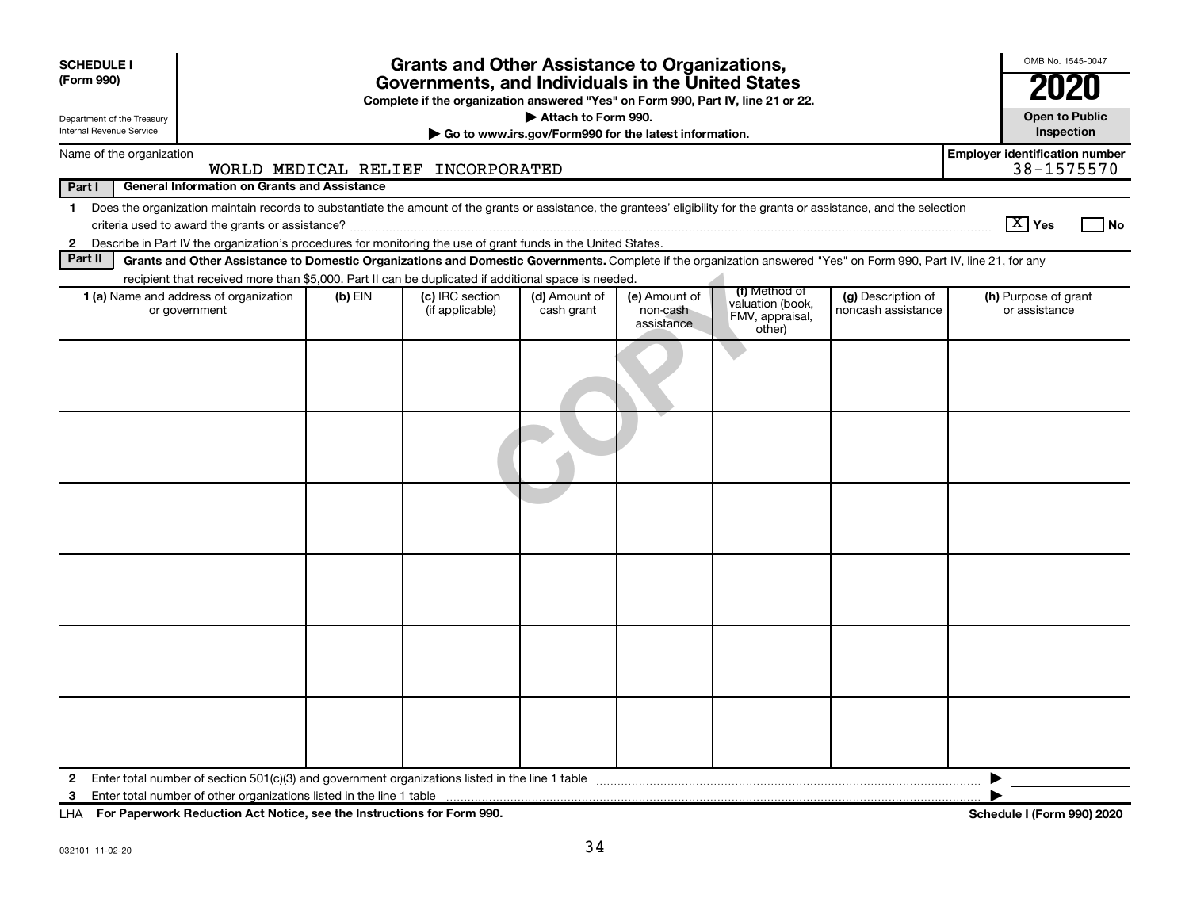**SCHEDULE I (Form 990)**

Department of the Treasury
Internal Revenue Service

# Grants and Other Assistance to Organizations, Governments, and Individuals in the United States

**Complete if the organization answered "Yes" on Form 990, Part IV, line 21 or 22.**

▶ Attach to Form 990.

▶ Go to www.irs.gov/Form990 for the latest information.

OMB No. 1545-0047

**2020**

**Open to Public Inspection**

Name of the organization: WORLD MEDICAL RELIEF INCORPORATED

**Employer identification number** 38-1575570

**Part I — General Information on Grants and Assistance**

1 Does the organization maintain records to substantiate the amount of the grants or assistance, the grantees' eligibility for the grants or assistance, and the selection criteria used to award the grants or assistance? [X] Yes [ ] No

2 Describe in Part IV the organization's procedures for monitoring the use of grant funds in the United States.

**Part II — Grants and Other Assistance to Domestic Organizations and Domestic Governments.** Complete if the organization answered "Yes" on Form 990, Part IV, line 21, for any recipient that received more than $5,000. Part II can be duplicated if additional space is needed.

| 1 (a) Name and address of organization or government | (b) EIN | (c) IRC section (if applicable) | (d) Amount of cash grant | (e) Amount of non-cash assistance | (f) Method of valuation (book, FMV, appraisal, other) | (g) Description of noncash assistance | (h) Purpose of grant or assistance |
|---|---|---|---|---|---|---|---|
| | | | | | | | |
| | | | | | | | |
| | | | | | | | |
| | | | | | | | |
| | | | | | | | |
| | | | | | | | |

2 Enter total number of section 501(c)(3) and government organizations listed in the line 1 table ▶

3 Enter total number of other organizations listed in the line 1 table ▶

LHA **For Paperwork Reduction Act Notice, see the Instructions for Form 990.**

**Schedule I (Form 990) 2020**

032101 11-02-20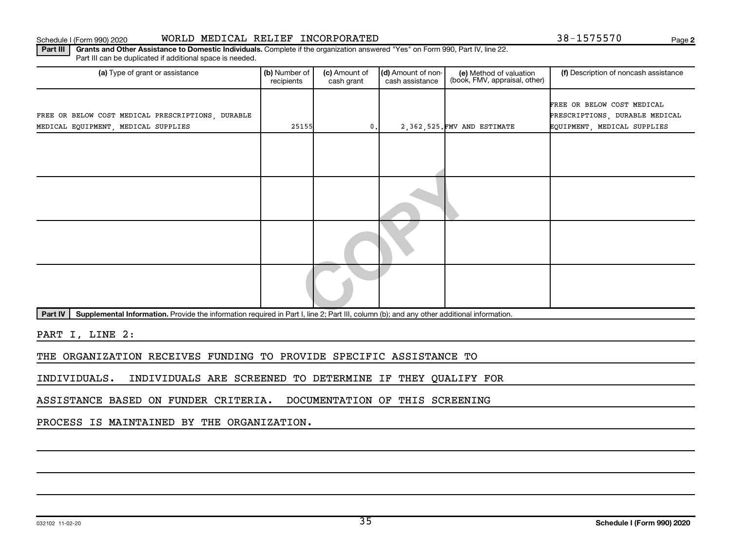Schedule I (Form 990) 2020 WORLD MEDICAL RELIEF INCORPORATED 38-1575570

**Part III** **Grants and Other Assistance to Domestic Individuals.** Complete if the organization answered "Yes" on Form 990, Part IV, line 22. Part III can be duplicated if additional space is needed.

| (a) Type of grant or assistance | (b) Number of recipients | (c) Amount of cash grant | (d) Amount of non-cash assistance | (e) Method of valuation (book, FMV, appraisal, other) | (f) Description of noncash assistance |
|---|---|---|---|---|---|
| FREE OR BELOW COST MEDICAL PRESCRIPTIONS, DURABLE MEDICAL EQUIPMENT, MEDICAL SUPPLIES | 25155 | 0. | 2,362,525. | FMV AND ESTIMATE | FREE OR BELOW COST MEDICAL PRESCRIPTIONS, DURABLE MEDICAL EQUIPMENT, MEDICAL SUPPLIES |
| | | | | | |
| | | | | | |
| | | | | | |
| | | | | | |

**Part IV** **Supplemental Information.** Provide the information required in Part I, line 2; Part III, column (b); and any other additional information.

PART I, LINE 2:

THE ORGANIZATION RECEIVES FUNDING TO PROVIDE SPECIFIC ASSISTANCE TO INDIVIDUALS. INDIVIDUALS ARE SCREENED TO DETERMINE IF THEY QUALIFY FOR ASSISTANCE BASED ON FUNDER CRITERIA. DOCUMENTATION OF THIS SCREENING PROCESS IS MAINTAINED BY THE ORGANIZATION.

032102 11-02-20 **Schedule I (Form 990) 2020**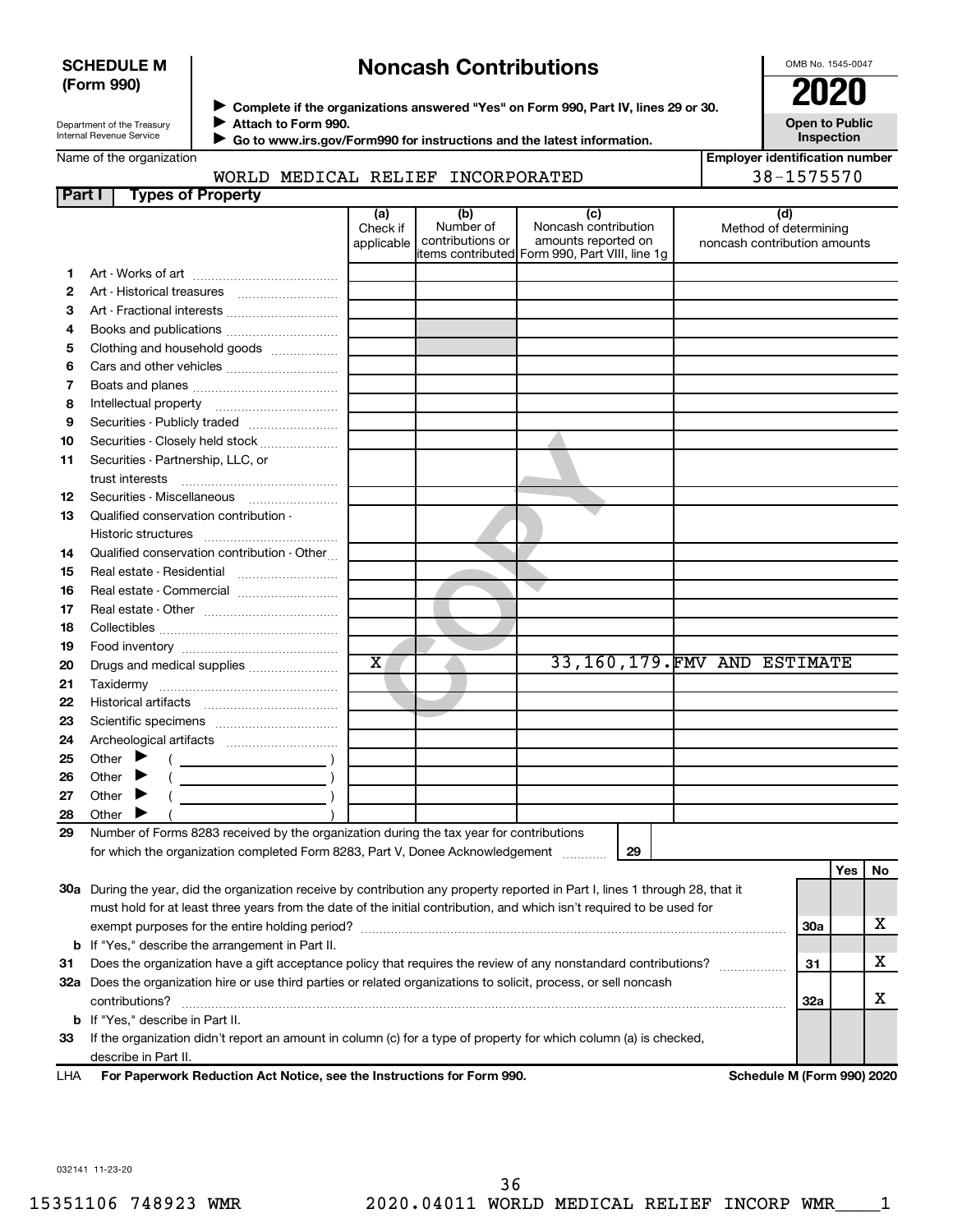**SCHEDULE M**
**(Form 990)**

Department of the Treasury
Internal Revenue Service

# Noncash Contributions

▶ **Complete if the organizations answered "Yes" on Form 990, Part IV, lines 29 or 30.**
▶ **Attach to Form 990.**
▶ **Go to www.irs.gov/Form990 for instructions and the latest information.**

OMB No. 1545-0047

**2020**

**Open to Public Inspection**

Name of the organization: WORLD MEDICAL RELIEF INCORPORATED

**Employer identification number:** 38-1575570

**Part I — Types of Property**

| | | (a) Check if applicable | (b) Number of contributions or items contributed | (c) Noncash contribution amounts reported on Form 990, Part VIII, line 1g | (d) Method of determining noncash contribution amounts |
|---|---|---|---|---|---|
| 1 | Art - Works of art | | | | |
| 2 | Art - Historical treasures | | | | |
| 3 | Art - Fractional interests | | | | |
| 4 | Books and publications | | | | |
| 5 | Clothing and household goods | | | | |
| 6 | Cars and other vehicles | | | | |
| 7 | Boats and planes | | | | |
| 8 | Intellectual property | | | | |
| 9 | Securities - Publicly traded | | | | |
| 10 | Securities - Closely held stock | | | | |
| 11 | Securities - Partnership, LLC, or trust interests | | | | |
| 12 | Securities - Miscellaneous | | | | |
| 13 | Qualified conservation contribution - Historic structures | | | | |
| 14 | Qualified conservation contribution - Other | | | | |
| 15 | Real estate - Residential | | | | |
| 16 | Real estate - Commercial | | | | |
| 17 | Real estate - Other | | | | |
| 18 | Collectibles | | | | |
| 19 | Food inventory | | | | |
| 20 | Drugs and medical supplies | X | | 33,160,179. | FMV AND ESTIMATE |
| 21 | Taxidermy | | | | |
| 22 | Historical artifacts | | | | |
| 23 | Scientific specimens | | | | |
| 24 | Archeological artifacts | | | | |
| 25 | Other ▶ ( ) | | | | |
| 26 | Other ▶ ( ) | | | | |
| 27 | Other ▶ ( ) | | | | |
| 28 | Other ▶ ( ) | | | | |

29 Number of Forms 8283 received by the organization during the tax year for contributions for which the organization completed Form 8283, Part V, Donee Acknowledgement ..... 29

| | | | Yes | No |
|---|---|---|---|---|
| 30a | During the year, did the organization receive by contribution any property reported in Part I, lines 1 through 28, that it must hold for at least three years from the date of the initial contribution, and which isn't required to be used for exempt purposes for the entire holding period? | 30a | | X |
| b | If "Yes," describe the arrangement in Part II. | | | |
| 31 | Does the organization have a gift acceptance policy that requires the review of any nonstandard contributions? | 31 | | X |
| 32a | Does the organization hire or use third parties or related organizations to solicit, process, or sell noncash contributions? | 32a | | X |
| b | If "Yes," describe in Part II. | | | |
| 33 | If the organization didn't report an amount in column (c) for a type of property for which column (a) is checked, describe in Part II. | | | |

LHA **For Paperwork Reduction Act Notice, see the Instructions for Form 990.** **Schedule M (Form 990) 2020**

032141 11-23-20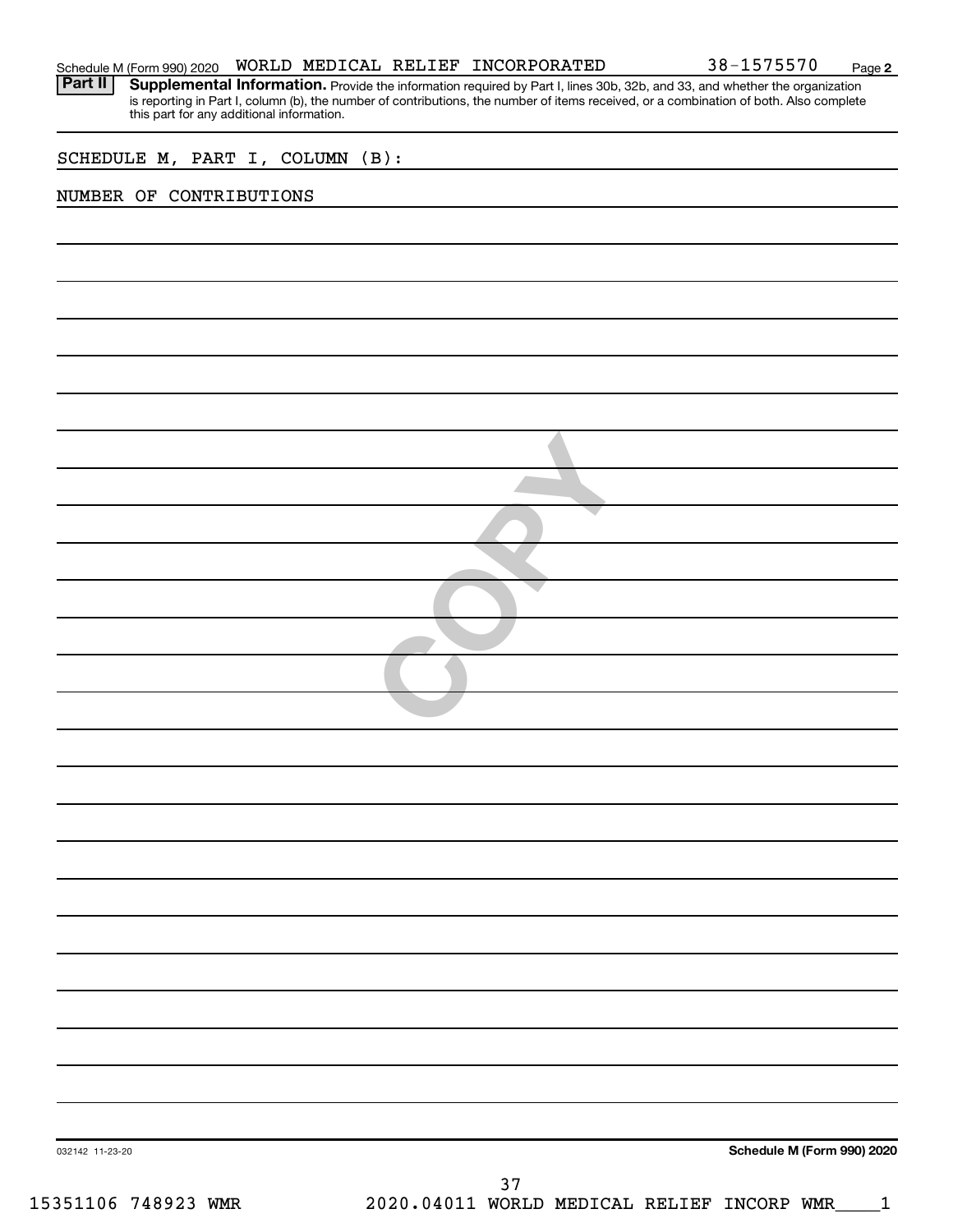Schedule M (Form 990) 2020 WORLD MEDICAL RELIEF INCORPORATED 38-1575570 Page 2

**Part II** **Supplemental Information.** Provide the information required by Part I, lines 30b, 32b, and 33, and whether the organization is reporting in Part I, column (b), the number of contributions, the number of items received, or a combination of both. Also complete this part for any additional information.

SCHEDULE M, PART I, COLUMN (B):

NUMBER OF CONTRIBUTIONS

032142 11-23-20 **Schedule M (Form 990) 2020**

15351106 748923 WMR 2020.04011 WORLD MEDICAL RELIEF INCORP WMR____1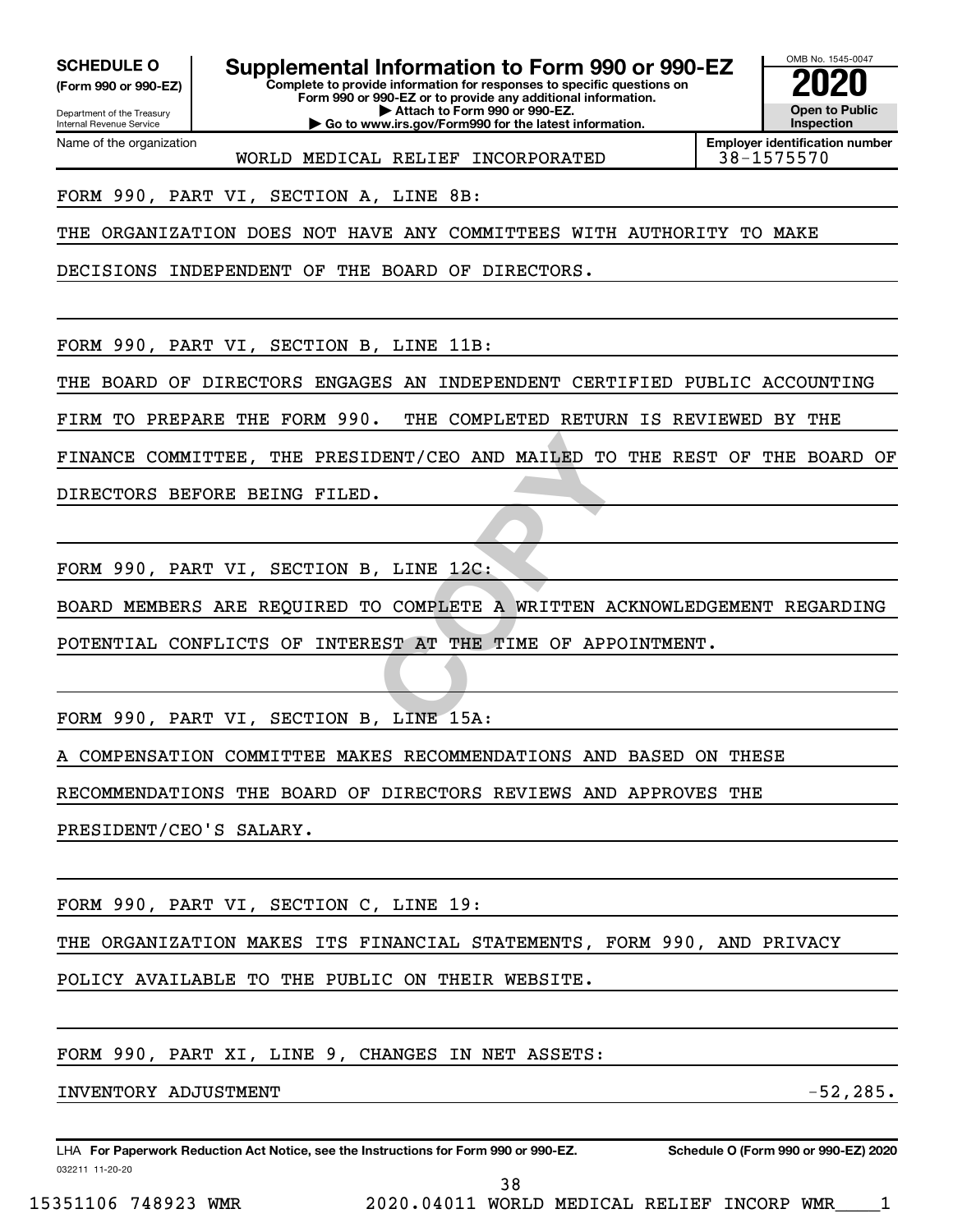**SCHEDULE O**
**(Form 990 or 990-EZ)**

Department of the Treasury
Internal Revenue Service

# Supplemental Information to Form 990 or 990-EZ

**Complete to provide information for responses to specific questions on Form 990 or 990-EZ or to provide any additional information.**
**▶ Attach to Form 990 or 990-EZ.**
**▶ Go to www.irs.gov/Form990 for the latest information.**

OMB No. 1545-0047
**2020**
**Open to Public Inspection**

| Name of the organization | Employer identification number |
|---|---|
| WORLD MEDICAL RELIEF INCORPORATED | 38-1575570 |

FORM 990, PART VI, SECTION A, LINE 8B:

THE ORGANIZATION DOES NOT HAVE ANY COMMITTEES WITH AUTHORITY TO MAKE DECISIONS INDEPENDENT OF THE BOARD OF DIRECTORS.

FORM 990, PART VI, SECTION B, LINE 11B:

THE BOARD OF DIRECTORS ENGAGES AN INDEPENDENT CERTIFIED PUBLIC ACCOUNTING FIRM TO PREPARE THE FORM 990. THE COMPLETED RETURN IS REVIEWED BY THE FINANCE COMMITTEE, THE PRESIDENT/CEO AND MAILED TO THE REST OF THE BOARD OF DIRECTORS BEFORE BEING FILED.

FORM 990, PART VI, SECTION B, LINE 12C:

BOARD MEMBERS ARE REQUIRED TO COMPLETE A WRITTEN ACKNOWLEDGEMENT REGARDING POTENTIAL CONFLICTS OF INTEREST AT THE TIME OF APPOINTMENT.

FORM 990, PART VI, SECTION B, LINE 15A:

A COMPENSATION COMMITTEE MAKES RECOMMENDATIONS AND BASED ON THESE RECOMMENDATIONS THE BOARD OF DIRECTORS REVIEWS AND APPROVES THE PRESIDENT/CEO'S SALARY.

FORM 990, PART VI, SECTION C, LINE 19:

THE ORGANIZATION MAKES ITS FINANCIAL STATEMENTS, FORM 990, AND PRIVACY POLICY AVAILABLE TO THE PUBLIC ON THEIR WEBSITE.

FORM 990, PART XI, LINE 9, CHANGES IN NET ASSETS:

| INVENTORY ADJUSTMENT | -52,285. |
|---|---|

LHA **For Paperwork Reduction Act Notice, see the Instructions for Form 990 or 990-EZ.** **Schedule O (Form 990 or 990-EZ) 2020**
032211 11-20-20

15351106 748923 WMR 2020.04011 WORLD MEDICAL RELIEF INCORP WMR____1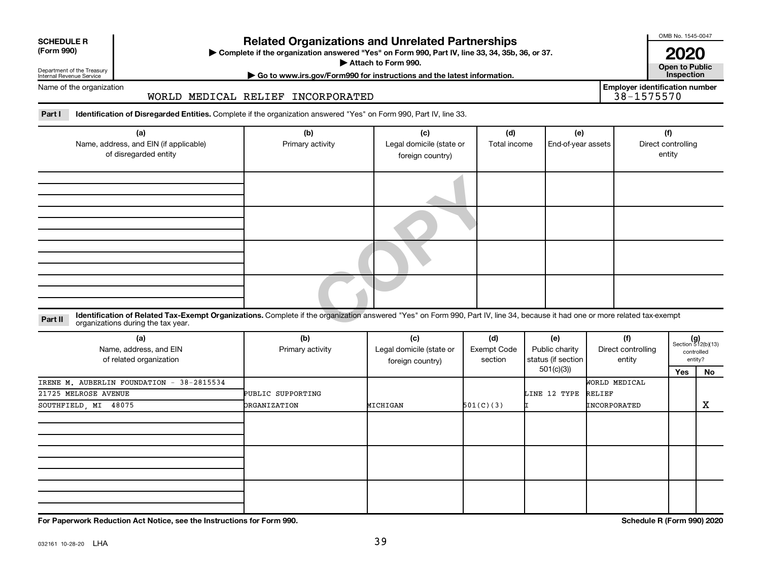**SCHEDULE R (Form 990)**

Department of the Treasury
Internal Revenue Service

# Related Organizations and Unrelated Partnerships

▶ Complete if the organization answered "Yes" on Form 990, Part IV, line 33, 34, 35b, 36, or 37.
▶ Attach to Form 990.
▶ Go to www.irs.gov/Form990 for instructions and the latest information.

OMB No. 1545-0047

**2020**

**Open to Public Inspection**

Name of the organization: WORLD MEDICAL RELIEF INCORPORATED

Employer identification number: 38-1575570

**Part I** **Identification of Disregarded Entities.** Complete if the organization answered "Yes" on Form 990, Part IV, line 33.

| (a) Name, address, and EIN (if applicable) of disregarded entity | (b) Primary activity | (c) Legal domicile (state or foreign country) | (d) Total income | (e) End-of-year assets | (f) Direct controlling entity |
|---|---|---|---|---|---|
| | | | | | |
| | | | | | |
| | | | | | |
| | | | | | |

**Part II** **Identification of Related Tax-Exempt Organizations.** Complete if the organization answered "Yes" on Form 990, Part IV, line 34, because it had one or more related tax-exempt organizations during the tax year.

| (a) Name, address, and EIN of related organization | (b) Primary activity | (c) Legal domicile (state or foreign country) | (d) Exempt Code section | (e) Public charity status (if section 501(c)(3)) | (f) Direct controlling entity | (g) Section 512(b)(13) controlled entity? Yes | No |
|---|---|---|---|---|---|---|---|
| IRENE M. AUBERLIN FOUNDATION - 38-2815534<br>21725 MELROSE AVENUE<br>SOUTHFIELD, MI 48075 | PUBLIC SUPPORTING ORGANIZATION | MICHIGAN | 501(C)(3) | LINE 12 TYPE I | WORLD MEDICAL RELIEF INCORPORATED | | X |
| | | | | | | | |
| | | | | | | | |
| | | | | | | | |

**For Paperwork Reduction Act Notice, see the Instructions for Form 990.**

**Schedule R (Form 990) 2020**

032161 10-28-20 LHA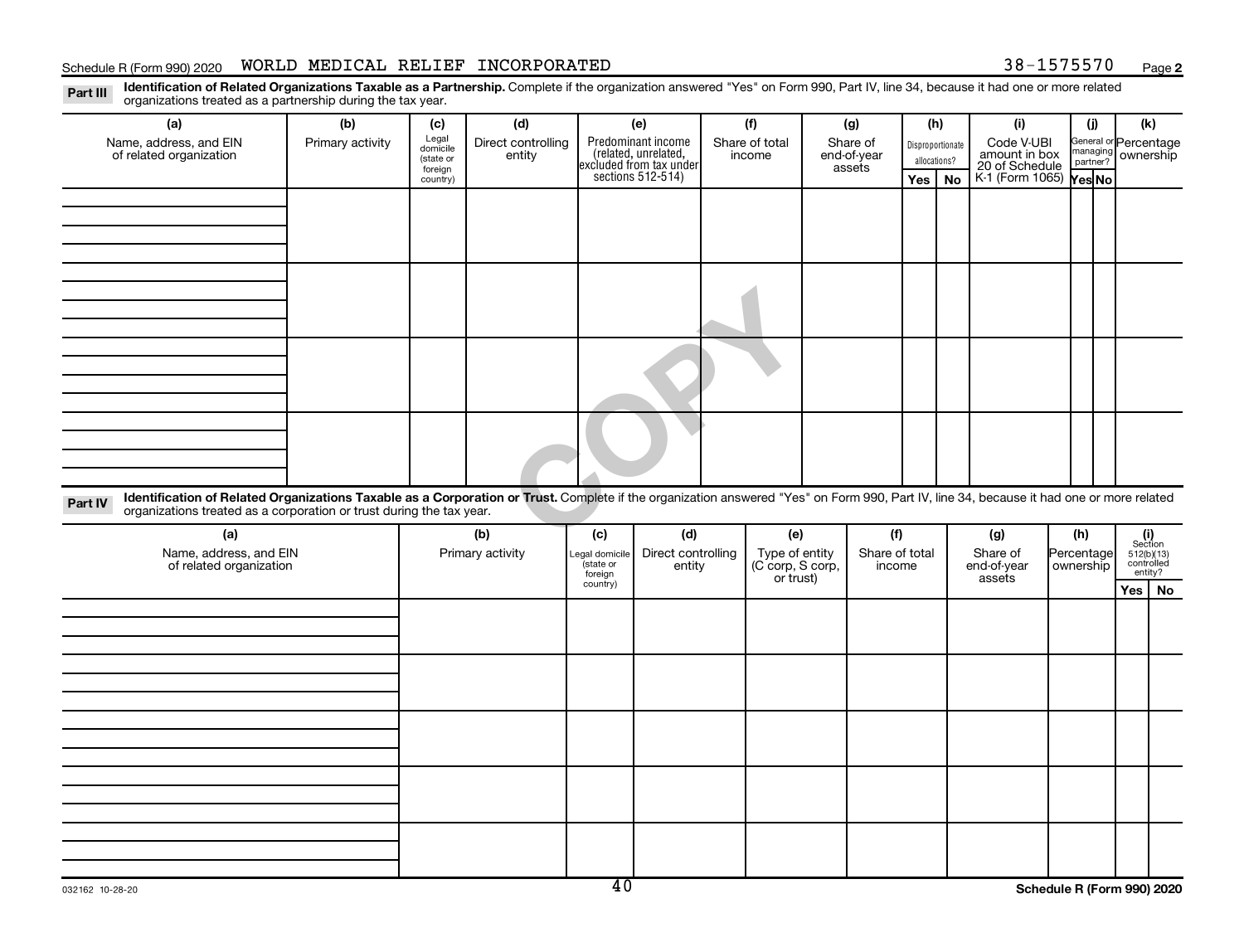Schedule R (Form 990) 2020 WORLD MEDICAL RELIEF INCORPORATED 38-1575570 Page **2**

**Part III** **Identification of Related Organizations Taxable as a Partnership.** Complete if the organization answered "Yes" on Form 990, Part IV, line 34, because it had one or more related organizations treated as a partnership during the tax year.

| (a) Name, address, and EIN of related organization | (b) Primary activity | (c) Legal domicile (state or foreign country) | (d) Direct controlling entity | (e) Predominant income (related, unrelated, excluded from tax under sections 512-514) | (f) Share of total income | (g) Share of end-of-year assets | (h) Disproportionate allocations? | | (i) Code V-UBI amount in box 20 of Schedule K-1 (Form 1065) | (j) General or managing partner? | | (k) Percentage ownership |
|---|---|---|---|---|---|---|---|---|---|---|---|---|
| | | | | | | | Yes | No | | Yes | No | |
| | | | | | | | | | | | | |
| | | | | | | | | | | | | |
| | | | | | | | | | | | | |
| | | | | | | | | | | | | |

**Part IV** **Identification of Related Organizations Taxable as a Corporation or Trust.** Complete if the organization answered "Yes" on Form 990, Part IV, line 34, because it had one or more related organizations treated as a corporation or trust during the tax year.

| (a) Name, address, and EIN of related organization | (b) Primary activity | (c) Legal domicile (state or foreign country) | (d) Direct controlling entity | (e) Type of entity (C corp, S corp, or trust) | (f) Share of total income | (g) Share of end-of-year assets | (h) Percentage ownership | (i) Section 512(b)(13) controlled entity? | |
|---|---|---|---|---|---|---|---|---|---|
| | | | | | | | | Yes | No |
| | | | | | | | | | |
| | | | | | | | | | |
| | | | | | | | | | |
| | | | | | | | | | |
| | | | | | | | | | |

032162 10-28-20 **Schedule R (Form 990) 2020**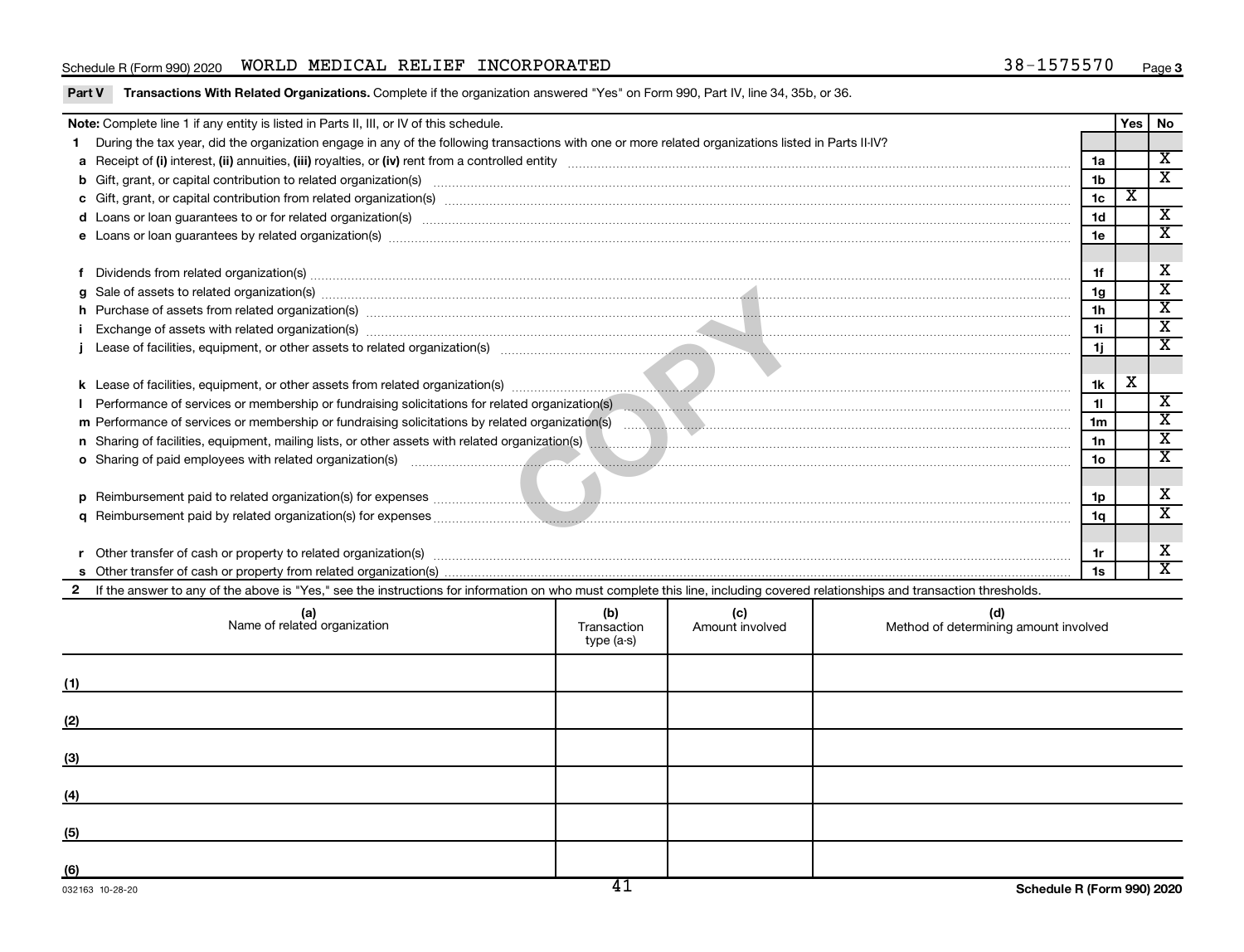Schedule R (Form 990) 2020 WORLD MEDICAL RELIEF INCORPORATED 38-1575570 Page 3

**Part V Transactions With Related Organizations.** Complete if the organization answered "Yes" on Form 990, Part IV, line 34, 35b, or 36.

| **Note:** Complete line 1 if any entity is listed in Parts II, III, or IV of this schedule. | | Yes | No |
|---|---|---|---|
| **1** During the tax year, did the organization engage in any of the following transactions with one or more related organizations listed in Parts II-IV? | | | |
| **a** Receipt of **(i)** interest, **(ii)** annuities, **(iii)** royalties, or **(iv)** rent from a controlled entity | 1a | | X |
| **b** Gift, grant, or capital contribution to related organization(s) | 1b | | X |
| **c** Gift, grant, or capital contribution from related organization(s) | 1c | X | |
| **d** Loans or loan guarantees to or for related organization(s) | 1d | | X |
| **e** Loans or loan guarantees by related organization(s) | 1e | | X |
| **f** Dividends from related organization(s) | 1f | | X |
| **g** Sale of assets to related organization(s) | 1g | | X |
| **h** Purchase of assets from related organization(s) | 1h | | X |
| **i** Exchange of assets with related organization(s) | 1i | | X |
| **j** Lease of facilities, equipment, or other assets to related organization(s) | 1j | | X |
| **k** Lease of facilities, equipment, or other assets from related organization(s) | 1k | X | |
| **l** Performance of services or membership or fundraising solicitations for related organization(s) | 1l | | X |
| **m** Performance of services or membership or fundraising solicitations by related organization(s) | 1m | | X |
| **n** Sharing of facilities, equipment, mailing lists, or other assets with related organization(s) | 1n | | X |
| **o** Sharing of paid employees with related organization(s) | 1o | | X |
| **p** Reimbursement paid to related organization(s) for expenses | 1p | | X |
| **q** Reimbursement paid by related organization(s) for expenses | 1q | | X |
| **r** Other transfer of cash or property to related organization(s) | 1r | | X |
| **s** Other transfer of cash or property from related organization(s) | 1s | | X |

**2** If the answer to any of the above is "Yes," see the instructions for information on who must complete this line, including covered relationships and transaction thresholds.

| | (a) Name of related organization | (b) Transaction type (a-s) | (c) Amount involved | (d) Method of determining amount involved |
|---|---|---|---|---|
| (1) | | | | |
| (2) | | | | |
| (3) | | | | |
| (4) | | | | |
| (5) | | | | |
| (6) | | | | |

032163 10-28-20 Schedule R (Form 990) 2020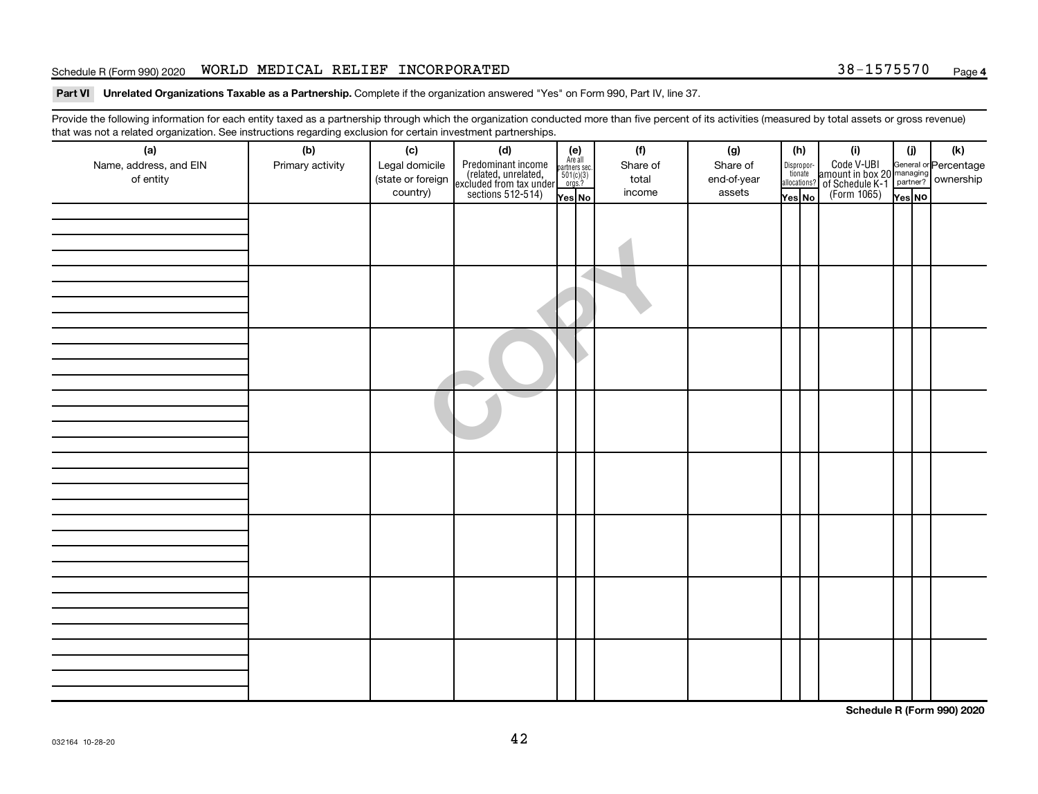Schedule R (Form 990) 2020 WORLD MEDICAL RELIEF INCORPORATED 38-1575570

**Part VI Unrelated Organizations Taxable as a Partnership.** Complete if the organization answered "Yes" on Form 990, Part IV, line 37.

Provide the following information for each entity taxed as a partnership through which the organization conducted more than five percent of its activities (measured by total assets or gross revenue) that was not a related organization. See instructions regarding exclusion for certain investment partnerships.

| (a) Name, address, and EIN of entity | (b) Primary activity | (c) Legal domicile (state or foreign country) | (d) Predominant income (related, unrelated, excluded from tax under sections 512-514) | (e) Are all partners sec. 501(c)(3) orgs.? | | (f) Share of total income | (g) Share of end-of-year assets | (h) Disproportionate allocations? | | (i) Code V-UBI amount in box 20 of Schedule K-1 (Form 1065) | (j) General or managing partner? | | (k) Percentage ownership |
|---|---|---|---|---|---|---|---|---|---|---|---|---|---|
| | | | | Yes | No | | | Yes | No | | Yes | No | |
| | | | | | | | | | | | | | |
| | | | | | | | | | | | | | |
| | | | | | | | | | | | | | |
| | | | | | | | | | | | | | |
| | | | | | | | | | | | | | |
| | | | | | | | | | | | | | |
| | | | | | | | | | | | | | |
| | | | | | | | | | | | | | |

Schedule R (Form 990) 2020

032164 10-28-20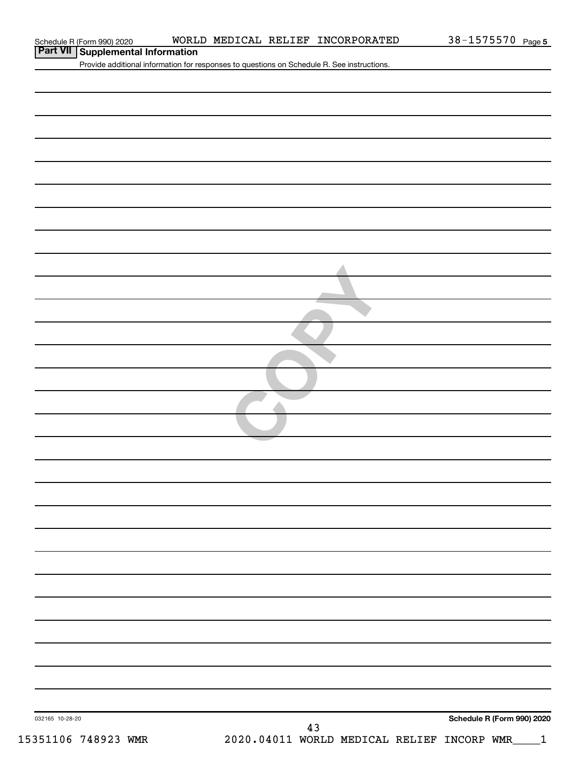Schedule R (Form 990) 2020 WORLD MEDICAL RELIEF INCORPORATED 38-1575570 Page 5

## Part VII Supplemental Information

Provide additional information for responses to questions on Schedule R. See instructions.

032165 10-28-20

Schedule R (Form 990) 2020

15351106 748923 WMR 2020.04011 WORLD MEDICAL RELIEF INCORP WMR____1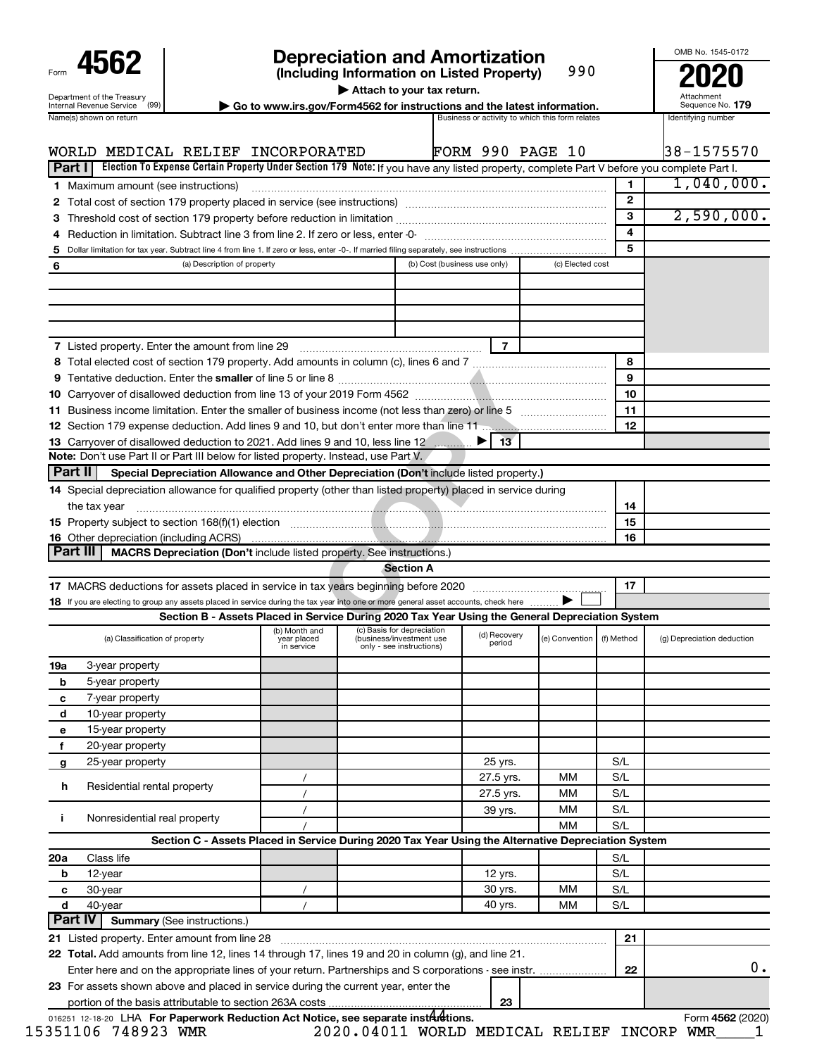Form **4562**

Department of the Treasury
Internal Revenue Service (99)

# Depreciation and Amortization
**(Including Information on Listed Property)** 990

▶ Attach to your tax return.
▶ Go to www.irs.gov/Form4562 for instructions and the latest information.

OMB No. 1545-0172
**2020**
Attachment Sequence No. **179**

| Name(s) shown on return | Business or activity to which this form relates | Identifying number |
|---|---|---|
| WORLD MEDICAL RELIEF INCORPORATED | FORM 990 PAGE 10 | 38-1575570 |

**Part I** **Election To Expense Certain Property Under Section 179** **Note:** If you have any listed property, complete Part V before you complete Part I.

| | | | |
|---|---|---|---|
| 1 | Maximum amount (see instructions) | 1 | 1,040,000. |
| 2 | Total cost of section 179 property placed in service (see instructions) | 2 | |
| 3 | Threshold cost of section 179 property before reduction in limitation | 3 | 2,590,000. |
| 4 | Reduction in limitation. Subtract line 3 from line 2. If zero or less, enter -0- | 4 | |
| 5 | Dollar limitation for tax year. Subtract line 4 from line 1. If zero or less, enter -0-. If married filing separately, see instructions | 5 | |

| 6 (a) Description of property | (b) Cost (business use only) | (c) Elected cost |
|---|---|---|
| | | |
| | | |
| | | |
| | | |

| | | | |
|---|---|---|---|
| 7 | Listed property. Enter the amount from line 29 | 7 | |
| 8 | Total elected cost of section 179 property. Add amounts in column (c), lines 6 and 7 | 8 | |
| 9 | Tentative deduction. Enter the **smaller** of line 5 or line 8 | 9 | |
| 10 | Carryover of disallowed deduction from line 13 of your 2019 Form 4562 | 10 | |
| 11 | Business income limitation. Enter the smaller of business income (not less than zero) or line 5 | 11 | |
| 12 | Section 179 expense deduction. Add lines 9 and 10, but don't enter more than line 11 | 12 | |
| 13 | Carryover of disallowed deduction to 2021. Add lines 9 and 10, less line 12 ▶ | 13 | |

**Note:** Don't use Part II or Part III below for listed property. Instead, use Part V.

**Part II** **Special Depreciation Allowance and Other Depreciation (Don't include listed property.)**

| | | | |
|---|---|---|---|
| 14 | Special depreciation allowance for qualified property (other than listed property) placed in service during the tax year | 14 | |
| 15 | Property subject to section 168(f)(1) election | 15 | |
| 16 | Other depreciation (including ACRS) | 16 | |

**Part III** **MACRS Depreciation (Don't include listed property. See instructions.)**

**Section A**

| | | | |
|---|---|---|---|
| 17 | MACRS deductions for assets placed in service in tax years beginning before 2020 | 17 | |
| 18 | If you are electing to group any assets placed in service during the tax year into one or more general asset accounts, check here ▶ ☐ | | |

**Section B - Assets Placed in Service During 2020 Tax Year Using the General Depreciation System**

| (a) Classification of property | (b) Month and year placed in service | (c) Basis for depreciation (business/investment use only - see instructions) | (d) Recovery period | (e) Convention | (f) Method | (g) Depreciation deduction |
|---|---|---|---|---|---|---|
| 19a 3-year property | | | | | | |
| b 5-year property | | | | | | |
| c 7-year property | | | | | | |
| d 10-year property | | | | | | |
| e 15-year property | | | | | | |
| f 20-year property | | | | | | |
| g 25-year property | | | 25 yrs. | | S/L | |
| h Residential rental property | / | | 27.5 yrs. | MM | S/L | |
| | / | | 27.5 yrs. | MM | S/L | |
| i Nonresidential real property | / | | 39 yrs. | MM | S/L | |
| | / | | | MM | S/L | |

**Section C - Assets Placed in Service During 2020 Tax Year Using the Alternative Depreciation System**

| (a) Classification of property | (b) Month and year placed in service | (c) Basis for depreciation | (d) Recovery period | (e) Convention | (f) Method | (g) Depreciation deduction |
|---|---|---|---|---|---|---|
| 20a Class life | | | | | S/L | |
| b 12-year | | | 12 yrs. | | S/L | |
| c 30-year | / | | 30 yrs. | MM | S/L | |
| d 40-year | / | | 40 yrs. | MM | S/L | |

**Part IV** **Summary** (See instructions.)

| | | | |
|---|---|---|---|
| 21 | Listed property. Enter amount from line 28 | 21 | |
| 22 | **Total.** Add amounts from line 12, lines 14 through 17, lines 19 and 20 in column (g), and line 21. Enter here and on the appropriate lines of your return. Partnerships and S corporations - see instr. | 22 | 0. |
| 23 | For assets shown above and placed in service during the current year, enter the portion of the basis attributable to section 263A costs | 23 | |

016251 12-18-20 LHA **For Paperwork Reduction Act Notice, see separate instructions.** Form **4562** (2020)

15351106 748923 WMR 2020.04011 WORLD MEDICAL RELIEF INCORP WMR____1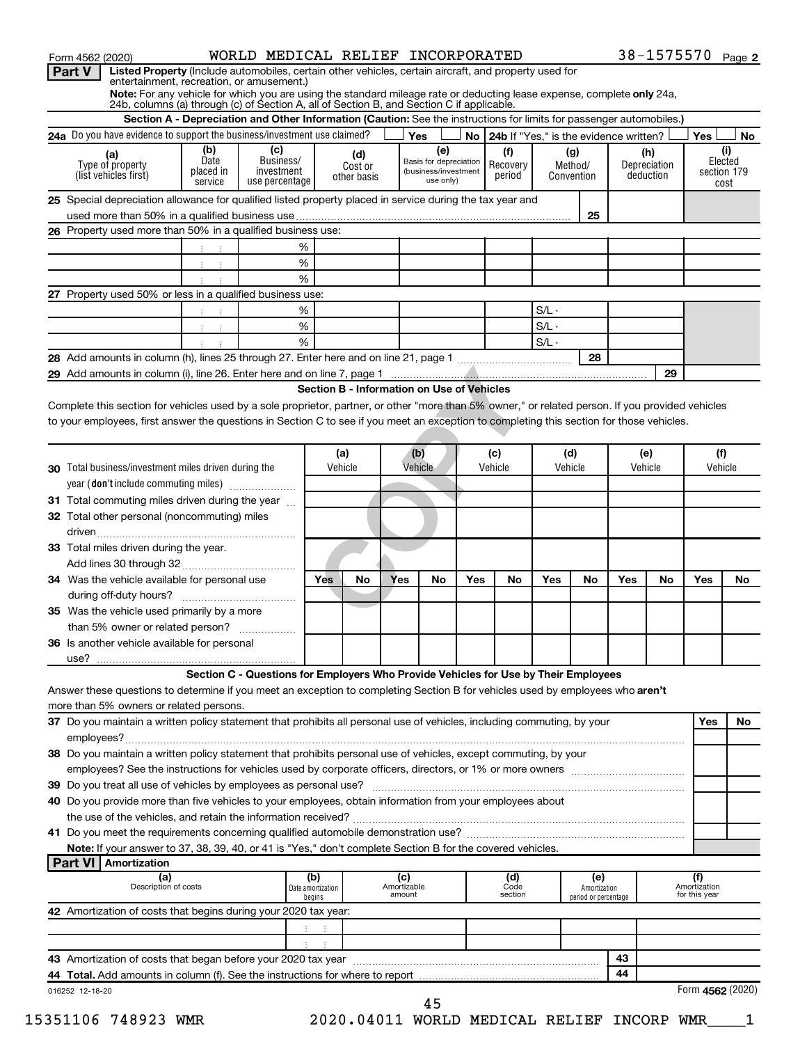Form 4562 (2020) WORLD MEDICAL RELIEF INCORPORATED 38-1575570 Page 2

## Part V Listed Property (Include automobiles, certain other vehicles, certain aircraft, and property used for entertainment, recreation, or amusement.)

**Note:** For any vehicle for which you are using the standard mileage rate or deducting lease expense, complete **only** 24a, 24b, columns (a) through (c) of Section A, all of Section B, and Section C if applicable.

### Section A - Depreciation and Other Information (Caution: See the instructions for limits for passenger automobiles.)

24a Do you have evidence to support the business/investment use claimed? Yes No | 24b If "Yes," is the evidence written? Yes No

| (a) Type of property (list vehicles first) | (b) Date placed in service | (c) Business/ investment use percentage | (d) Cost or other basis | (e) Basis for depreciation (business/investment use only) | (f) Recovery period | (g) Method/ Convention | (h) Depreciation deduction | (i) Elected section 179 cost |
|---|---|---|---|---|---|---|---|---|
| 25 Special depreciation allowance for qualified listed property placed in service during the tax year and used more than 50% in a qualified business use | | | | | | 25 | | |
| 26 Property used more than 50% in a qualified business use: | | | | | | | | |
| | | % | | | | | | |
| | | % | | | | | | |
| | | % | | | | | | |
| 27 Property used 50% or less in a qualified business use: | | | | | | | | |
| | | % | | | | S/L - | | |
| | | % | | | | S/L - | | |
| | | % | | | | S/L - | | |
| 28 Add amounts in column (h), lines 25 through 27. Enter here and on line 21, page 1 | | | | | | 28 | | |
| 29 Add amounts in column (i), line 26. Enter here and on line 7, page 1 | | | | | | | 29 | |

### Section B - Information on Use of Vehicles

Complete this section for vehicles used by a sole proprietor, partner, or other "more than 5% owner," or related person. If you provided vehicles to your employees, first answer the questions in Section C to see if you meet an exception to completing this section for those vehicles.

| | (a) Vehicle | | (b) Vehicle | | (c) Vehicle | | (d) Vehicle | | (e) Vehicle | | (f) Vehicle | |
|---|---|---|---|---|---|---|---|---|---|---|---|---|
| 30 Total business/investment miles driven during the year (**don't** include commuting miles) | | | | | | | | | | | | |
| 31 Total commuting miles driven during the year | | | | | | | | | | | | |
| 32 Total other personal (noncommuting) miles driven | | | | | | | | | | | | |
| 33 Total miles driven during the year. Add lines 30 through 32 | | | | | | | | | | | | |
| | Yes | No | Yes | No | Yes | No | Yes | No | Yes | No | Yes | No |
| 34 Was the vehicle available for personal use during off-duty hours? | | | | | | | | | | | | |
| 35 Was the vehicle used primarily by a more than 5% owner or related person? | | | | | | | | | | | | |
| 36 Is another vehicle available for personal use? | | | | | | | | | | | | |

### Section C - Questions for Employers Who Provide Vehicles for Use by Their Employees

Answer these questions to determine if you meet an exception to completing Section B for vehicles used by employees who **aren't** more than 5% owners or related persons.

| | Yes | No |
|---|---|---|
| 37 Do you maintain a written policy statement that prohibits all personal use of vehicles, including commuting, by your employees? | | |
| 38 Do you maintain a written policy statement that prohibits personal use of vehicles, except commuting, by your employees? See the instructions for vehicles used by corporate officers, directors, or 1% or more owners | | |
| 39 Do you treat all use of vehicles by employees as personal use? | | |
| 40 Do you provide more than five vehicles to your employees, obtain information from your employees about the use of the vehicles, and retain the information received? | | |
| 41 Do you meet the requirements concerning qualified automobile demonstration use? | | |

**Note:** If your answer to 37, 38, 39, 40, or 41 is "Yes," don't complete Section B for the covered vehicles.

## Part VI Amortization

| (a) Description of costs | (b) Date amortization begins | (c) Amortizable amount | (d) Code section | (e) Amortization period or percentage | (f) Amortization for this year |
|---|---|---|---|---|---|
| 42 Amortization of costs that begins during your 2020 tax year: | | | | | |
| | | | | | |
| | | | | | |
| 43 Amortization of costs that began before your 2020 tax year | | | | 43 | |
| 44 **Total.** Add amounts in column (f). See the instructions for where to report | | | | 44 | |

016252 12-18-20 Form **4562** (2020)

15351106 748923 WMR 2020.04011 WORLD MEDICAL RELIEF INCORP WMR____1